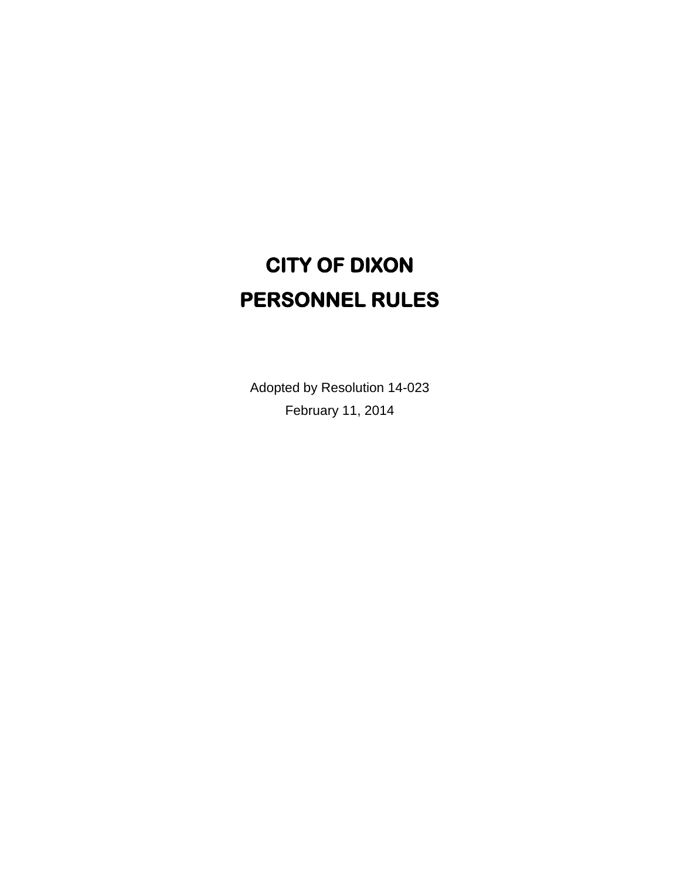# CITY OF DIXON
# PERSONNEL RULES

Adopted by Resolution 14-023

February 11, 2014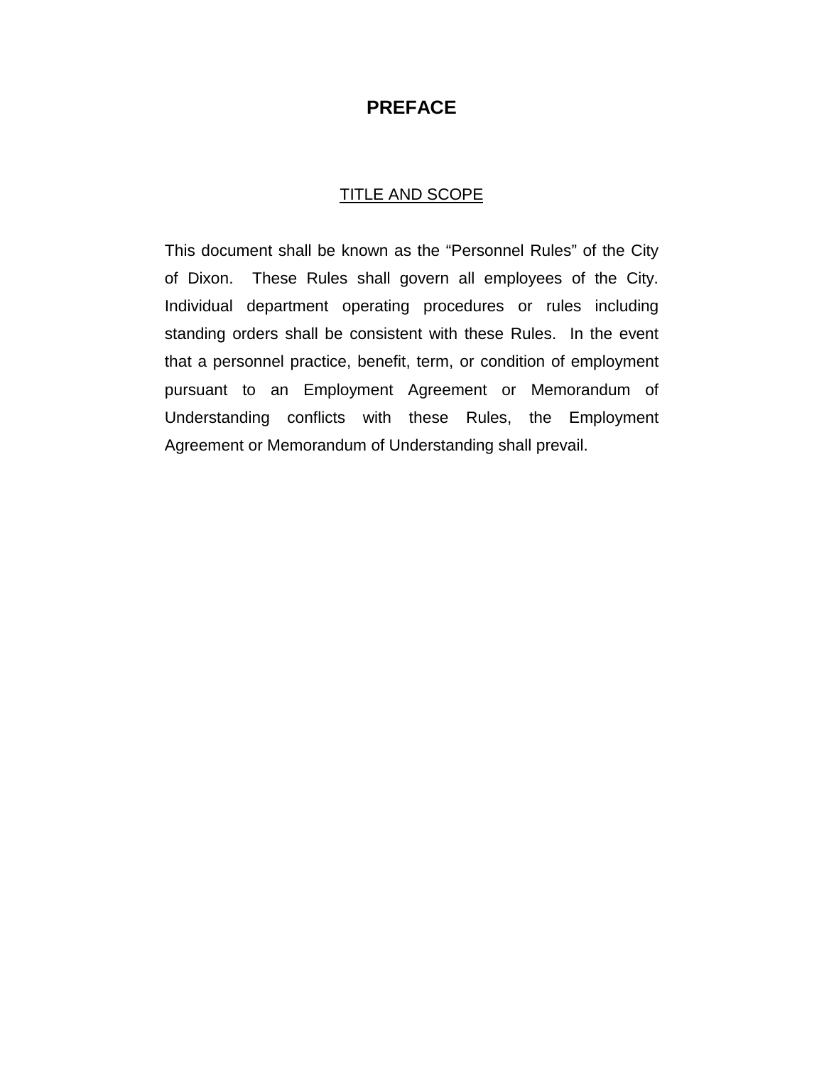# PREFACE

## TITLE AND SCOPE

This document shall be known as the "Personnel Rules" of the City of Dixon. These Rules shall govern all employees of the City. Individual department operating procedures or rules including standing orders shall be consistent with these Rules. In the event that a personnel practice, benefit, term, or condition of employment pursuant to an Employment Agreement or Memorandum of Understanding conflicts with these Rules, the Employment Agreement or Memorandum of Understanding shall prevail.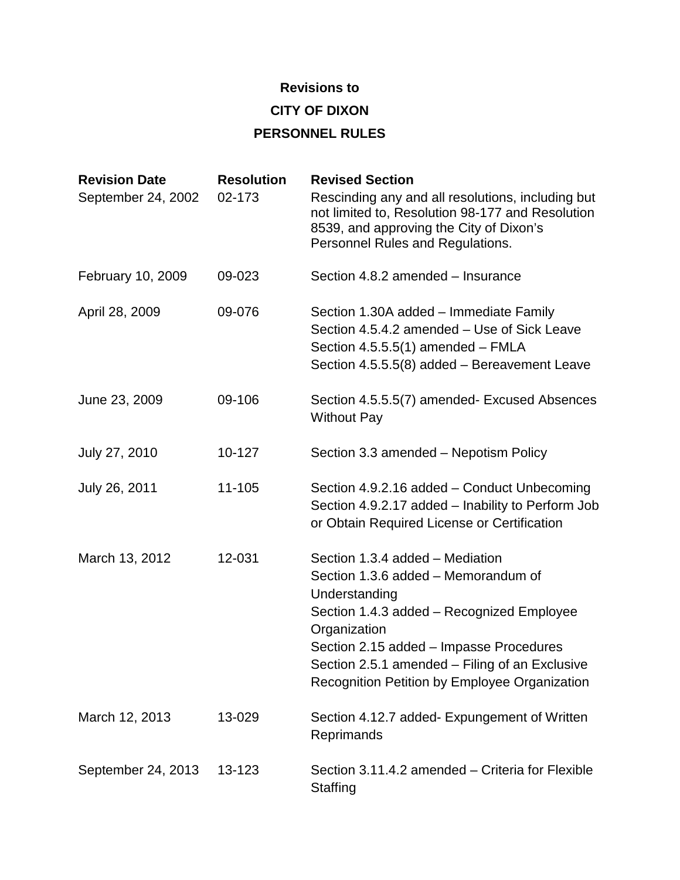**Revisions to**

**CITY OF DIXON**

**PERSONNEL RULES**

| Revision Date | Resolution | Revised Section |
|---|---|---|
| September 24, 2002 | 02-173 | Rescinding any and all resolutions, including but not limited to, Resolution 98-177 and Resolution 8539, and approving the City of Dixon's Personnel Rules and Regulations. |
| February 10, 2009 | 09-023 | Section 4.8.2 amended – Insurance |
| April 28, 2009 | 09-076 | Section 1.30A added – Immediate Family<br>Section 4.5.4.2 amended – Use of Sick Leave<br>Section 4.5.5.5(1) amended – FMLA<br>Section 4.5.5.5(8) added – Bereavement Leave |
| June 23, 2009 | 09-106 | Section 4.5.5.5(7) amended- Excused Absences Without Pay |
| July 27, 2010 | 10-127 | Section 3.3 amended – Nepotism Policy |
| July 26, 2011 | 11-105 | Section 4.9.2.16 added – Conduct Unbecoming<br>Section 4.9.2.17 added – Inability to Perform Job or Obtain Required License or Certification |
| March 13, 2012 | 12-031 | Section 1.3.4 added – Mediation<br>Section 1.3.6 added – Memorandum of Understanding<br>Section 1.4.3 added – Recognized Employee Organization<br>Section 2.15 added – Impasse Procedures<br>Section 2.5.1 amended – Filing of an Exclusive Recognition Petition by Employee Organization |
| March 12, 2013 | 13-029 | Section 4.12.7 added- Expungement of Written Reprimands |
| September 24, 2013 | 13-123 | Section 3.11.4.2 amended – Criteria for Flexible Staffing |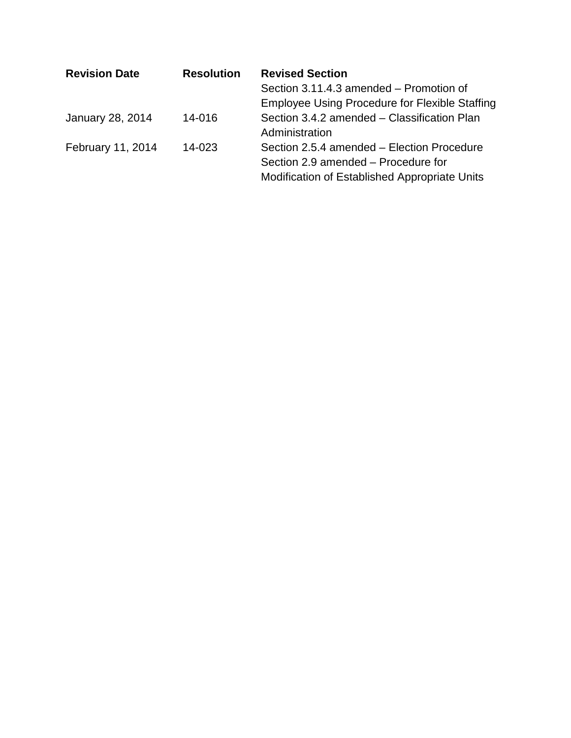| Revision Date | Resolution | Revised Section |
|---|---|---|
| | | Section 3.11.4.3 amended – Promotion of Employee Using Procedure for Flexible Staffing |
| January 28, 2014 | 14-016 | Section 3.4.2 amended – Classification Plan Administration |
| February 11, 2014 | 14-023 | Section 2.5.4 amended – Election Procedure<br>Section 2.9 amended – Procedure for Modification of Established Appropriate Units |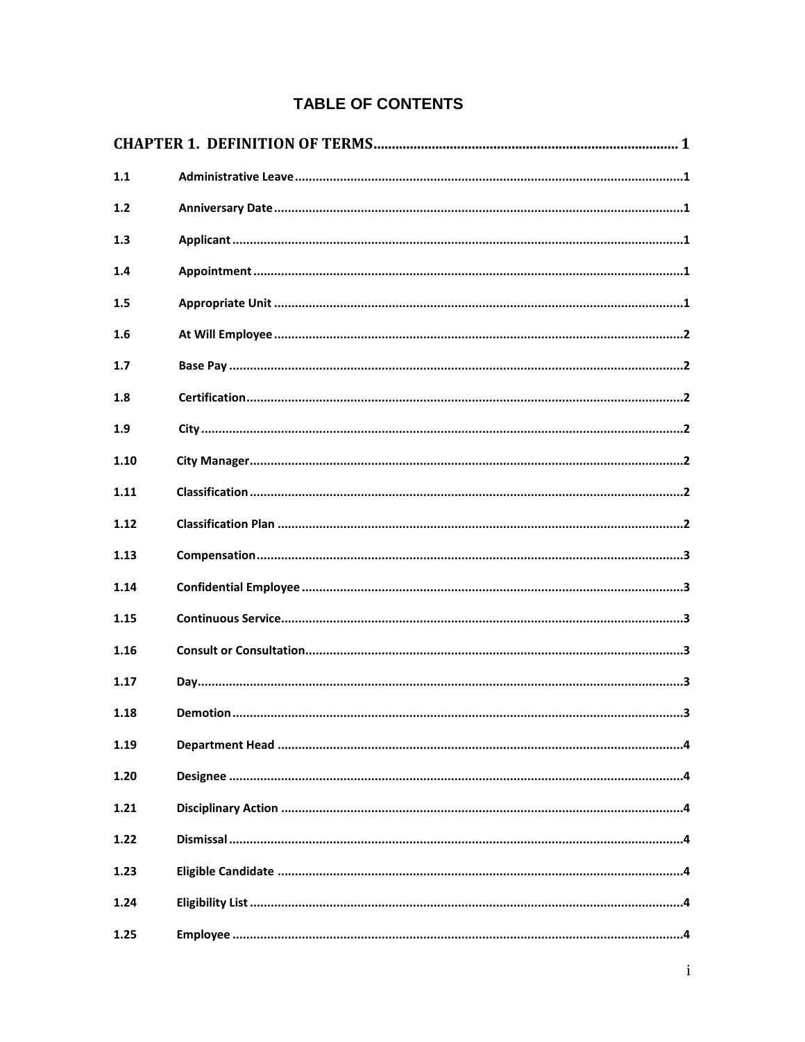# TABLE OF CONTENTS

**CHAPTER 1. DEFINITION OF TERMS** .................................................. 1

| | | |
|---|---|---|
| 1.1 | Administrative Leave | 1 |
| 1.2 | Anniversary Date | 1 |
| 1.3 | Applicant | 1 |
| 1.4 | Appointment | 1 |
| 1.5 | Appropriate Unit | 1 |
| 1.6 | At Will Employee | 2 |
| 1.7 | Base Pay | 2 |
| 1.8 | Certification | 2 |
| 1.9 | City | 2 |
| 1.10 | City Manager | 2 |
| 1.11 | Classification | 2 |
| 1.12 | Classification Plan | 2 |
| 1.13 | Compensation | 3 |
| 1.14 | Confidential Employee | 3 |
| 1.15 | Continuous Service | 3 |
| 1.16 | Consult or Consultation | 3 |
| 1.17 | Day | 3 |
| 1.18 | Demotion | 3 |
| 1.19 | Department Head | 4 |
| 1.20 | Designee | 4 |
| 1.21 | Disciplinary Action | 4 |
| 1.22 | Dismissal | 4 |
| 1.23 | Eligible Candidate | 4 |
| 1.24 | Eligibility List | 4 |
| 1.25 | Employee | 4 |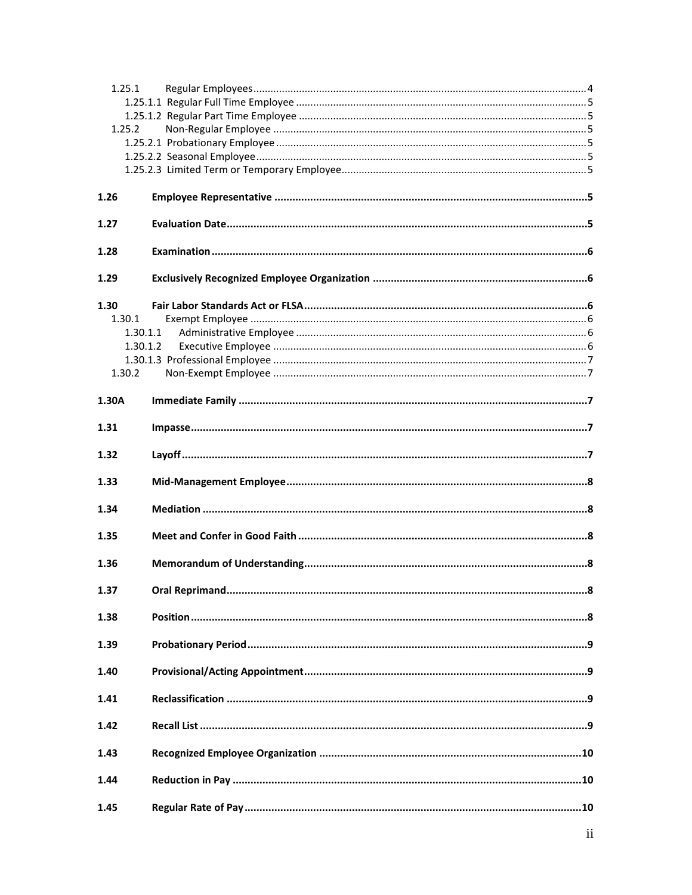1.25.1 Regular Employees ........ 4
- 1.25.1.1 Regular Full Time Employee ........ 5
- 1.25.1.2 Regular Part Time Employee ........ 5

1.25.2 Non-Regular Employee ........ 5
- 1.25.2.1 Probationary Employee ........ 5
- 1.25.2.2 Seasonal Employee ........ 5
- 1.25.2.3 Limited Term or Temporary Employee ........ 5

**1.26 Employee Representative ........ 5**

**1.27 Evaluation Date ........ 5**

**1.28 Examination ........ 6**

**1.29 Exclusively Recognized Employee Organization ........ 6**

**1.30 Fair Labor Standards Act or FLSA ........ 6**

1.30.1 Exempt Employee ........ 6
- 1.30.1.1 Administrative Employee ........ 6
- 1.30.1.2 Executive Employee ........ 6
- 1.30.1.3 Professional Employee ........ 7

1.30.2 Non-Exempt Employee ........ 7

**1.30A Immediate Family ........ 7**

**1.31 Impasse ........ 7**

**1.32 Layoff ........ 7**

**1.33 Mid-Management Employee ........ 8**

**1.34 Mediation ........ 8**

**1.35 Meet and Confer in Good Faith ........ 8**

**1.36 Memorandum of Understanding ........ 8**

**1.37 Oral Reprimand ........ 8**

**1.38 Position ........ 8**

**1.39 Probationary Period ........ 9**

**1.40 Provisional/Acting Appointment ........ 9**

**1.41 Reclassification ........ 9**

**1.42 Recall List ........ 9**

**1.43 Recognized Employee Organization ........ 10**

**1.44 Reduction in Pay ........ 10**

**1.45 Regular Rate of Pay ........ 10**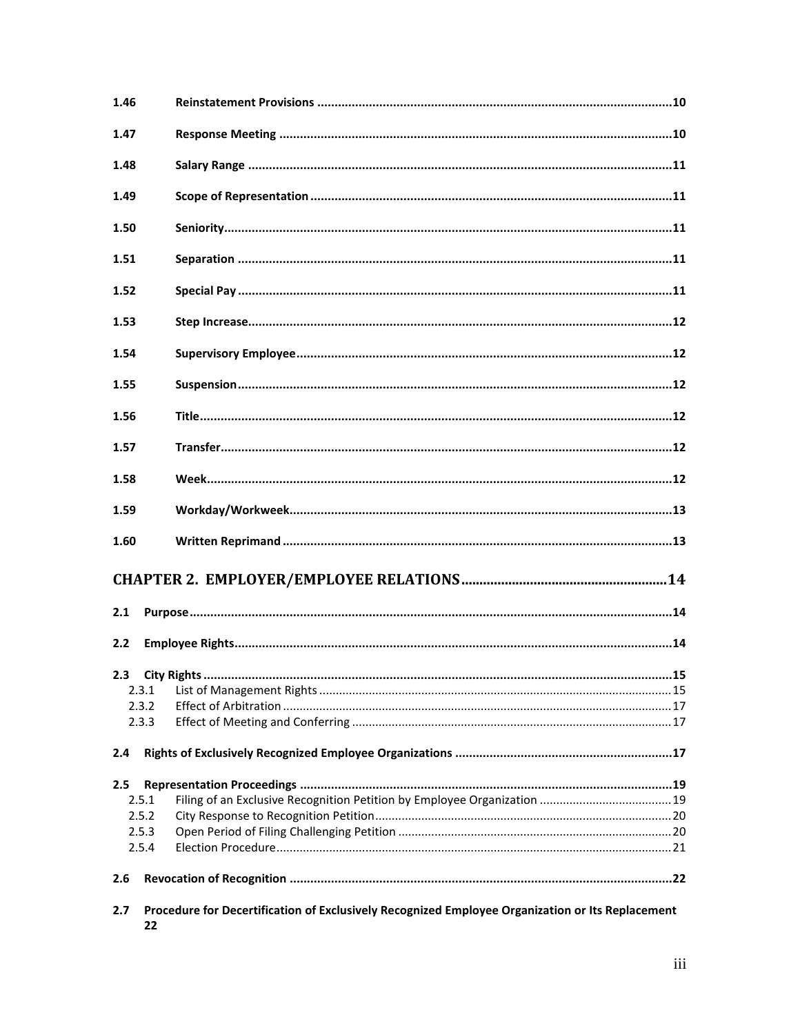1.46 **Reinstatement Provisions** ..... 10

1.47 **Response Meeting** ..... 10

1.48 **Salary Range** ..... 11

1.49 **Scope of Representation** ..... 11

1.50 **Seniority** ..... 11

1.51 **Separation** ..... 11

1.52 **Special Pay** ..... 11

1.53 **Step Increase** ..... 12

1.54 **Supervisory Employee** ..... 12

1.55 **Suspension** ..... 12

1.56 **Title** ..... 12

1.57 **Transfer** ..... 12

1.58 **Week** ..... 12

1.59 **Workday/Workweek** ..... 13

1.60 **Written Reprimand** ..... 13

## CHAPTER 2. EMPLOYER/EMPLOYEE RELATIONS ..... 14

**2.1 Purpose** ..... 14

**2.2 Employee Rights** ..... 14

**2.3 City Rights** ..... 15

- 2.3.1 List of Management Rights ..... 15
- 2.3.2 Effect of Arbitration ..... 17
- 2.3.3 Effect of Meeting and Conferring ..... 17

**2.4 Rights of Exclusively Recognized Employee Organizations** ..... 17

**2.5 Representation Proceedings** ..... 19

- 2.5.1 Filing of an Exclusive Recognition Petition by Employee Organization ..... 19
- 2.5.2 City Response to Recognition Petition ..... 20
- 2.5.3 Open Period of Filing Challenging Petition ..... 20
- 2.5.4 Election Procedure ..... 21

**2.6 Revocation of Recognition** ..... 22

**2.7 Procedure for Decertification of Exclusively Recognized Employee Organization or Its Replacement** 22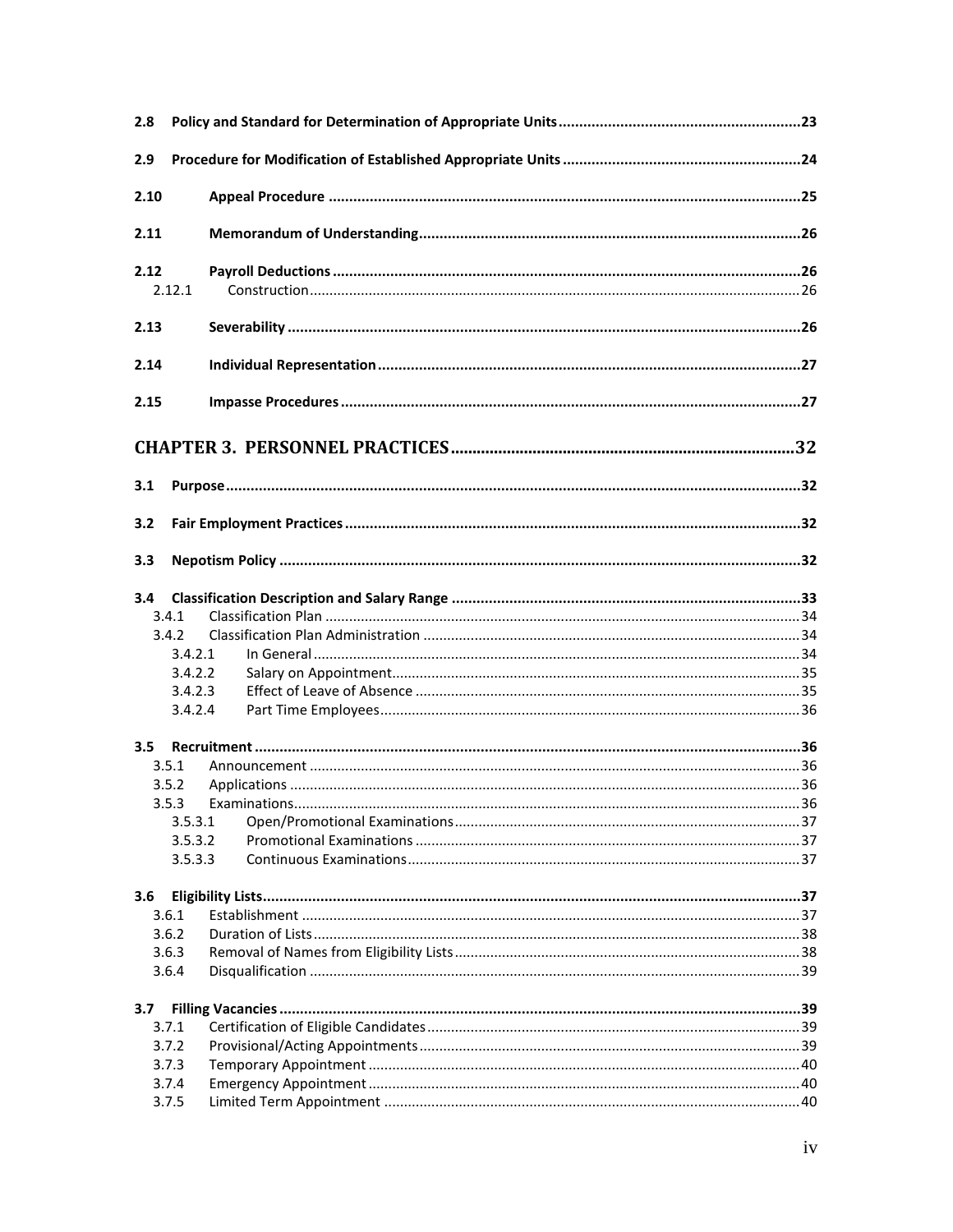**2.8 Policy and Standard for Determination of Appropriate Units** ........ 23

**2.9 Procedure for Modification of Established Appropriate Units** ........ 24

**2.10 Appeal Procedure** ........ 25

**2.11 Memorandum of Understanding** ........ 26

**2.12 Payroll Deductions** ........ 26
- 2.12.1 Construction ........ 26

**2.13 Severability** ........ 26

**2.14 Individual Representation** ........ 27

**2.15 Impasse Procedures** ........ 27

## CHAPTER 3. PERSONNEL PRACTICES ........ 32

**3.1 Purpose** ........ 32

**3.2 Fair Employment Practices** ........ 32

**3.3 Nepotism Policy** ........ 32

**3.4 Classification Description and Salary Range** ........ 33
- 3.4.1 Classification Plan ........ 34
- 3.4.2 Classification Plan Administration ........ 34
  - 3.4.2.1 In General ........ 34
  - 3.4.2.2 Salary on Appointment ........ 35
  - 3.4.2.3 Effect of Leave of Absence ........ 35
  - 3.4.2.4 Part Time Employees ........ 36

**3.5 Recruitment** ........ 36
- 3.5.1 Announcement ........ 36
- 3.5.2 Applications ........ 36
- 3.5.3 Examinations ........ 36
  - 3.5.3.1 Open/Promotional Examinations ........ 37
  - 3.5.3.2 Promotional Examinations ........ 37
  - 3.5.3.3 Continuous Examinations ........ 37

**3.6 Eligibility Lists** ........ 37
- 3.6.1 Establishment ........ 37
- 3.6.2 Duration of Lists ........ 38
- 3.6.3 Removal of Names from Eligibility Lists ........ 38
- 3.6.4 Disqualification ........ 39

**3.7 Filling Vacancies** ........ 39
- 3.7.1 Certification of Eligible Candidates ........ 39
- 3.7.2 Provisional/Acting Appointments ........ 39
- 3.7.3 Temporary Appointment ........ 40
- 3.7.4 Emergency Appointment ........ 40
- 3.7.5 Limited Term Appointment ........ 40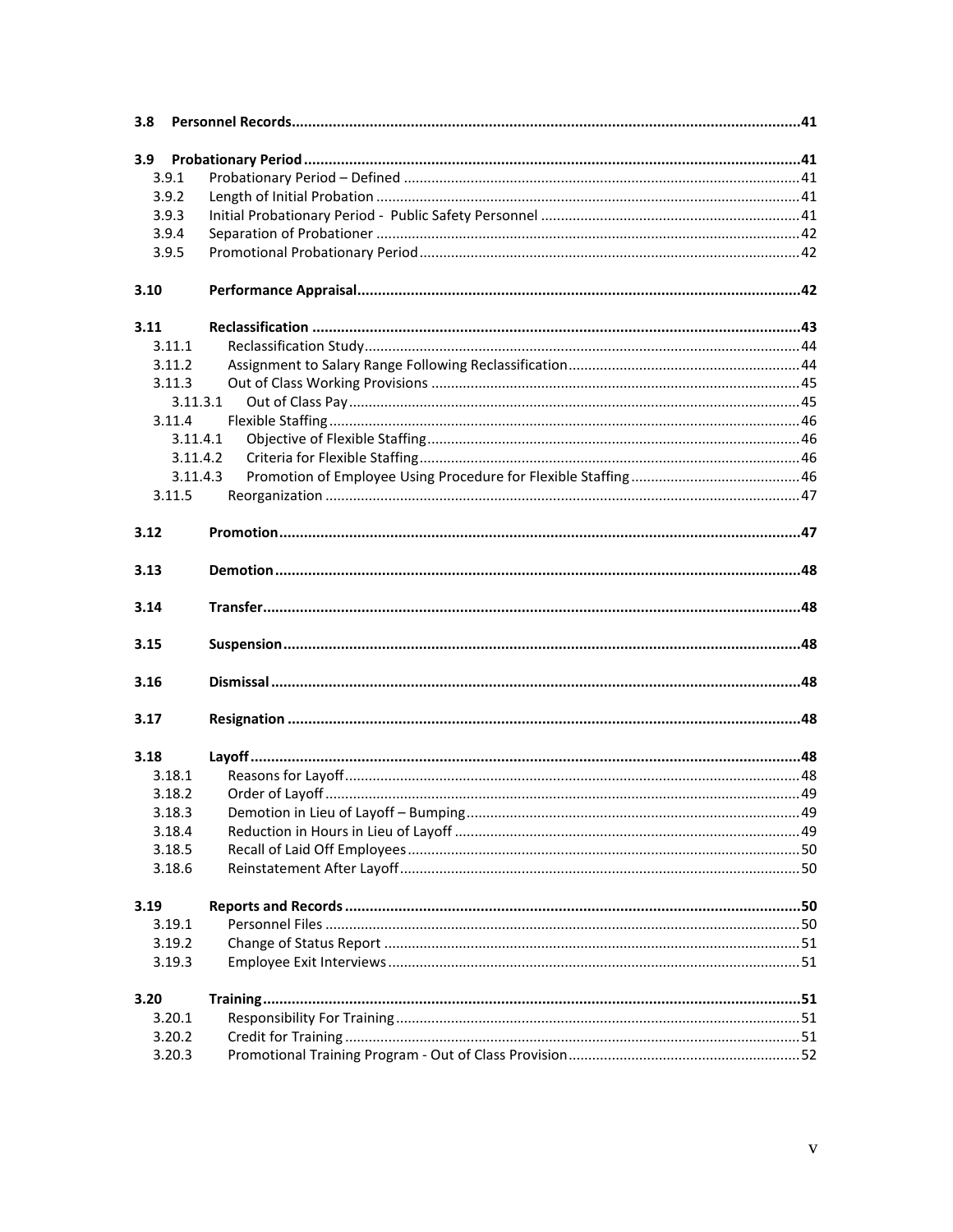**3.8 Personnel Records** ......................................................................................................................... **41**

**3.9 Probationary Period** ........................................................................................................................ **41**

- 3.9.1 Probationary Period – Defined ........................................................................................ 41
- 3.9.2 Length of Initial Probation ............................................................................................... 41
- 3.9.3 Initial Probationary Period - Public Safety Personnel ...................................................... 41
- 3.9.4 Separation of Probationer ............................................................................................... 42
- 3.9.5 Promotional Probationary Period ................................................................................... 42

**3.10 Performance Appraisal** ...................................................................................................................... **42**

**3.11 Reclassification** .................................................................................................................................. **43**

- 3.11.1 Reclassification Study ..................................................................................................... 44
- 3.11.2 Assignment to Salary Range Following Reclassification ................................................. 44
- 3.11.3 Out of Class Working Provisions ..................................................................................... 45
  - 3.11.3.1 Out of Class Pay ..................................................................................................... 45
- 3.11.4 Flexible Staffing ............................................................................................................... 46
  - 3.11.4.1 Objective of Flexible Staffing .................................................................................. 46
  - 3.11.4.2 Criteria for Flexible Staffing .................................................................................... 46
  - 3.11.4.3 Promotion of Employee Using Procedure for Flexible Staffing ............................... 46
- 3.11.5 Reorganization ................................................................................................................ 47

**3.12 Promotion** .......................................................................................................................................... **47**

**3.13 Demotion** ........................................................................................................................................... **48**

**3.14 Transfer** .............................................................................................................................................. **48**

**3.15 Suspension** ......................................................................................................................................... **48**

**3.16 Dismissal** ............................................................................................................................................ **48**

**3.17 Resignation** ........................................................................................................................................ **48**

**3.18 Layoff** ................................................................................................................................................. **48**

- 3.18.1 Reasons for Layoff ........................................................................................................... 48
- 3.18.2 Order of Layoff ................................................................................................................ 49
- 3.18.3 Demotion in Lieu of Layoff – Bumping ............................................................................ 49
- 3.18.4 Reduction in Hours in Lieu of Layoff ............................................................................... 49
- 3.18.5 Recall of Laid Off Employees ........................................................................................... 50
- 3.18.6 Reinstatement After Layoff ............................................................................................. 50

**3.19 Reports and Records** .......................................................................................................................... **50**

- 3.19.1 Personnel Files ................................................................................................................ 50
- 3.19.2 Change of Status Report ................................................................................................. 51
- 3.19.3 Employee Exit Interviews ................................................................................................ 51

**3.20 Training** .............................................................................................................................................. **51**

- 3.20.1 Responsibility For Training .............................................................................................. 51
- 3.20.2 Credit for Training ........................................................................................................... 51
- 3.20.3 Promotional Training Program - Out of Class Provision ................................................... 52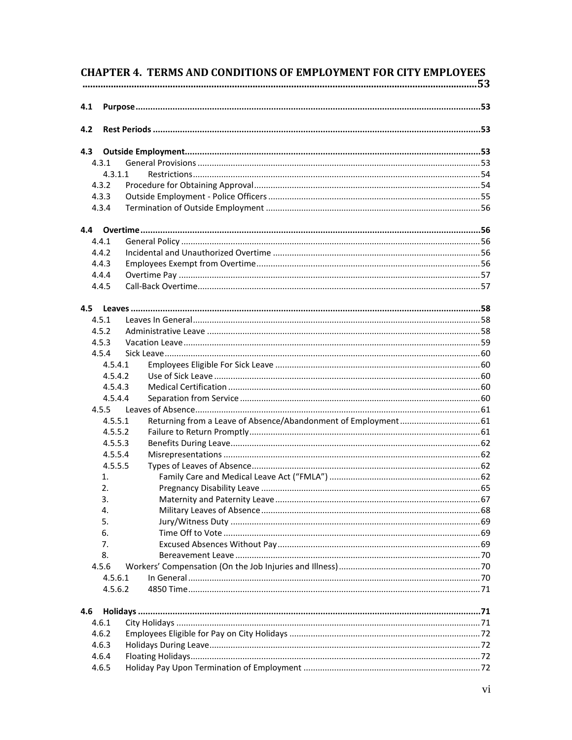**CHAPTER 4. TERMS AND CONDITIONS OF EMPLOYMENT FOR CITY EMPLOYEES ........ 53**

**4.1 Purpose ........ 53**

**4.2 Rest Periods ........ 53**

**4.3 Outside Employment ........ 53**

- 4.3.1 General Provisions ........ 53
  - 4.3.1.1 Restrictions ........ 54
- 4.3.2 Procedure for Obtaining Approval ........ 54
- 4.3.3 Outside Employment - Police Officers ........ 55
- 4.3.4 Termination of Outside Employment ........ 56

**4.4 Overtime ........ 56**

- 4.4.1 General Policy ........ 56
- 4.4.2 Incidental and Unauthorized Overtime ........ 56
- 4.4.3 Employees Exempt from Overtime ........ 56
- 4.4.4 Overtime Pay ........ 57
- 4.4.5 Call-Back Overtime ........ 57

**4.5 Leaves ........ 58**

- 4.5.1 Leaves In General ........ 58
- 4.5.2 Administrative Leave ........ 58
- 4.5.3 Vacation Leave ........ 59
- 4.5.4 Sick Leave ........ 60
  - 4.5.4.1 Employees Eligible For Sick Leave ........ 60
  - 4.5.4.2 Use of Sick Leave ........ 60
  - 4.5.4.3 Medical Certification ........ 60
  - 4.5.4.4 Separation from Service ........ 60
- 4.5.5 Leaves of Absence ........ 61
  - 4.5.5.1 Returning from a Leave of Absence/Abandonment of Employment ........ 61
  - 4.5.5.2 Failure to Return Promptly ........ 61
  - 4.5.5.3 Benefits During Leave ........ 62
  - 4.5.5.4 Misrepresentations ........ 62
  - 4.5.5.5 Types of Leaves of Absence ........ 62
    1. Family Care and Medical Leave Act ("FMLA") ........ 62
    2. Pregnancy Disability Leave ........ 65
    3. Maternity and Paternity Leave ........ 67
    4. Military Leaves of Absence ........ 68
    5. Jury/Witness Duty ........ 69
    6. Time Off to Vote ........ 69
    7. Excused Absences Without Pay ........ 69
    8. Bereavement Leave ........ 70
- 4.5.6 Workers' Compensation (On the Job Injuries and Illness) ........ 70
  - 4.5.6.1 In General ........ 70
  - 4.5.6.2 4850 Time ........ 71

**4.6 Holidays ........ 71**

- 4.6.1 City Holidays ........ 71
- 4.6.2 Employees Eligible for Pay on City Holidays ........ 72
- 4.6.3 Holidays During Leave ........ 72
- 4.6.4 Floating Holidays ........ 72
- 4.6.5 Holiday Pay Upon Termination of Employment ........ 72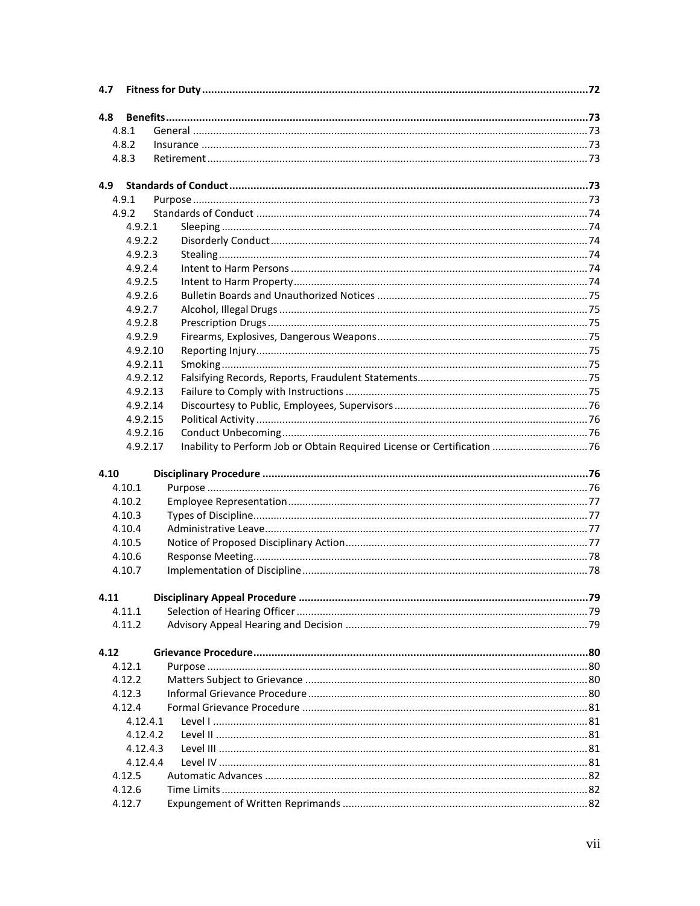**4.7 Fitness for Duty** ..... 72

**4.8 Benefits** ..... 73
- 4.8.1 General ..... 73
- 4.8.2 Insurance ..... 73
- 4.8.3 Retirement ..... 73

**4.9 Standards of Conduct** ..... 73
- 4.9.1 Purpose ..... 73
- 4.9.2 Standards of Conduct ..... 74
  - 4.9.2.1 Sleeping ..... 74
  - 4.9.2.2 Disorderly Conduct ..... 74
  - 4.9.2.3 Stealing ..... 74
  - 4.9.2.4 Intent to Harm Persons ..... 74
  - 4.9.2.5 Intent to Harm Property ..... 74
  - 4.9.2.6 Bulletin Boards and Unauthorized Notices ..... 75
  - 4.9.2.7 Alcohol, Illegal Drugs ..... 75
  - 4.9.2.8 Prescription Drugs ..... 75
  - 4.9.2.9 Firearms, Explosives, Dangerous Weapons ..... 75
  - 4.9.2.10 Reporting Injury ..... 75
  - 4.9.2.11 Smoking ..... 75
  - 4.9.2.12 Falsifying Records, Reports, Fraudulent Statements ..... 75
  - 4.9.2.13 Failure to Comply with Instructions ..... 75
  - 4.9.2.14 Discourtesy to Public, Employees, Supervisors ..... 76
  - 4.9.2.15 Political Activity ..... 76
  - 4.9.2.16 Conduct Unbecoming ..... 76
  - 4.9.2.17 Inability to Perform Job or Obtain Required License or Certification ..... 76

**4.10 Disciplinary Procedure** ..... 76
- 4.10.1 Purpose ..... 76
- 4.10.2 Employee Representation ..... 77
- 4.10.3 Types of Discipline ..... 77
- 4.10.4 Administrative Leave ..... 77
- 4.10.5 Notice of Proposed Disciplinary Action ..... 77
- 4.10.6 Response Meeting ..... 78
- 4.10.7 Implementation of Discipline ..... 78

**4.11 Disciplinary Appeal Procedure** ..... 79
- 4.11.1 Selection of Hearing Officer ..... 79
- 4.11.2 Advisory Appeal Hearing and Decision ..... 79

**4.12 Grievance Procedure** ..... 80
- 4.12.1 Purpose ..... 80
- 4.12.2 Matters Subject to Grievance ..... 80
- 4.12.3 Informal Grievance Procedure ..... 80
- 4.12.4 Formal Grievance Procedure ..... 81
  - 4.12.4.1 Level I ..... 81
  - 4.12.4.2 Level II ..... 81
  - 4.12.4.3 Level III ..... 81
  - 4.12.4.4 Level IV ..... 81
- 4.12.5 Automatic Advances ..... 82
- 4.12.6 Time Limits ..... 82
- 4.12.7 Expungement of Written Reprimands ..... 82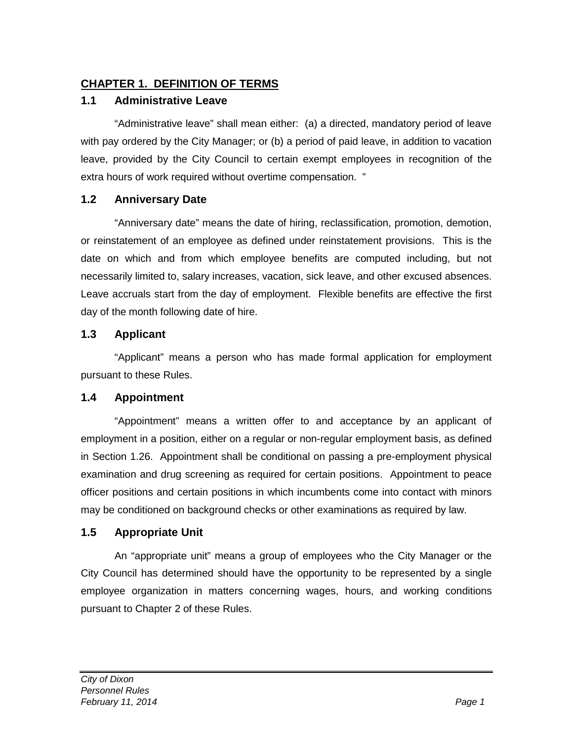## CHAPTER 1. DEFINITION OF TERMS

### 1.1 Administrative Leave

"Administrative leave" shall mean either: (a) a directed, mandatory period of leave with pay ordered by the City Manager; or (b) a period of paid leave, in addition to vacation leave, provided by the City Council to certain exempt employees in recognition of the extra hours of work required without overtime compensation. "

### 1.2 Anniversary Date

"Anniversary date" means the date of hiring, reclassification, promotion, demotion, or reinstatement of an employee as defined under reinstatement provisions. This is the date on which and from which employee benefits are computed including, but not necessarily limited to, salary increases, vacation, sick leave, and other excused absences. Leave accruals start from the day of employment. Flexible benefits are effective the first day of the month following date of hire.

### 1.3 Applicant

"Applicant" means a person who has made formal application for employment pursuant to these Rules.

### 1.4 Appointment

"Appointment" means a written offer to and acceptance by an applicant of employment in a position, either on a regular or non-regular employment basis, as defined in Section 1.26. Appointment shall be conditional on passing a pre-employment physical examination and drug screening as required for certain positions. Appointment to peace officer positions and certain positions in which incumbents come into contact with minors may be conditioned on background checks or other examinations as required by law.

### 1.5 Appropriate Unit

An "appropriate unit" means a group of employees who the City Manager or the City Council has determined should have the opportunity to be represented by a single employee organization in matters concerning wages, hours, and working conditions pursuant to Chapter 2 of these Rules.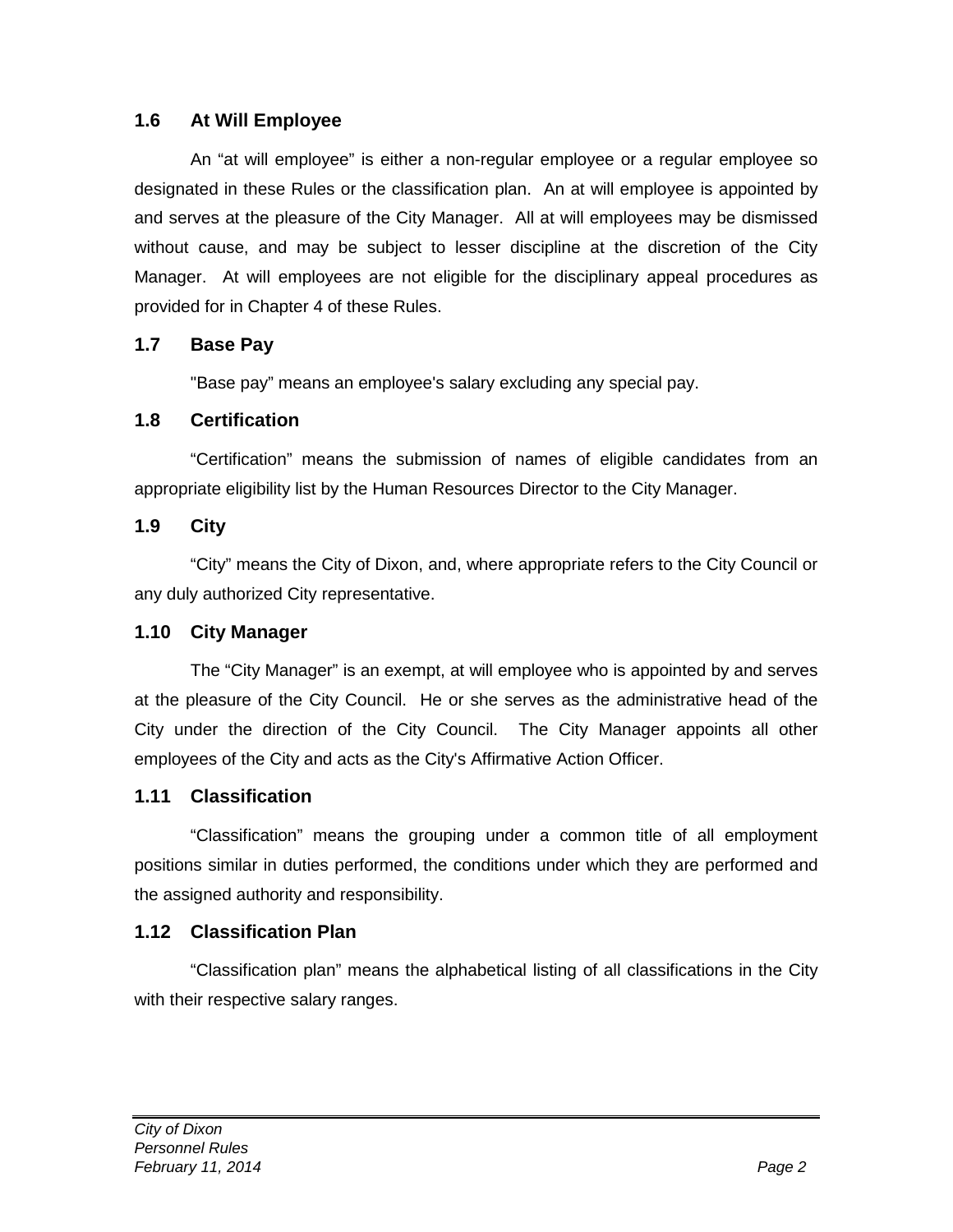### 1.6 At Will Employee

An “at will employee” is either a non-regular employee or a regular employee so designated in these Rules or the classification plan. An at will employee is appointed by and serves at the pleasure of the City Manager. All at will employees may be dismissed without cause, and may be subject to lesser discipline at the discretion of the City Manager. At will employees are not eligible for the disciplinary appeal procedures as provided for in Chapter 4 of these Rules.

### 1.7 Base Pay

"Base pay” means an employee's salary excluding any special pay.

### 1.8 Certification

“Certification” means the submission of names of eligible candidates from an appropriate eligibility list by the Human Resources Director to the City Manager.

### 1.9 City

“City” means the City of Dixon, and, where appropriate refers to the City Council or any duly authorized City representative.

### 1.10 City Manager

The “City Manager” is an exempt, at will employee who is appointed by and serves at the pleasure of the City Council. He or she serves as the administrative head of the City under the direction of the City Council. The City Manager appoints all other employees of the City and acts as the City's Affirmative Action Officer.

### 1.11 Classification

“Classification” means the grouping under a common title of all employment positions similar in duties performed, the conditions under which they are performed and the assigned authority and responsibility.

### 1.12 Classification Plan

“Classification plan” means the alphabetical listing of all classifications in the City with their respective salary ranges.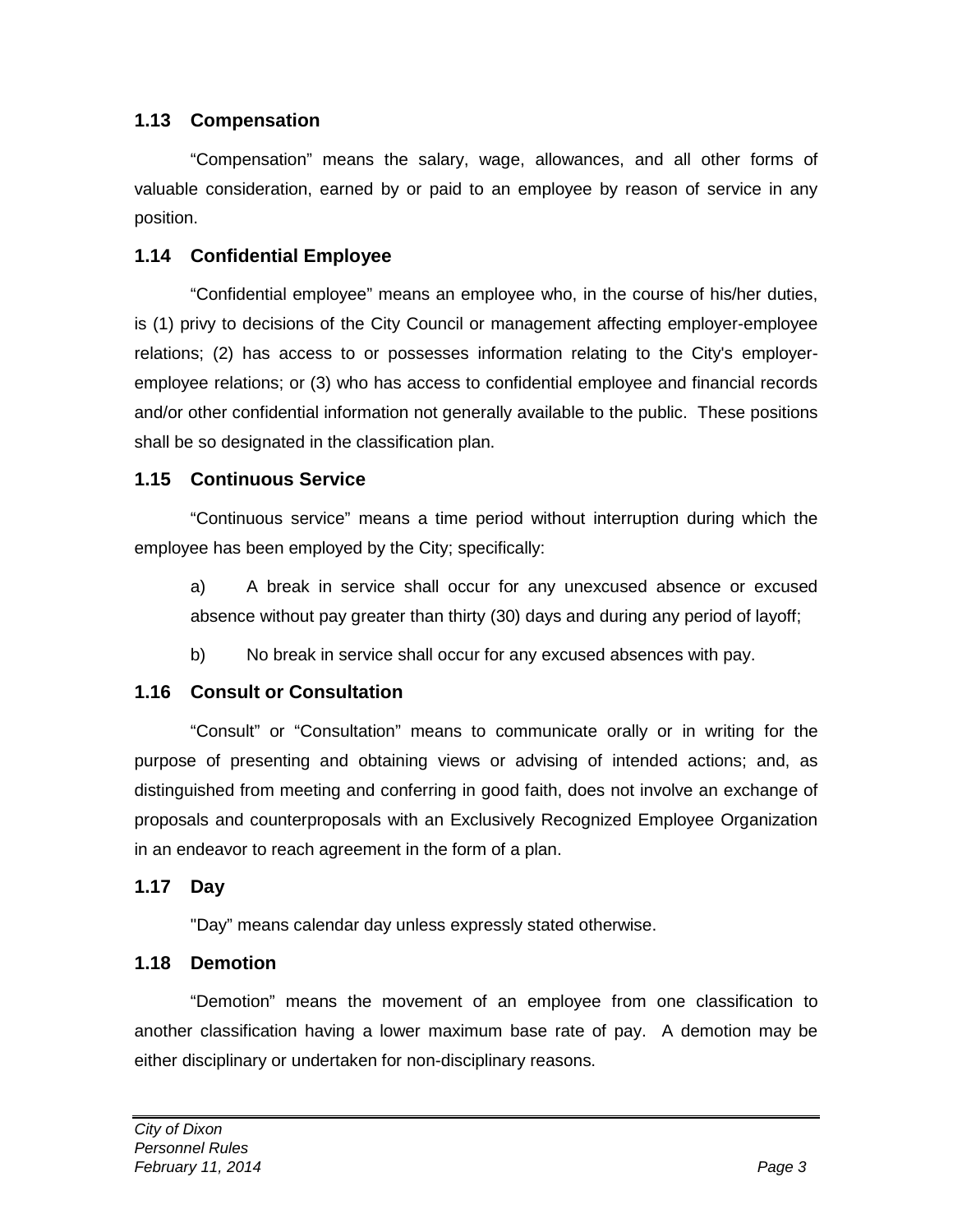### 1.13 Compensation

“Compensation” means the salary, wage, allowances, and all other forms of valuable consideration, earned by or paid to an employee by reason of service in any position.

### 1.14 Confidential Employee

“Confidential employee” means an employee who, in the course of his/her duties, is (1) privy to decisions of the City Council or management affecting employer-employee relations; (2) has access to or possesses information relating to the City's employer-employee relations; or (3) who has access to confidential employee and financial records and/or other confidential information not generally available to the public. These positions shall be so designated in the classification plan.

### 1.15 Continuous Service

“Continuous service” means a time period without interruption during which the employee has been employed by the City; specifically:

a) A break in service shall occur for any unexcused absence or excused absence without pay greater than thirty (30) days and during any period of layoff;

b) No break in service shall occur for any excused absences with pay.

### 1.16 Consult or Consultation

“Consult” or “Consultation” means to communicate orally or in writing for the purpose of presenting and obtaining views or advising of intended actions; and, as distinguished from meeting and conferring in good faith, does not involve an exchange of proposals and counterproposals with an Exclusively Recognized Employee Organization in an endeavor to reach agreement in the form of a plan.

### 1.17 Day

"Day” means calendar day unless expressly stated otherwise.

### 1.18 Demotion

“Demotion” means the movement of an employee from one classification to another classification having a lower maximum base rate of pay. A demotion may be either disciplinary or undertaken for non-disciplinary reasons.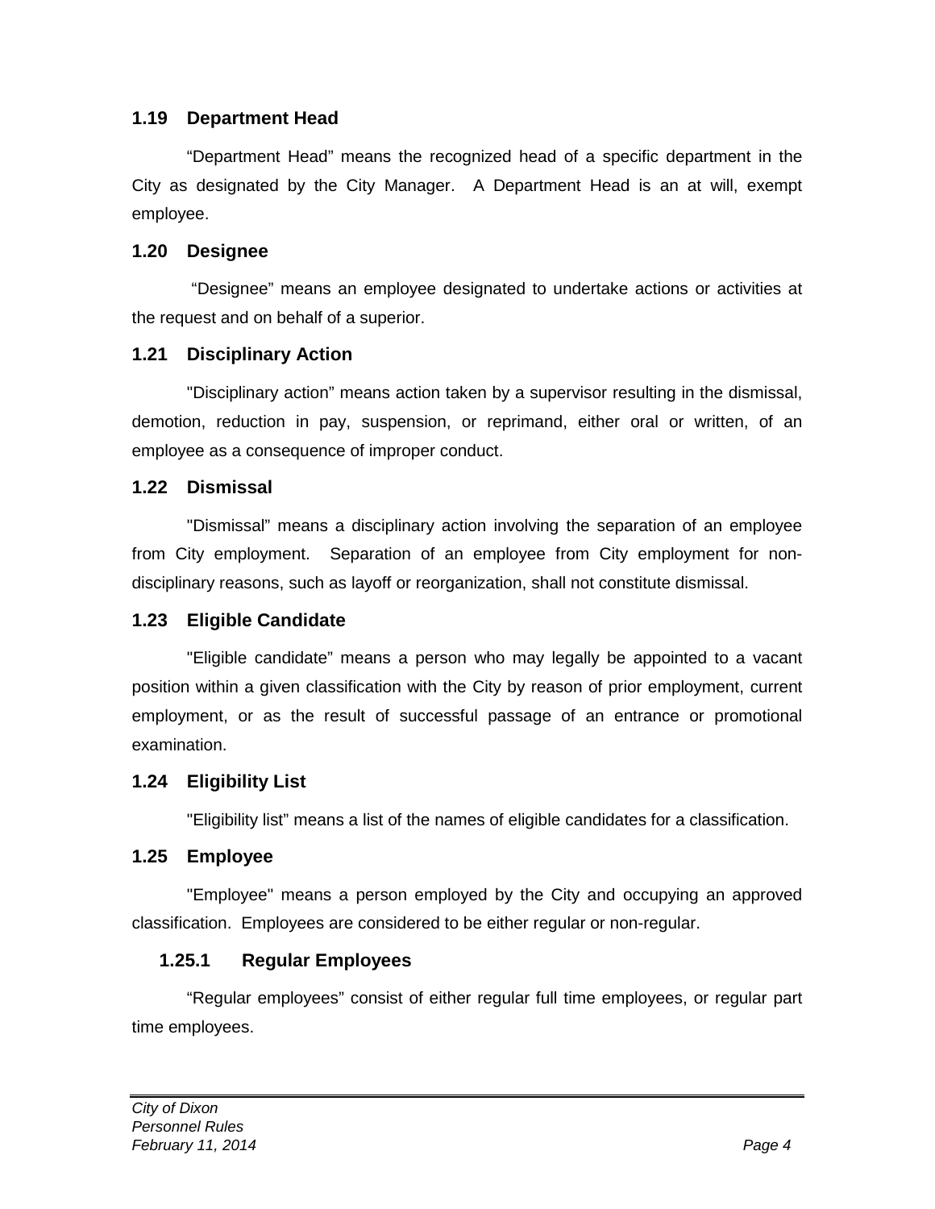### 1.19 Department Head

“Department Head” means the recognized head of a specific department in the City as designated by the City Manager. A Department Head is an at will, exempt employee.

### 1.20 Designee

“Designee” means an employee designated to undertake actions or activities at the request and on behalf of a superior.

### 1.21 Disciplinary Action

"Disciplinary action” means action taken by a supervisor resulting in the dismissal, demotion, reduction in pay, suspension, or reprimand, either oral or written, of an employee as a consequence of improper conduct.

### 1.22 Dismissal

"Dismissal” means a disciplinary action involving the separation of an employee from City employment. Separation of an employee from City employment for non-disciplinary reasons, such as layoff or reorganization, shall not constitute dismissal.

### 1.23 Eligible Candidate

"Eligible candidate” means a person who may legally be appointed to a vacant position within a given classification with the City by reason of prior employment, current employment, or as the result of successful passage of an entrance or promotional examination.

### 1.24 Eligibility List

"Eligibility list” means a list of the names of eligible candidates for a classification.

### 1.25 Employee

"Employee" means a person employed by the City and occupying an approved classification. Employees are considered to be either regular or non-regular.

#### 1.25.1 Regular Employees

“Regular employees” consist of either regular full time employees, or regular part time employees.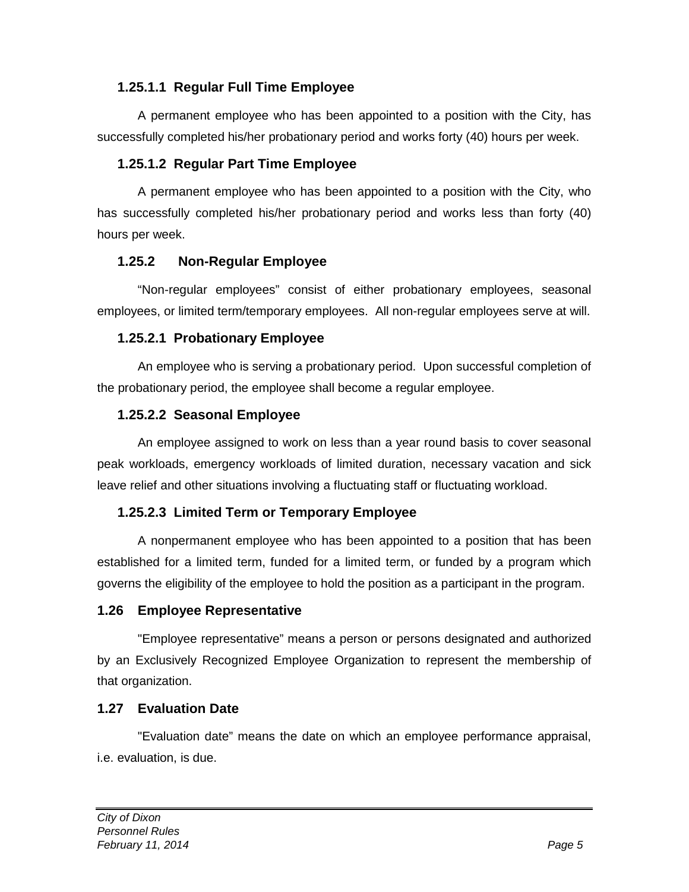#### 1.25.1.1 Regular Full Time Employee

A permanent employee who has been appointed to a position with the City, has successfully completed his/her probationary period and works forty (40) hours per week.

#### 1.25.1.2 Regular Part Time Employee

A permanent employee who has been appointed to a position with the City, who has successfully completed his/her probationary period and works less than forty (40) hours per week.

### 1.25.2 Non-Regular Employee

"Non-regular employees" consist of either probationary employees, seasonal employees, or limited term/temporary employees. All non-regular employees serve at will.

#### 1.25.2.1 Probationary Employee

An employee who is serving a probationary period. Upon successful completion of the probationary period, the employee shall become a regular employee.

#### 1.25.2.2 Seasonal Employee

An employee assigned to work on less than a year round basis to cover seasonal peak workloads, emergency workloads of limited duration, necessary vacation and sick leave relief and other situations involving a fluctuating staff or fluctuating workload.

#### 1.25.2.3 Limited Term or Temporary Employee

A nonpermanent employee who has been appointed to a position that has been established for a limited term, funded for a limited term, or funded by a program which governs the eligibility of the employee to hold the position as a participant in the program.

## 1.26 Employee Representative

"Employee representative" means a person or persons designated and authorized by an Exclusively Recognized Employee Organization to represent the membership of that organization.

## 1.27 Evaluation Date

"Evaluation date" means the date on which an employee performance appraisal, i.e. evaluation, is due.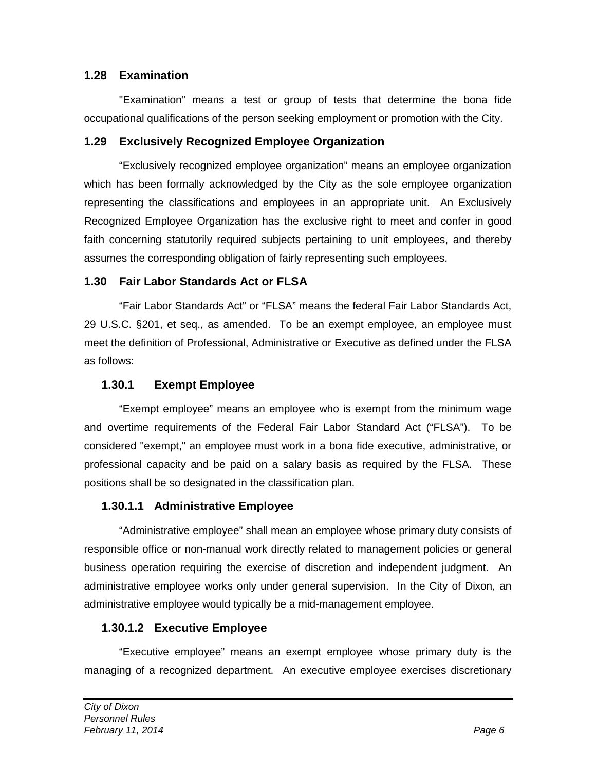## 1.28 Examination

"Examination" means a test or group of tests that determine the bona fide occupational qualifications of the person seeking employment or promotion with the City.

## 1.29 Exclusively Recognized Employee Organization

"Exclusively recognized employee organization" means an employee organization which has been formally acknowledged by the City as the sole employee organization representing the classifications and employees in an appropriate unit. An Exclusively Recognized Employee Organization has the exclusive right to meet and confer in good faith concerning statutorily required subjects pertaining to unit employees, and thereby assumes the corresponding obligation of fairly representing such employees.

## 1.30 Fair Labor Standards Act or FLSA

"Fair Labor Standards Act" or "FLSA" means the federal Fair Labor Standards Act, 29 U.S.C. §201, et seq., as amended. To be an exempt employee, an employee must meet the definition of Professional, Administrative or Executive as defined under the FLSA as follows:

### 1.30.1 Exempt Employee

"Exempt employee" means an employee who is exempt from the minimum wage and overtime requirements of the Federal Fair Labor Standard Act ("FLSA"). To be considered "exempt," an employee must work in a bona fide executive, administrative, or professional capacity and be paid on a salary basis as required by the FLSA. These positions shall be so designated in the classification plan.

### 1.30.1.1 Administrative Employee

"Administrative employee" shall mean an employee whose primary duty consists of responsible office or non-manual work directly related to management policies or general business operation requiring the exercise of discretion and independent judgment. An administrative employee works only under general supervision. In the City of Dixon, an administrative employee would typically be a mid-management employee.

### 1.30.1.2 Executive Employee

"Executive employee" means an exempt employee whose primary duty is the managing of a recognized department. An executive employee exercises discretionary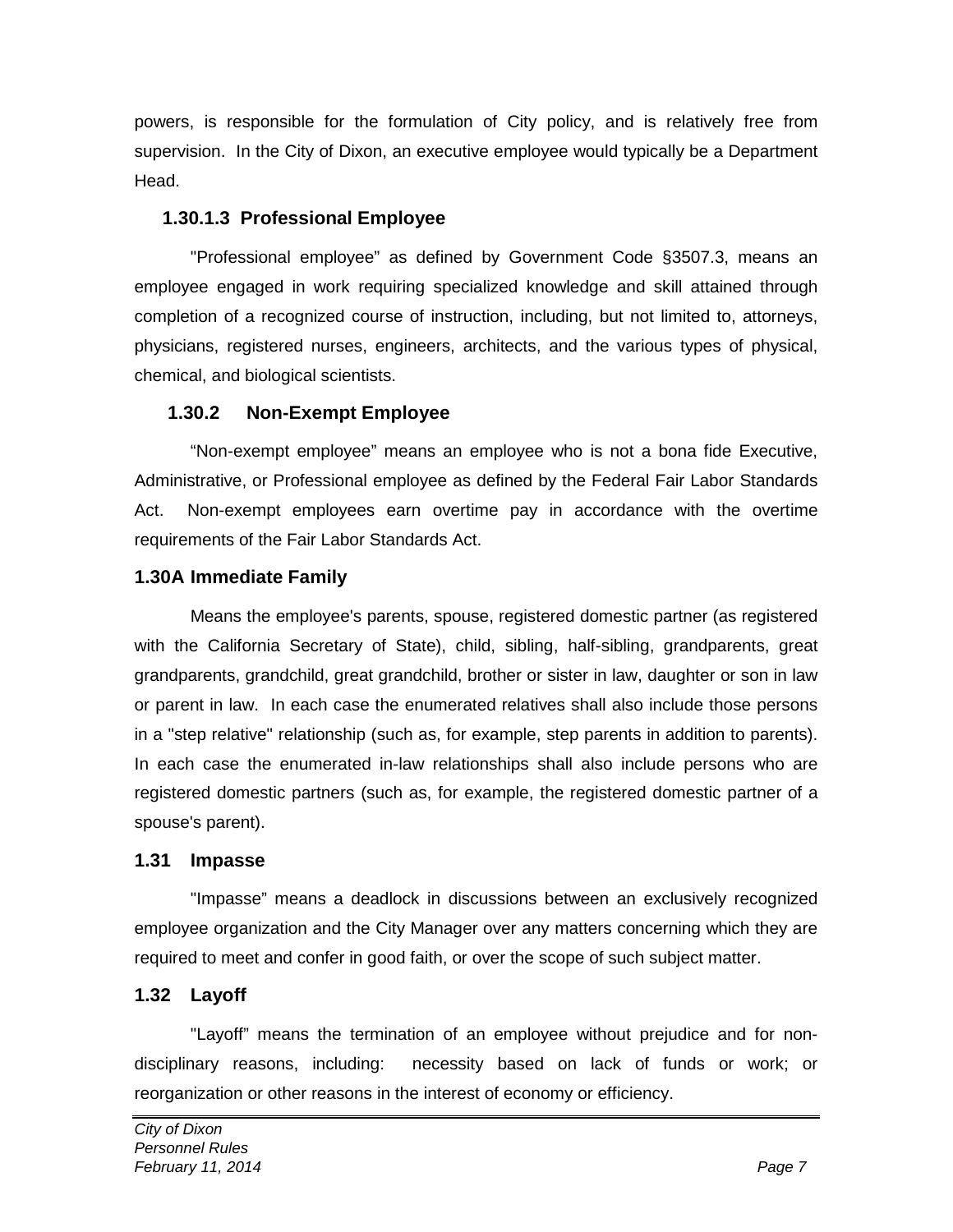powers, is responsible for the formulation of City policy, and is relatively free from supervision. In the City of Dixon, an executive employee would typically be a Department Head.

#### 1.30.1.3 Professional Employee

"Professional employee" as defined by Government Code §3507.3, means an employee engaged in work requiring specialized knowledge and skill attained through completion of a recognized course of instruction, including, but not limited to, attorneys, physicians, registered nurses, engineers, architects, and the various types of physical, chemical, and biological scientists.

### 1.30.2 Non-Exempt Employee

"Non-exempt employee" means an employee who is not a bona fide Executive, Administrative, or Professional employee as defined by the Federal Fair Labor Standards Act. Non-exempt employees earn overtime pay in accordance with the overtime requirements of the Fair Labor Standards Act.

## 1.30A Immediate Family

Means the employee's parents, spouse, registered domestic partner (as registered with the California Secretary of State), child, sibling, half-sibling, grandparents, great grandparents, grandchild, great grandchild, brother or sister in law, daughter or son in law or parent in law. In each case the enumerated relatives shall also include those persons in a "step relative" relationship (such as, for example, step parents in addition to parents). In each case the enumerated in-law relationships shall also include persons who are registered domestic partners (such as, for example, the registered domestic partner of a spouse's parent).

## 1.31 Impasse

"Impasse" means a deadlock in discussions between an exclusively recognized employee organization and the City Manager over any matters concerning which they are required to meet and confer in good faith, or over the scope of such subject matter.

## 1.32 Layoff

"Layoff" means the termination of an employee without prejudice and for non-disciplinary reasons, including: necessity based on lack of funds or work; or reorganization or other reasons in the interest of economy or efficiency.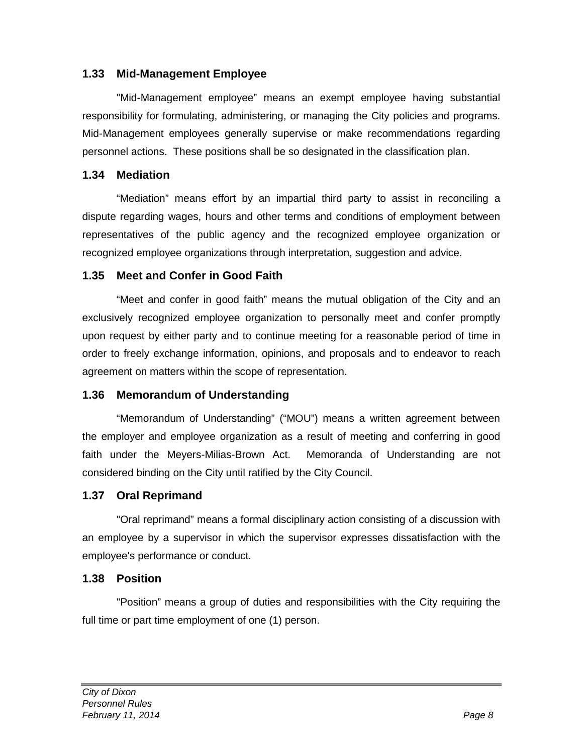### 1.33 Mid-Management Employee

"Mid-Management employee" means an exempt employee having substantial responsibility for formulating, administering, or managing the City policies and programs. Mid-Management employees generally supervise or make recommendations regarding personnel actions. These positions shall be so designated in the classification plan.

### 1.34 Mediation

"Mediation" means effort by an impartial third party to assist in reconciling a dispute regarding wages, hours and other terms and conditions of employment between representatives of the public agency and the recognized employee organization or recognized employee organizations through interpretation, suggestion and advice.

### 1.35 Meet and Confer in Good Faith

"Meet and confer in good faith" means the mutual obligation of the City and an exclusively recognized employee organization to personally meet and confer promptly upon request by either party and to continue meeting for a reasonable period of time in order to freely exchange information, opinions, and proposals and to endeavor to reach agreement on matters within the scope of representation.

### 1.36 Memorandum of Understanding

"Memorandum of Understanding" ("MOU") means a written agreement between the employer and employee organization as a result of meeting and conferring in good faith under the Meyers-Milias-Brown Act. Memoranda of Understanding are not considered binding on the City until ratified by the City Council.

### 1.37 Oral Reprimand

"Oral reprimand" means a formal disciplinary action consisting of a discussion with an employee by a supervisor in which the supervisor expresses dissatisfaction with the employee's performance or conduct.

### 1.38 Position

"Position" means a group of duties and responsibilities with the City requiring the full time or part time employment of one (1) person.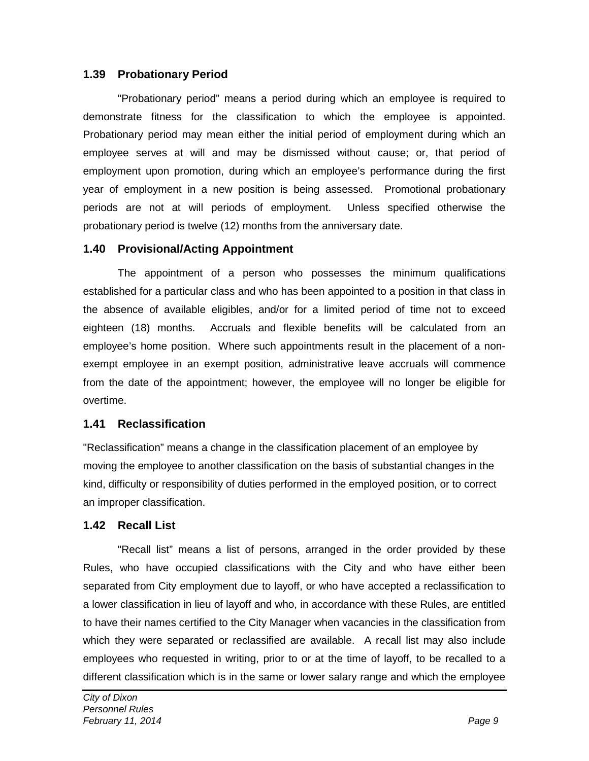### 1.39 Probationary Period

"Probationary period" means a period during which an employee is required to demonstrate fitness for the classification to which the employee is appointed. Probationary period may mean either the initial period of employment during which an employee serves at will and may be dismissed without cause; or, that period of employment upon promotion, during which an employee's performance during the first year of employment in a new position is being assessed. Promotional probationary periods are not at will periods of employment. Unless specified otherwise the probationary period is twelve (12) months from the anniversary date.

### 1.40 Provisional/Acting Appointment

The appointment of a person who possesses the minimum qualifications established for a particular class and who has been appointed to a position in that class in the absence of available eligibles, and/or for a limited period of time not to exceed eighteen (18) months. Accruals and flexible benefits will be calculated from an employee's home position. Where such appointments result in the placement of a non-exempt employee in an exempt position, administrative leave accruals will commence from the date of the appointment; however, the employee will no longer be eligible for overtime.

### 1.41 Reclassification

"Reclassification" means a change in the classification placement of an employee by moving the employee to another classification on the basis of substantial changes in the kind, difficulty or responsibility of duties performed in the employed position, or to correct an improper classification.

### 1.42 Recall List

"Recall list" means a list of persons, arranged in the order provided by these Rules, who have occupied classifications with the City and who have either been separated from City employment due to layoff, or who have accepted a reclassification to a lower classification in lieu of layoff and who, in accordance with these Rules, are entitled to have their names certified to the City Manager when vacancies in the classification from which they were separated or reclassified are available. A recall list may also include employees who requested in writing, prior to or at the time of layoff, to be recalled to a different classification which is in the same or lower salary range and which the employee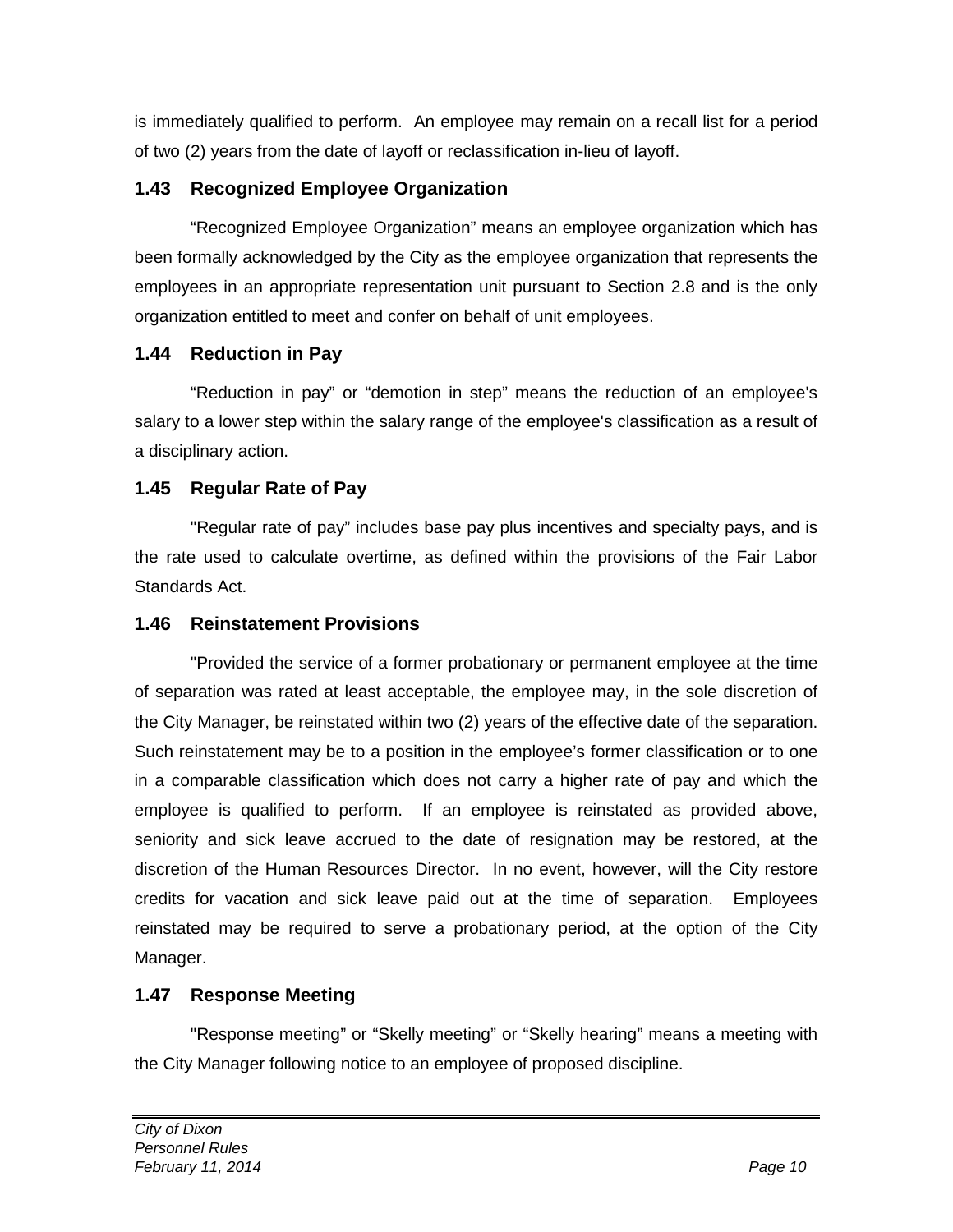is immediately qualified to perform. An employee may remain on a recall list for a period of two (2) years from the date of layoff or reclassification in-lieu of layoff.

### 1.43 Recognized Employee Organization

"Recognized Employee Organization" means an employee organization which has been formally acknowledged by the City as the employee organization that represents the employees in an appropriate representation unit pursuant to Section 2.8 and is the only organization entitled to meet and confer on behalf of unit employees.

### 1.44 Reduction in Pay

"Reduction in pay" or "demotion in step" means the reduction of an employee's salary to a lower step within the salary range of the employee's classification as a result of a disciplinary action.

### 1.45 Regular Rate of Pay

"Regular rate of pay" includes base pay plus incentives and specialty pays, and is the rate used to calculate overtime, as defined within the provisions of the Fair Labor Standards Act.

### 1.46 Reinstatement Provisions

"Provided the service of a former probationary or permanent employee at the time of separation was rated at least acceptable, the employee may, in the sole discretion of the City Manager, be reinstated within two (2) years of the effective date of the separation. Such reinstatement may be to a position in the employee's former classification or to one in a comparable classification which does not carry a higher rate of pay and which the employee is qualified to perform. If an employee is reinstated as provided above, seniority and sick leave accrued to the date of resignation may be restored, at the discretion of the Human Resources Director. In no event, however, will the City restore credits for vacation and sick leave paid out at the time of separation. Employees reinstated may be required to serve a probationary period, at the option of the City Manager.

### 1.47 Response Meeting

"Response meeting" or "Skelly meeting" or "Skelly hearing" means a meeting with the City Manager following notice to an employee of proposed discipline.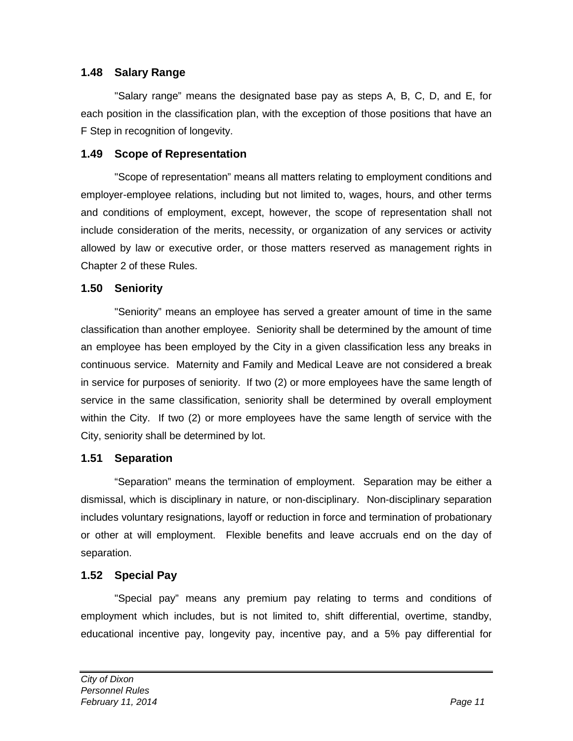### 1.48 Salary Range

"Salary range" means the designated base pay as steps A, B, C, D, and E, for each position in the classification plan, with the exception of those positions that have an F Step in recognition of longevity.

### 1.49 Scope of Representation

"Scope of representation" means all matters relating to employment conditions and employer-employee relations, including but not limited to, wages, hours, and other terms and conditions of employment, except, however, the scope of representation shall not include consideration of the merits, necessity, or organization of any services or activity allowed by law or executive order, or those matters reserved as management rights in Chapter 2 of these Rules.

### 1.50 Seniority

"Seniority" means an employee has served a greater amount of time in the same classification than another employee. Seniority shall be determined by the amount of time an employee has been employed by the City in a given classification less any breaks in continuous service. Maternity and Family and Medical Leave are not considered a break in service for purposes of seniority. If two (2) or more employees have the same length of service in the same classification, seniority shall be determined by overall employment within the City. If two (2) or more employees have the same length of service with the City, seniority shall be determined by lot.

### 1.51 Separation

"Separation" means the termination of employment. Separation may be either a dismissal, which is disciplinary in nature, or non-disciplinary. Non-disciplinary separation includes voluntary resignations, layoff or reduction in force and termination of probationary or other at will employment. Flexible benefits and leave accruals end on the day of separation.

### 1.52 Special Pay

"Special pay" means any premium pay relating to terms and conditions of employment which includes, but is not limited to, shift differential, overtime, standby, educational incentive pay, longevity pay, incentive pay, and a 5% pay differential for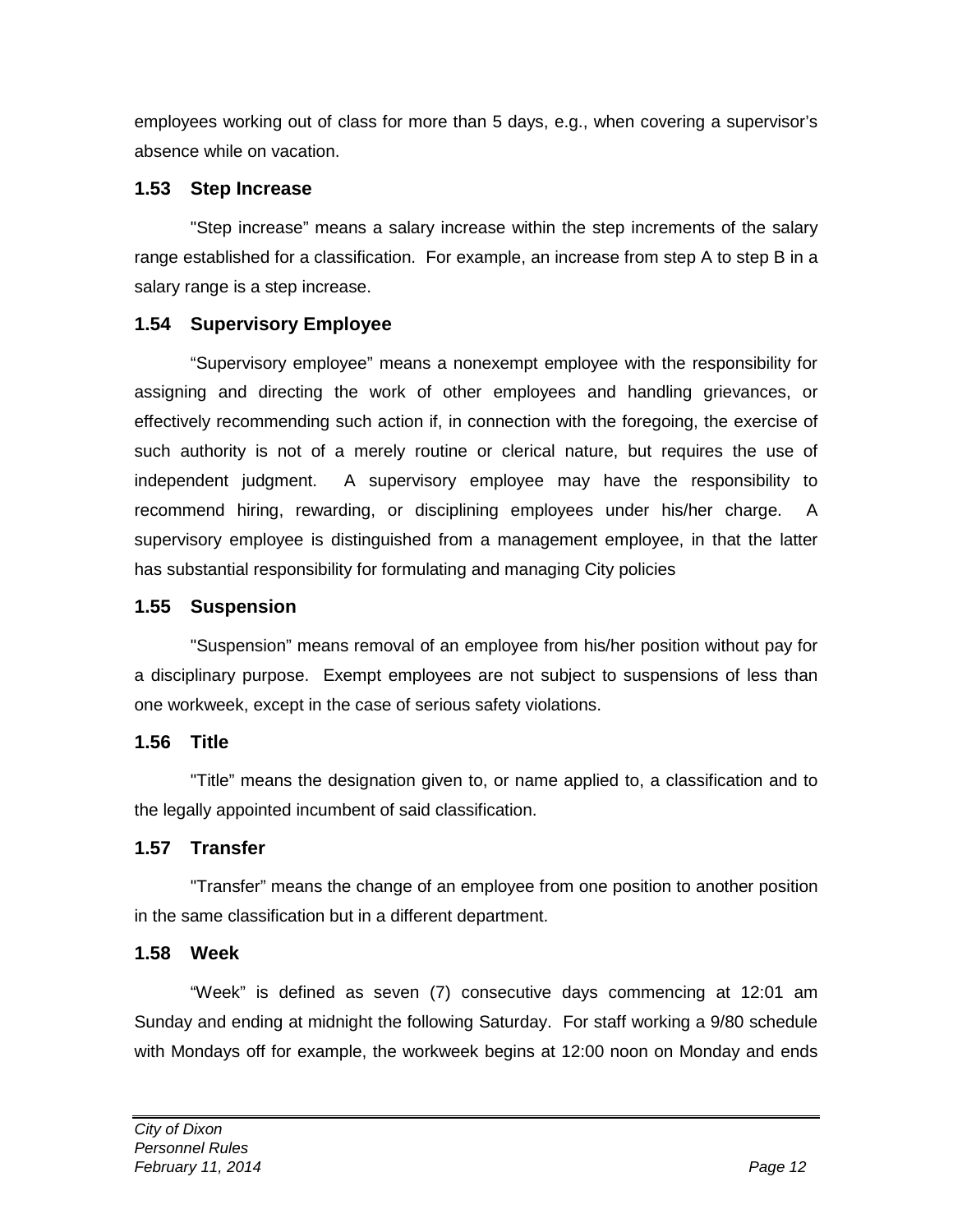employees working out of class for more than 5 days, e.g., when covering a supervisor's absence while on vacation.

### 1.53 Step Increase

"Step increase" means a salary increase within the step increments of the salary range established for a classification. For example, an increase from step A to step B in a salary range is a step increase.

### 1.54 Supervisory Employee

"Supervisory employee" means a nonexempt employee with the responsibility for assigning and directing the work of other employees and handling grievances, or effectively recommending such action if, in connection with the foregoing, the exercise of such authority is not of a merely routine or clerical nature, but requires the use of independent judgment. A supervisory employee may have the responsibility to recommend hiring, rewarding, or disciplining employees under his/her charge. A supervisory employee is distinguished from a management employee, in that the latter has substantial responsibility for formulating and managing City policies

### 1.55 Suspension

"Suspension" means removal of an employee from his/her position without pay for a disciplinary purpose. Exempt employees are not subject to suspensions of less than one workweek, except in the case of serious safety violations.

### 1.56 Title

"Title" means the designation given to, or name applied to, a classification and to the legally appointed incumbent of said classification.

### 1.57 Transfer

"Transfer" means the change of an employee from one position to another position in the same classification but in a different department.

### 1.58 Week

"Week" is defined as seven (7) consecutive days commencing at 12:01 am Sunday and ending at midnight the following Saturday. For staff working a 9/80 schedule with Mondays off for example, the workweek begins at 12:00 noon on Monday and ends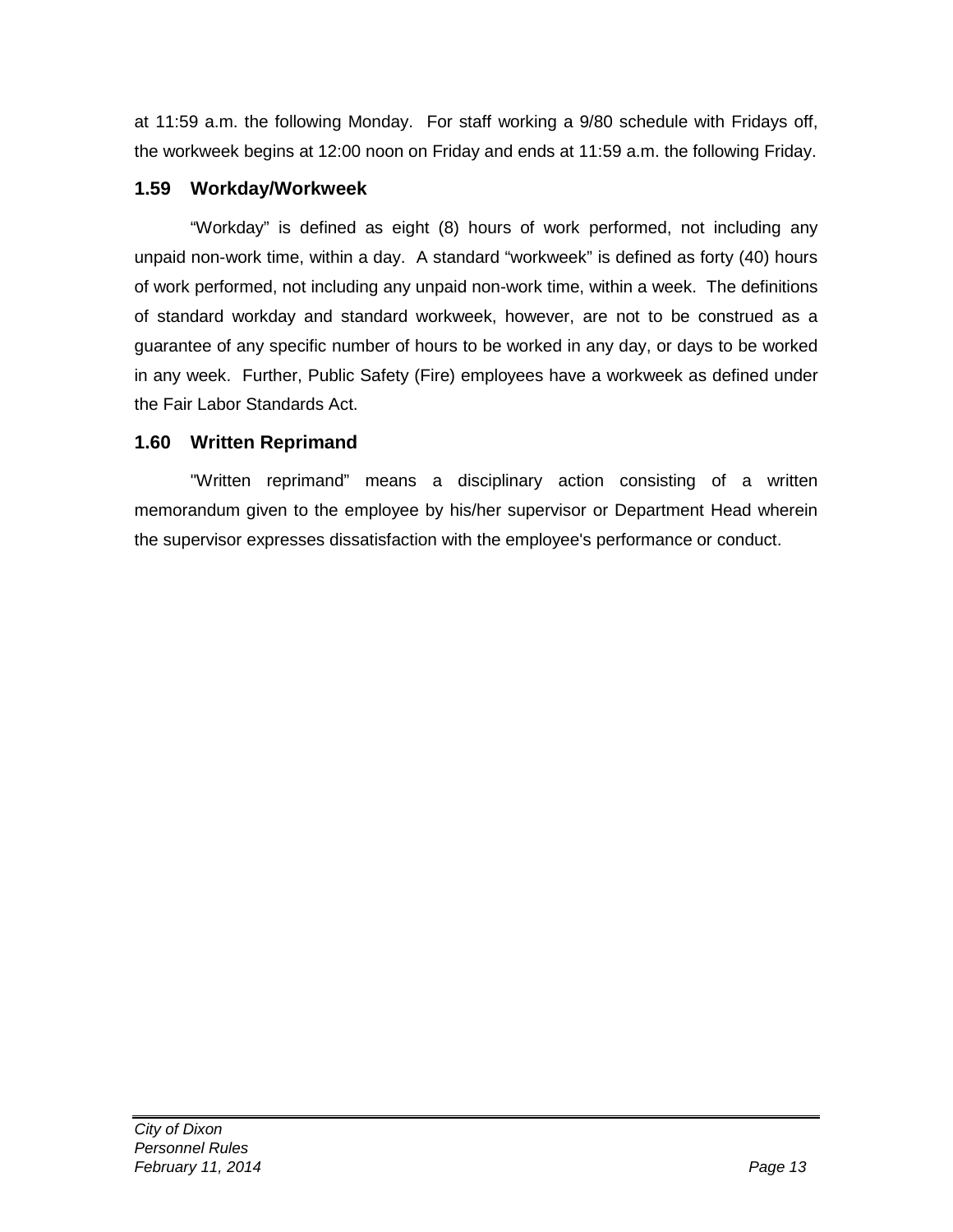at 11:59 a.m. the following Monday. For staff working a 9/80 schedule with Fridays off, the workweek begins at 12:00 noon on Friday and ends at 11:59 a.m. the following Friday.

### 1.59 Workday/Workweek

"Workday" is defined as eight (8) hours of work performed, not including any unpaid non-work time, within a day. A standard "workweek" is defined as forty (40) hours of work performed, not including any unpaid non-work time, within a week. The definitions of standard workday and standard workweek, however, are not to be construed as a guarantee of any specific number of hours to be worked in any day, or days to be worked in any week. Further, Public Safety (Fire) employees have a workweek as defined under the Fair Labor Standards Act.

### 1.60 Written Reprimand

"Written reprimand" means a disciplinary action consisting of a written memorandum given to the employee by his/her supervisor or Department Head wherein the supervisor expresses dissatisfaction with the employee's performance or conduct.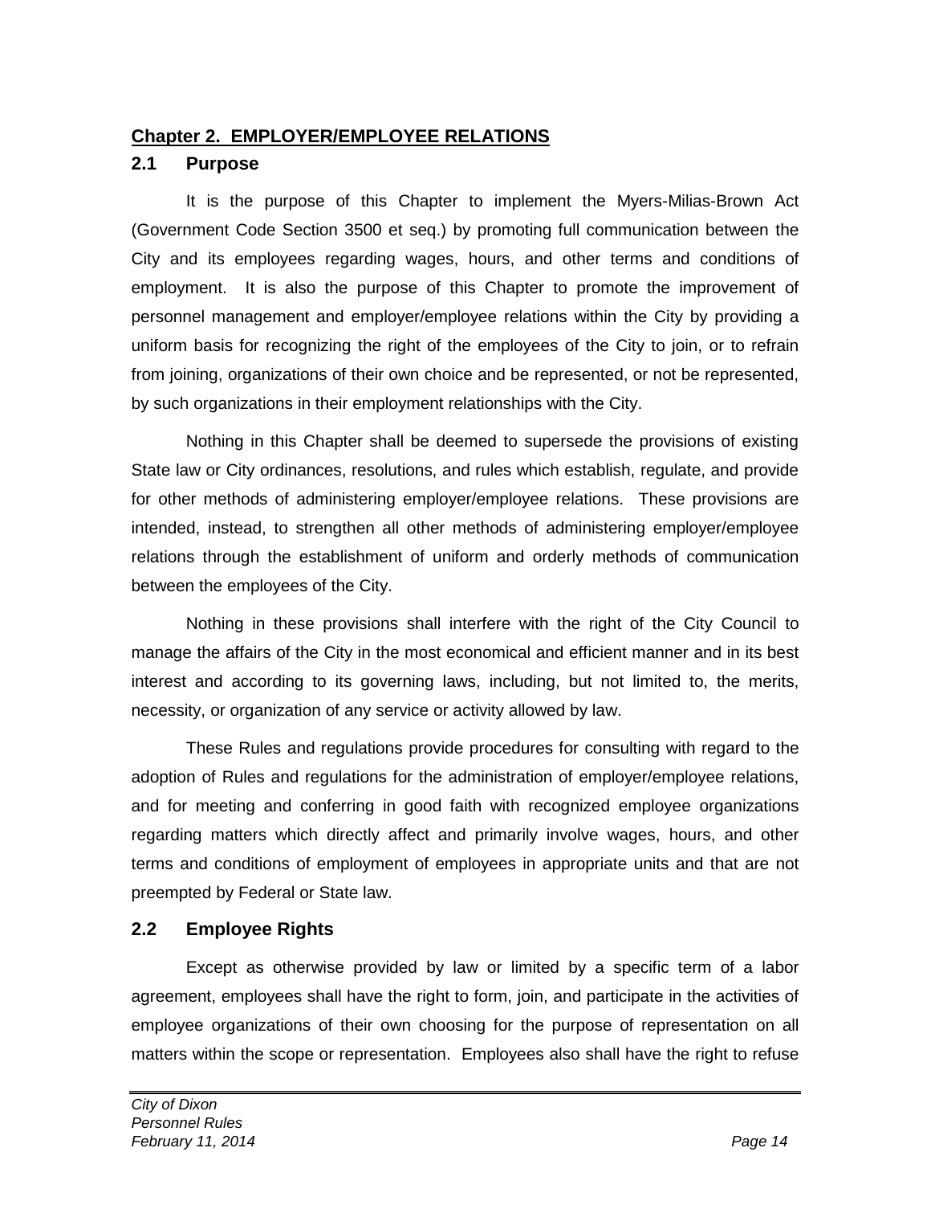## Chapter 2. EMPLOYER/EMPLOYEE RELATIONS

### 2.1 Purpose

It is the purpose of this Chapter to implement the Myers-Milias-Brown Act (Government Code Section 3500 et seq.) by promoting full communication between the City and its employees regarding wages, hours, and other terms and conditions of employment. It is also the purpose of this Chapter to promote the improvement of personnel management and employer/employee relations within the City by providing a uniform basis for recognizing the right of the employees of the City to join, or to refrain from joining, organizations of their own choice and be represented, or not be represented, by such organizations in their employment relationships with the City.

Nothing in this Chapter shall be deemed to supersede the provisions of existing State law or City ordinances, resolutions, and rules which establish, regulate, and provide for other methods of administering employer/employee relations. These provisions are intended, instead, to strengthen all other methods of administering employer/employee relations through the establishment of uniform and orderly methods of communication between the employees of the City.

Nothing in these provisions shall interfere with the right of the City Council to manage the affairs of the City in the most economical and efficient manner and in its best interest and according to its governing laws, including, but not limited to, the merits, necessity, or organization of any service or activity allowed by law.

These Rules and regulations provide procedures for consulting with regard to the adoption of Rules and regulations for the administration of employer/employee relations, and for meeting and conferring in good faith with recognized employee organizations regarding matters which directly affect and primarily involve wages, hours, and other terms and conditions of employment of employees in appropriate units and that are not preempted by Federal or State law.

### 2.2 Employee Rights

Except as otherwise provided by law or limited by a specific term of a labor agreement, employees shall have the right to form, join, and participate in the activities of employee organizations of their own choosing for the purpose of representation on all matters within the scope or representation. Employees also shall have the right to refuse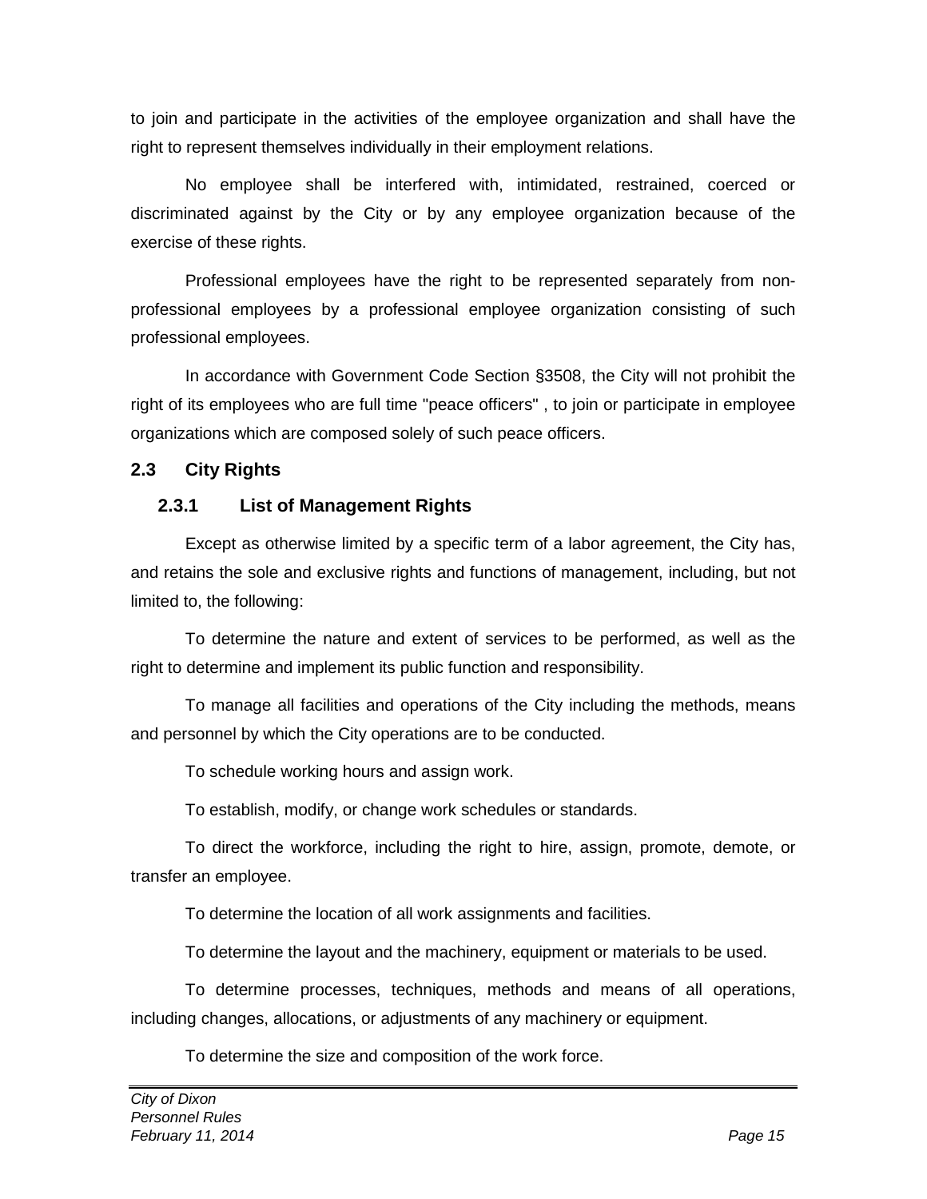to join and participate in the activities of the employee organization and shall have the right to represent themselves individually in their employment relations.

No employee shall be interfered with, intimidated, restrained, coerced or discriminated against by the City or by any employee organization because of the exercise of these rights.

Professional employees have the right to be represented separately from non-professional employees by a professional employee organization consisting of such professional employees.

In accordance with Government Code Section §3508, the City will not prohibit the right of its employees who are full time "peace officers" , to join or participate in employee organizations which are composed solely of such peace officers.

## 2.3 City Rights

### 2.3.1 List of Management Rights

Except as otherwise limited by a specific term of a labor agreement, the City has, and retains the sole and exclusive rights and functions of management, including, but not limited to, the following:

To determine the nature and extent of services to be performed, as well as the right to determine and implement its public function and responsibility.

To manage all facilities and operations of the City including the methods, means and personnel by which the City operations are to be conducted.

To schedule working hours and assign work.

To establish, modify, or change work schedules or standards.

To direct the workforce, including the right to hire, assign, promote, demote, or transfer an employee.

To determine the location of all work assignments and facilities.

To determine the layout and the machinery, equipment or materials to be used.

To determine processes, techniques, methods and means of all operations, including changes, allocations, or adjustments of any machinery or equipment.

To determine the size and composition of the work force.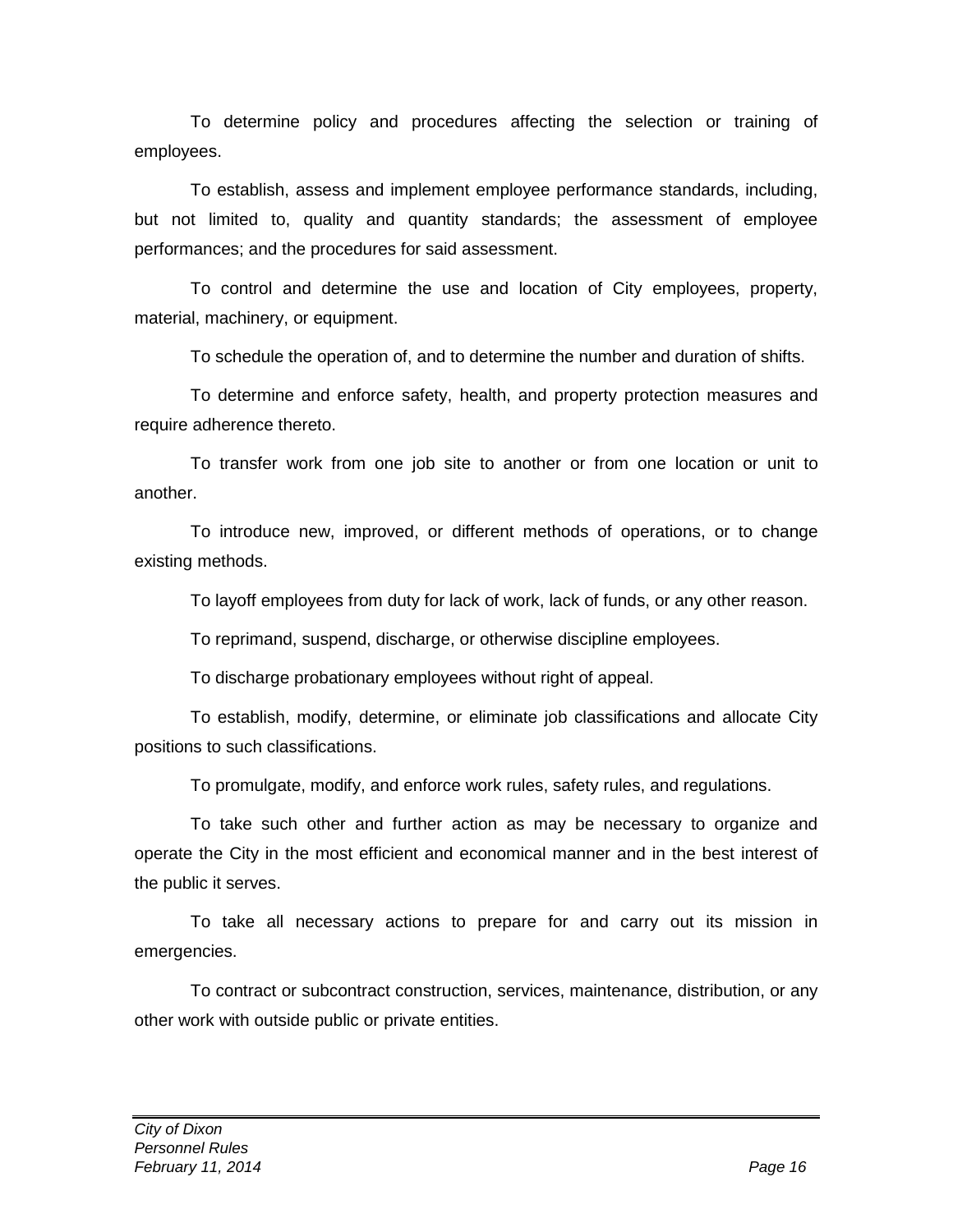To determine policy and procedures affecting the selection or training of employees.

To establish, assess and implement employee performance standards, including, but not limited to, quality and quantity standards; the assessment of employee performances; and the procedures for said assessment.

To control and determine the use and location of City employees, property, material, machinery, or equipment.

To schedule the operation of, and to determine the number and duration of shifts.

To determine and enforce safety, health, and property protection measures and require adherence thereto.

To transfer work from one job site to another or from one location or unit to another.

To introduce new, improved, or different methods of operations, or to change existing methods.

To layoff employees from duty for lack of work, lack of funds, or any other reason.

To reprimand, suspend, discharge, or otherwise discipline employees.

To discharge probationary employees without right of appeal.

To establish, modify, determine, or eliminate job classifications and allocate City positions to such classifications.

To promulgate, modify, and enforce work rules, safety rules, and regulations.

To take such other and further action as may be necessary to organize and operate the City in the most efficient and economical manner and in the best interest of the public it serves.

To take all necessary actions to prepare for and carry out its mission in emergencies.

To contract or subcontract construction, services, maintenance, distribution, or any other work with outside public or private entities.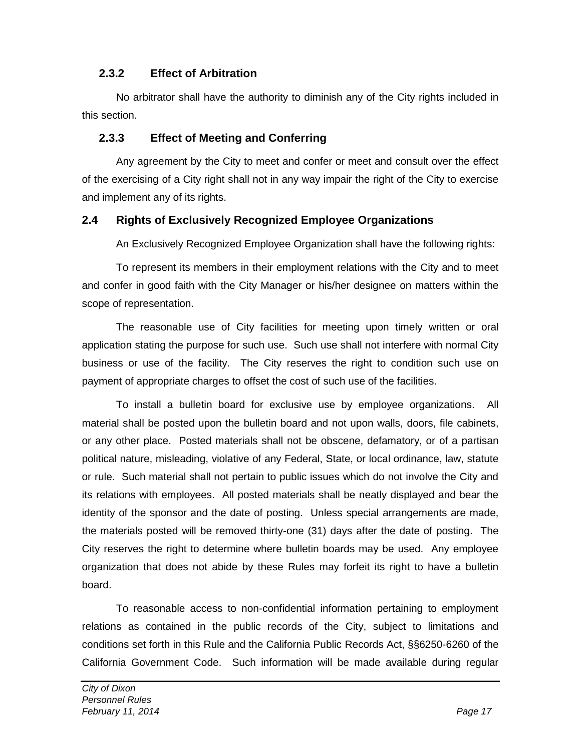### 2.3.2 Effect of Arbitration

No arbitrator shall have the authority to diminish any of the City rights included in this section.

### 2.3.3 Effect of Meeting and Conferring

Any agreement by the City to meet and confer or meet and consult over the effect of the exercising of a City right shall not in any way impair the right of the City to exercise and implement any of its rights.

## 2.4 Rights of Exclusively Recognized Employee Organizations

An Exclusively Recognized Employee Organization shall have the following rights:

To represent its members in their employment relations with the City and to meet and confer in good faith with the City Manager or his/her designee on matters within the scope of representation.

The reasonable use of City facilities for meeting upon timely written or oral application stating the purpose for such use. Such use shall not interfere with normal City business or use of the facility. The City reserves the right to condition such use on payment of appropriate charges to offset the cost of such use of the facilities.

To install a bulletin board for exclusive use by employee organizations. All material shall be posted upon the bulletin board and not upon walls, doors, file cabinets, or any other place. Posted materials shall not be obscene, defamatory, or of a partisan political nature, misleading, violative of any Federal, State, or local ordinance, law, statute or rule. Such material shall not pertain to public issues which do not involve the City and its relations with employees. All posted materials shall be neatly displayed and bear the identity of the sponsor and the date of posting. Unless special arrangements are made, the materials posted will be removed thirty-one (31) days after the date of posting. The City reserves the right to determine where bulletin boards may be used. Any employee organization that does not abide by these Rules may forfeit its right to have a bulletin board.

To reasonable access to non-confidential information pertaining to employment relations as contained in the public records of the City, subject to limitations and conditions set forth in this Rule and the California Public Records Act, §§6250-6260 of the California Government Code. Such information will be made available during regular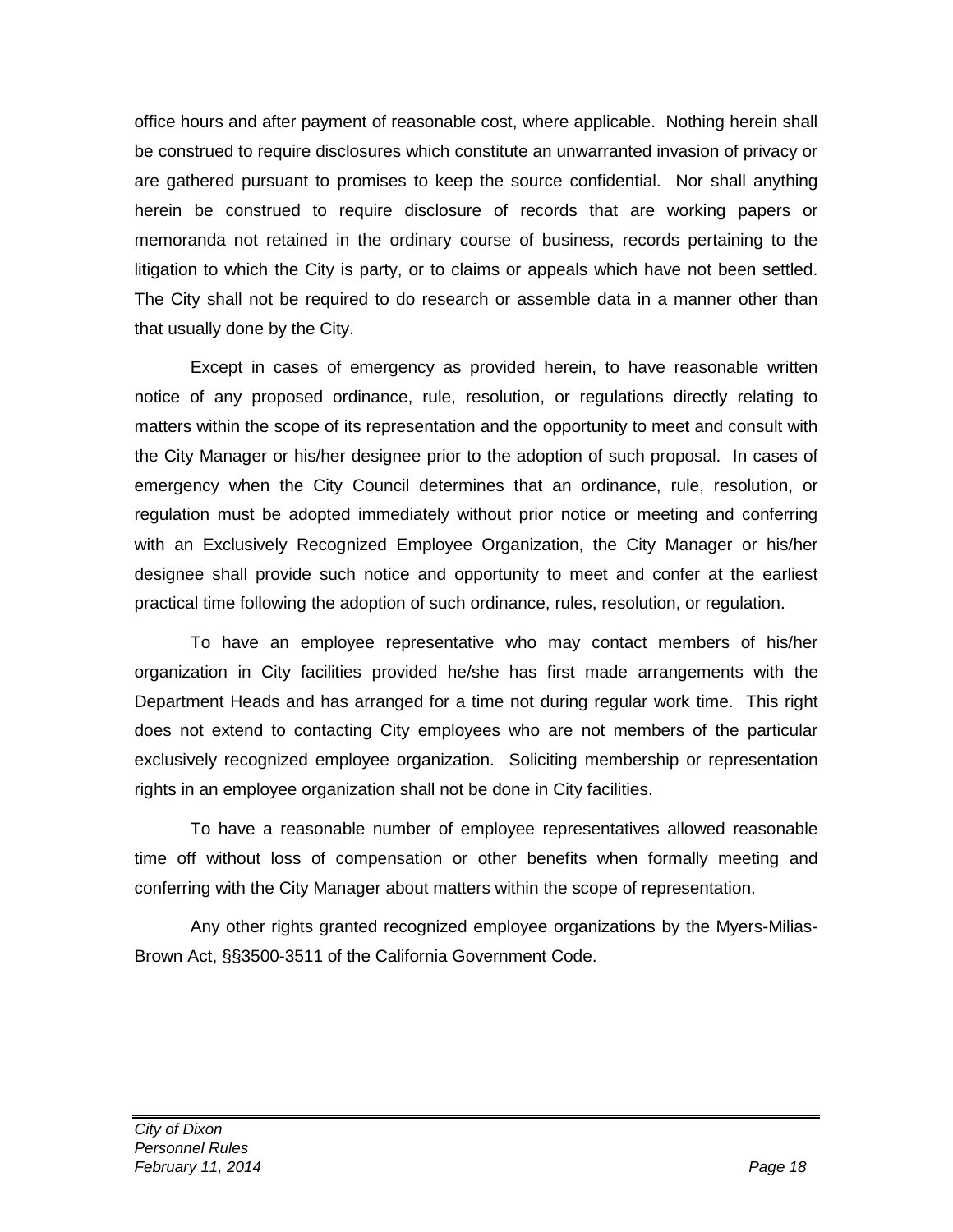office hours and after payment of reasonable cost, where applicable. Nothing herein shall be construed to require disclosures which constitute an unwarranted invasion of privacy or are gathered pursuant to promises to keep the source confidential. Nor shall anything herein be construed to require disclosure of records that are working papers or memoranda not retained in the ordinary course of business, records pertaining to the litigation to which the City is party, or to claims or appeals which have not been settled. The City shall not be required to do research or assemble data in a manner other than that usually done by the City.

Except in cases of emergency as provided herein, to have reasonable written notice of any proposed ordinance, rule, resolution, or regulations directly relating to matters within the scope of its representation and the opportunity to meet and consult with the City Manager or his/her designee prior to the adoption of such proposal. In cases of emergency when the City Council determines that an ordinance, rule, resolution, or regulation must be adopted immediately without prior notice or meeting and conferring with an Exclusively Recognized Employee Organization, the City Manager or his/her designee shall provide such notice and opportunity to meet and confer at the earliest practical time following the adoption of such ordinance, rules, resolution, or regulation.

To have an employee representative who may contact members of his/her organization in City facilities provided he/she has first made arrangements with the Department Heads and has arranged for a time not during regular work time. This right does not extend to contacting City employees who are not members of the particular exclusively recognized employee organization. Soliciting membership or representation rights in an employee organization shall not be done in City facilities.

To have a reasonable number of employee representatives allowed reasonable time off without loss of compensation or other benefits when formally meeting and conferring with the City Manager about matters within the scope of representation.

Any other rights granted recognized employee organizations by the Myers-Milias-Brown Act, §§3500-3511 of the California Government Code.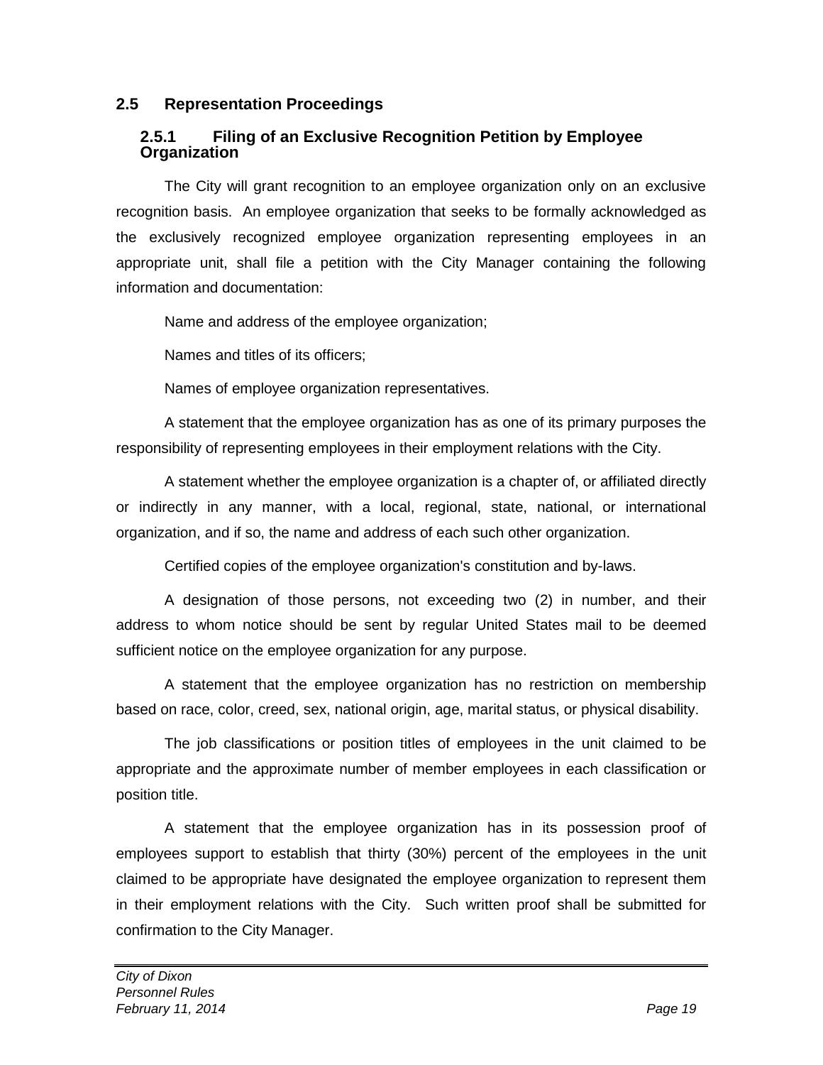## 2.5 Representation Proceedings

### 2.5.1 Filing of an Exclusive Recognition Petition by Employee Organization

The City will grant recognition to an employee organization only on an exclusive recognition basis. An employee organization that seeks to be formally acknowledged as the exclusively recognized employee organization representing employees in an appropriate unit, shall file a petition with the City Manager containing the following information and documentation:

Name and address of the employee organization;

Names and titles of its officers;

Names of employee organization representatives.

A statement that the employee organization has as one of its primary purposes the responsibility of representing employees in their employment relations with the City.

A statement whether the employee organization is a chapter of, or affiliated directly or indirectly in any manner, with a local, regional, state, national, or international organization, and if so, the name and address of each such other organization.

Certified copies of the employee organization's constitution and by-laws.

A designation of those persons, not exceeding two (2) in number, and their address to whom notice should be sent by regular United States mail to be deemed sufficient notice on the employee organization for any purpose.

A statement that the employee organization has no restriction on membership based on race, color, creed, sex, national origin, age, marital status, or physical disability.

The job classifications or position titles of employees in the unit claimed to be appropriate and the approximate number of member employees in each classification or position title.

A statement that the employee organization has in its possession proof of employees support to establish that thirty (30%) percent of the employees in the unit claimed to be appropriate have designated the employee organization to represent them in their employment relations with the City. Such written proof shall be submitted for confirmation to the City Manager.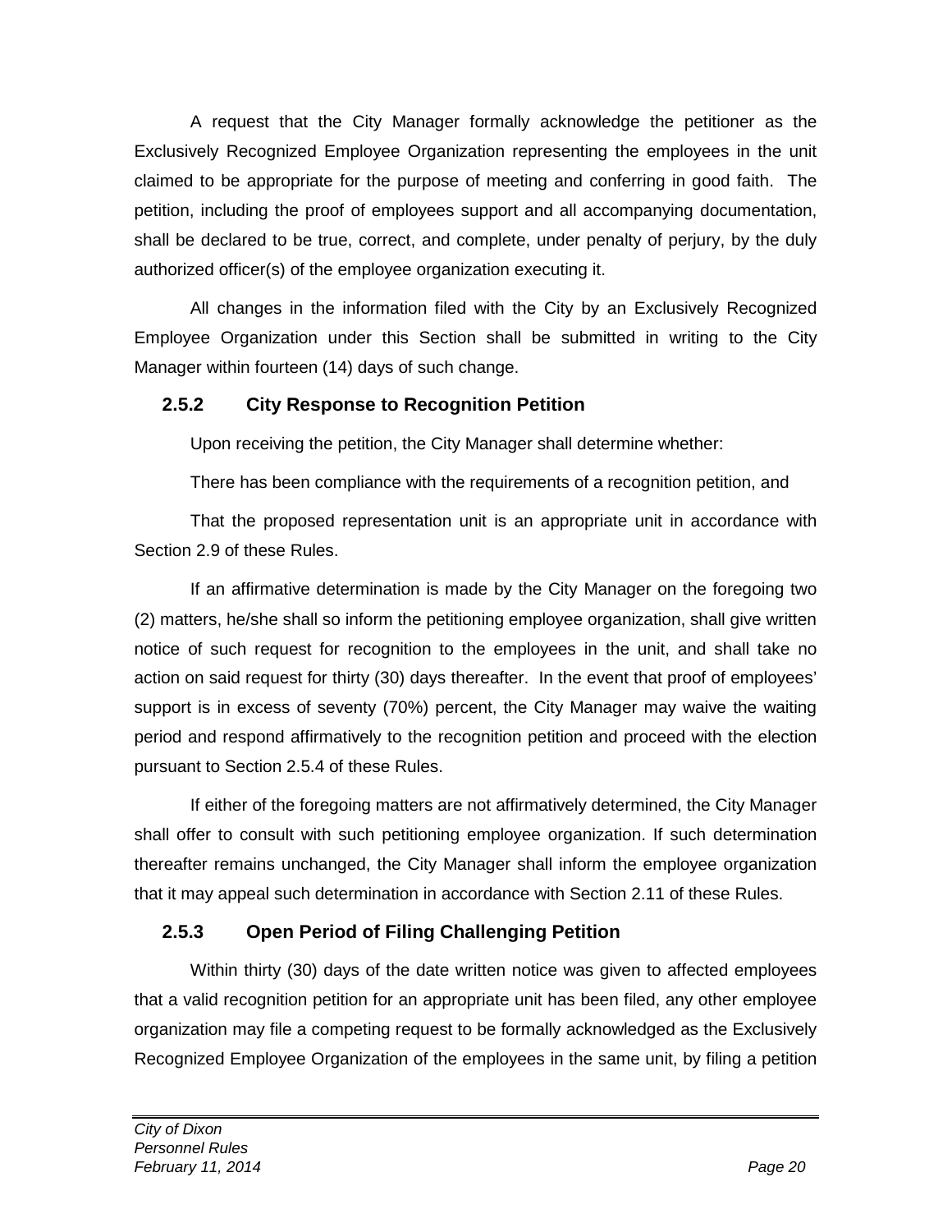A request that the City Manager formally acknowledge the petitioner as the Exclusively Recognized Employee Organization representing the employees in the unit claimed to be appropriate for the purpose of meeting and conferring in good faith. The petition, including the proof of employees support and all accompanying documentation, shall be declared to be true, correct, and complete, under penalty of perjury, by the duly authorized officer(s) of the employee organization executing it.

All changes in the information filed with the City by an Exclusively Recognized Employee Organization under this Section shall be submitted in writing to the City Manager within fourteen (14) days of such change.

### 2.5.2 City Response to Recognition Petition

Upon receiving the petition, the City Manager shall determine whether:

There has been compliance with the requirements of a recognition petition, and

That the proposed representation unit is an appropriate unit in accordance with Section 2.9 of these Rules.

If an affirmative determination is made by the City Manager on the foregoing two (2) matters, he/she shall so inform the petitioning employee organization, shall give written notice of such request for recognition to the employees in the unit, and shall take no action on said request for thirty (30) days thereafter. In the event that proof of employees' support is in excess of seventy (70%) percent, the City Manager may waive the waiting period and respond affirmatively to the recognition petition and proceed with the election pursuant to Section 2.5.4 of these Rules.

If either of the foregoing matters are not affirmatively determined, the City Manager shall offer to consult with such petitioning employee organization. If such determination thereafter remains unchanged, the City Manager shall inform the employee organization that it may appeal such determination in accordance with Section 2.11 of these Rules.

### 2.5.3 Open Period of Filing Challenging Petition

Within thirty (30) days of the date written notice was given to affected employees that a valid recognition petition for an appropriate unit has been filed, any other employee organization may file a competing request to be formally acknowledged as the Exclusively Recognized Employee Organization of the employees in the same unit, by filing a petition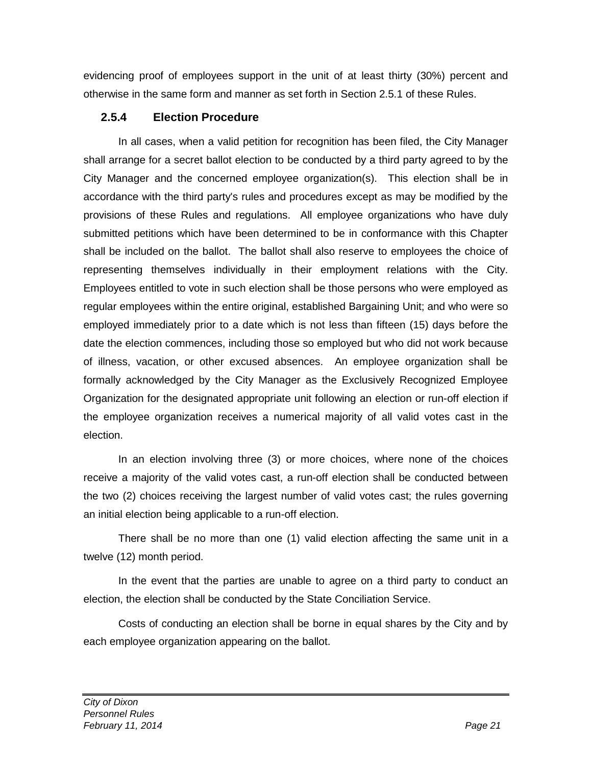evidencing proof of employees support in the unit of at least thirty (30%) percent and otherwise in the same form and manner as set forth in Section 2.5.1 of these Rules.

### 2.5.4 Election Procedure

In all cases, when a valid petition for recognition has been filed, the City Manager shall arrange for a secret ballot election to be conducted by a third party agreed to by the City Manager and the concerned employee organization(s). This election shall be in accordance with the third party's rules and procedures except as may be modified by the provisions of these Rules and regulations. All employee organizations who have duly submitted petitions which have been determined to be in conformance with this Chapter shall be included on the ballot. The ballot shall also reserve to employees the choice of representing themselves individually in their employment relations with the City. Employees entitled to vote in such election shall be those persons who were employed as regular employees within the entire original, established Bargaining Unit; and who were so employed immediately prior to a date which is not less than fifteen (15) days before the date the election commences, including those so employed but who did not work because of illness, vacation, or other excused absences. An employee organization shall be formally acknowledged by the City Manager as the Exclusively Recognized Employee Organization for the designated appropriate unit following an election or run-off election if the employee organization receives a numerical majority of all valid votes cast in the election.

In an election involving three (3) or more choices, where none of the choices receive a majority of the valid votes cast, a run-off election shall be conducted between the two (2) choices receiving the largest number of valid votes cast; the rules governing an initial election being applicable to a run-off election.

There shall be no more than one (1) valid election affecting the same unit in a twelve (12) month period.

In the event that the parties are unable to agree on a third party to conduct an election, the election shall be conducted by the State Conciliation Service.

Costs of conducting an election shall be borne in equal shares by the City and by each employee organization appearing on the ballot.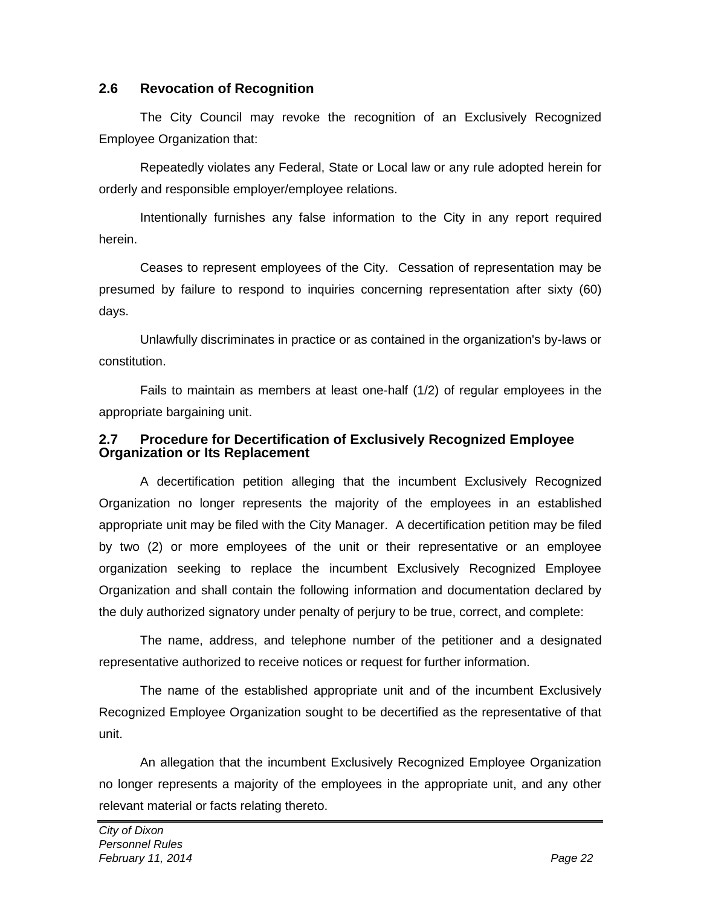### 2.6 Revocation of Recognition

The City Council may revoke the recognition of an Exclusively Recognized Employee Organization that:

Repeatedly violates any Federal, State or Local law or any rule adopted herein for orderly and responsible employer/employee relations.

Intentionally furnishes any false information to the City in any report required herein.

Ceases to represent employees of the City. Cessation of representation may be presumed by failure to respond to inquiries concerning representation after sixty (60) days.

Unlawfully discriminates in practice or as contained in the organization's by-laws or constitution.

Fails to maintain as members at least one-half (1/2) of regular employees in the appropriate bargaining unit.

### 2.7 Procedure for Decertification of Exclusively Recognized Employee Organization or Its Replacement

A decertification petition alleging that the incumbent Exclusively Recognized Organization no longer represents the majority of the employees in an established appropriate unit may be filed with the City Manager. A decertification petition may be filed by two (2) or more employees of the unit or their representative or an employee organization seeking to replace the incumbent Exclusively Recognized Employee Organization and shall contain the following information and documentation declared by the duly authorized signatory under penalty of perjury to be true, correct, and complete:

The name, address, and telephone number of the petitioner and a designated representative authorized to receive notices or request for further information.

The name of the established appropriate unit and of the incumbent Exclusively Recognized Employee Organization sought to be decertified as the representative of that unit.

An allegation that the incumbent Exclusively Recognized Employee Organization no longer represents a majority of the employees in the appropriate unit, and any other relevant material or facts relating thereto.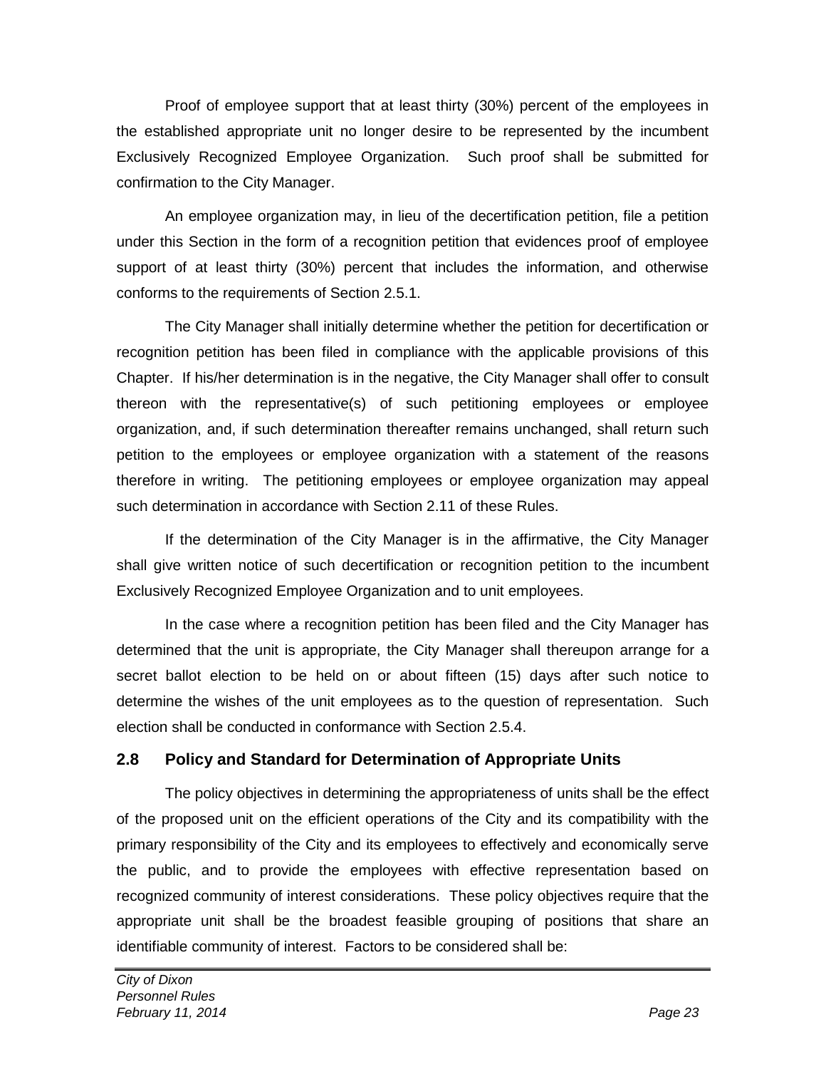Proof of employee support that at least thirty (30%) percent of the employees in the established appropriate unit no longer desire to be represented by the incumbent Exclusively Recognized Employee Organization. Such proof shall be submitted for confirmation to the City Manager.

An employee organization may, in lieu of the decertification petition, file a petition under this Section in the form of a recognition petition that evidences proof of employee support of at least thirty (30%) percent that includes the information, and otherwise conforms to the requirements of Section 2.5.1.

The City Manager shall initially determine whether the petition for decertification or recognition petition has been filed in compliance with the applicable provisions of this Chapter. If his/her determination is in the negative, the City Manager shall offer to consult thereon with the representative(s) of such petitioning employees or employee organization, and, if such determination thereafter remains unchanged, shall return such petition to the employees or employee organization with a statement of the reasons therefore in writing. The petitioning employees or employee organization may appeal such determination in accordance with Section 2.11 of these Rules.

If the determination of the City Manager is in the affirmative, the City Manager shall give written notice of such decertification or recognition petition to the incumbent Exclusively Recognized Employee Organization and to unit employees.

In the case where a recognition petition has been filed and the City Manager has determined that the unit is appropriate, the City Manager shall thereupon arrange for a secret ballot election to be held on or about fifteen (15) days after such notice to determine the wishes of the unit employees as to the question of representation. Such election shall be conducted in conformance with Section 2.5.4.

### 2.8 Policy and Standard for Determination of Appropriate Units

The policy objectives in determining the appropriateness of units shall be the effect of the proposed unit on the efficient operations of the City and its compatibility with the primary responsibility of the City and its employees to effectively and economically serve the public, and to provide the employees with effective representation based on recognized community of interest considerations. These policy objectives require that the appropriate unit shall be the broadest feasible grouping of positions that share an identifiable community of interest. Factors to be considered shall be: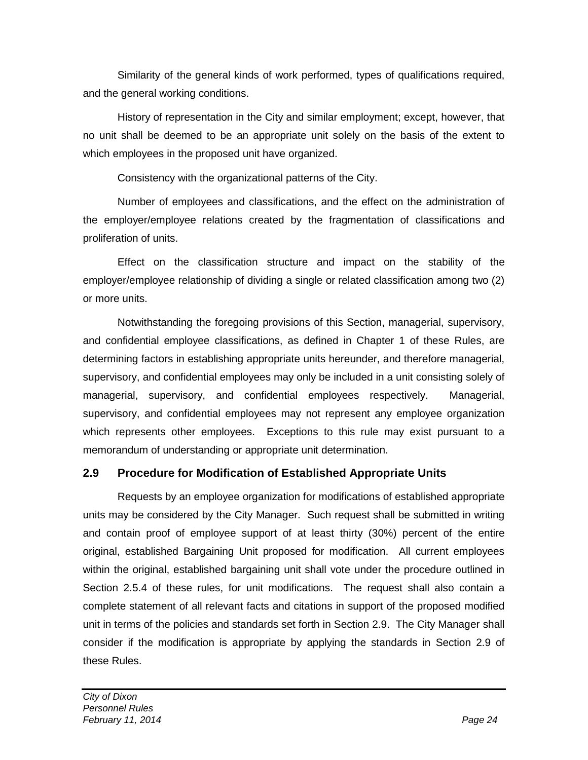Similarity of the general kinds of work performed, types of qualifications required, and the general working conditions.

History of representation in the City and similar employment; except, however, that no unit shall be deemed to be an appropriate unit solely on the basis of the extent to which employees in the proposed unit have organized.

Consistency with the organizational patterns of the City.

Number of employees and classifications, and the effect on the administration of the employer/employee relations created by the fragmentation of classifications and proliferation of units.

Effect on the classification structure and impact on the stability of the employer/employee relationship of dividing a single or related classification among two (2) or more units.

Notwithstanding the foregoing provisions of this Section, managerial, supervisory, and confidential employee classifications, as defined in Chapter 1 of these Rules, are determining factors in establishing appropriate units hereunder, and therefore managerial, supervisory, and confidential employees may only be included in a unit consisting solely of managerial, supervisory, and confidential employees respectively. Managerial, supervisory, and confidential employees may not represent any employee organization which represents other employees. Exceptions to this rule may exist pursuant to a memorandum of understanding or appropriate unit determination.

## 2.9 Procedure for Modification of Established Appropriate Units

Requests by an employee organization for modifications of established appropriate units may be considered by the City Manager. Such request shall be submitted in writing and contain proof of employee support of at least thirty (30%) percent of the entire original, established Bargaining Unit proposed for modification. All current employees within the original, established bargaining unit shall vote under the procedure outlined in Section 2.5.4 of these rules, for unit modifications. The request shall also contain a complete statement of all relevant facts and citations in support of the proposed modified unit in terms of the policies and standards set forth in Section 2.9. The City Manager shall consider if the modification is appropriate by applying the standards in Section 2.9 of these Rules.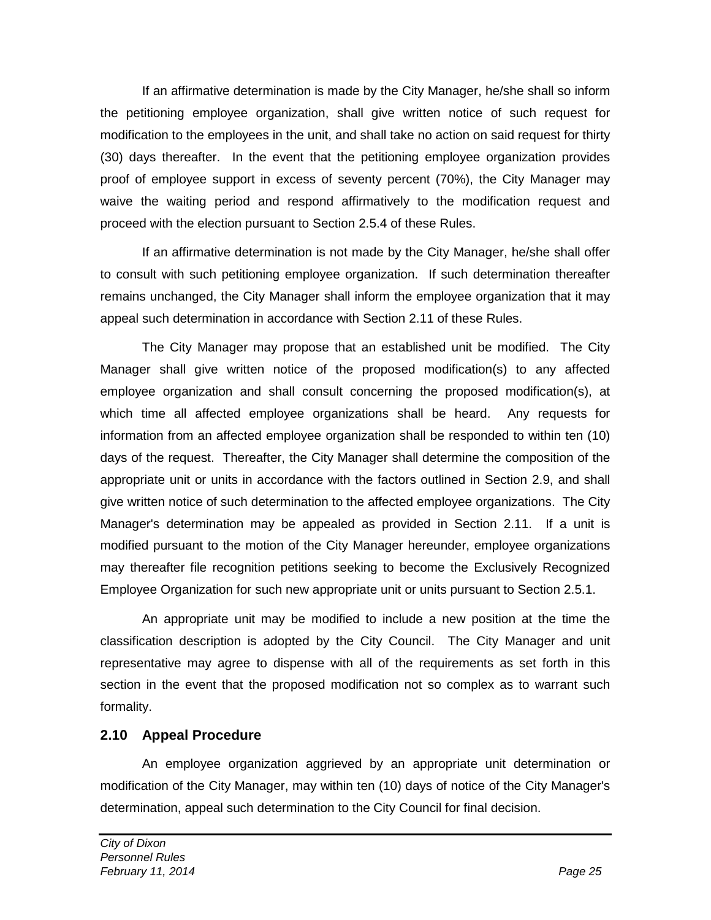If an affirmative determination is made by the City Manager, he/she shall so inform the petitioning employee organization, shall give written notice of such request for modification to the employees in the unit, and shall take no action on said request for thirty (30) days thereafter. In the event that the petitioning employee organization provides proof of employee support in excess of seventy percent (70%), the City Manager may waive the waiting period and respond affirmatively to the modification request and proceed with the election pursuant to Section 2.5.4 of these Rules.

If an affirmative determination is not made by the City Manager, he/she shall offer to consult with such petitioning employee organization. If such determination thereafter remains unchanged, the City Manager shall inform the employee organization that it may appeal such determination in accordance with Section 2.11 of these Rules.

The City Manager may propose that an established unit be modified. The City Manager shall give written notice of the proposed modification(s) to any affected employee organization and shall consult concerning the proposed modification(s), at which time all affected employee organizations shall be heard. Any requests for information from an affected employee organization shall be responded to within ten (10) days of the request. Thereafter, the City Manager shall determine the composition of the appropriate unit or units in accordance with the factors outlined in Section 2.9, and shall give written notice of such determination to the affected employee organizations. The City Manager's determination may be appealed as provided in Section 2.11. If a unit is modified pursuant to the motion of the City Manager hereunder, employee organizations may thereafter file recognition petitions seeking to become the Exclusively Recognized Employee Organization for such new appropriate unit or units pursuant to Section 2.5.1.

An appropriate unit may be modified to include a new position at the time the classification description is adopted by the City Council. The City Manager and unit representative may agree to dispense with all of the requirements as set forth in this section in the event that the proposed modification not so complex as to warrant such formality.

## 2.10 Appeal Procedure

An employee organization aggrieved by an appropriate unit determination or modification of the City Manager, may within ten (10) days of notice of the City Manager's determination, appeal such determination to the City Council for final decision.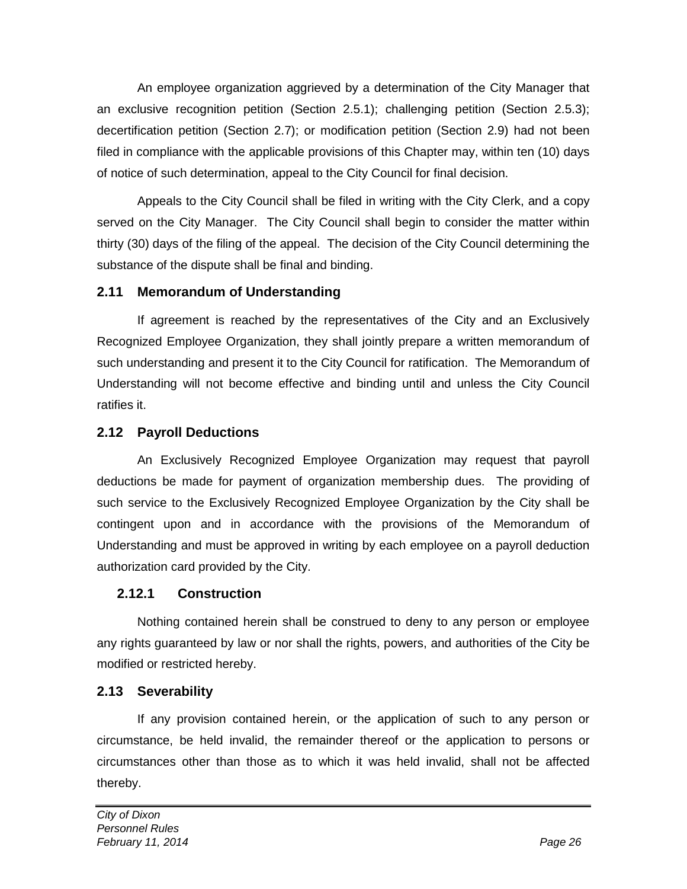An employee organization aggrieved by a determination of the City Manager that an exclusive recognition petition (Section 2.5.1); challenging petition (Section 2.5.3); decertification petition (Section 2.7); or modification petition (Section 2.9) had not been filed in compliance with the applicable provisions of this Chapter may, within ten (10) days of notice of such determination, appeal to the City Council for final decision.

Appeals to the City Council shall be filed in writing with the City Clerk, and a copy served on the City Manager. The City Council shall begin to consider the matter within thirty (30) days of the filing of the appeal. The decision of the City Council determining the substance of the dispute shall be final and binding.

## 2.11 Memorandum of Understanding

If agreement is reached by the representatives of the City and an Exclusively Recognized Employee Organization, they shall jointly prepare a written memorandum of such understanding and present it to the City Council for ratification. The Memorandum of Understanding will not become effective and binding until and unless the City Council ratifies it.

## 2.12 Payroll Deductions

An Exclusively Recognized Employee Organization may request that payroll deductions be made for payment of organization membership dues. The providing of such service to the Exclusively Recognized Employee Organization by the City shall be contingent upon and in accordance with the provisions of the Memorandum of Understanding and must be approved in writing by each employee on a payroll deduction authorization card provided by the City.

### 2.12.1 Construction

Nothing contained herein shall be construed to deny to any person or employee any rights guaranteed by law or nor shall the rights, powers, and authorities of the City be modified or restricted hereby.

## 2.13 Severability

If any provision contained herein, or the application of such to any person or circumstance, be held invalid, the remainder thereof or the application to persons or circumstances other than those as to which it was held invalid, shall not be affected thereby.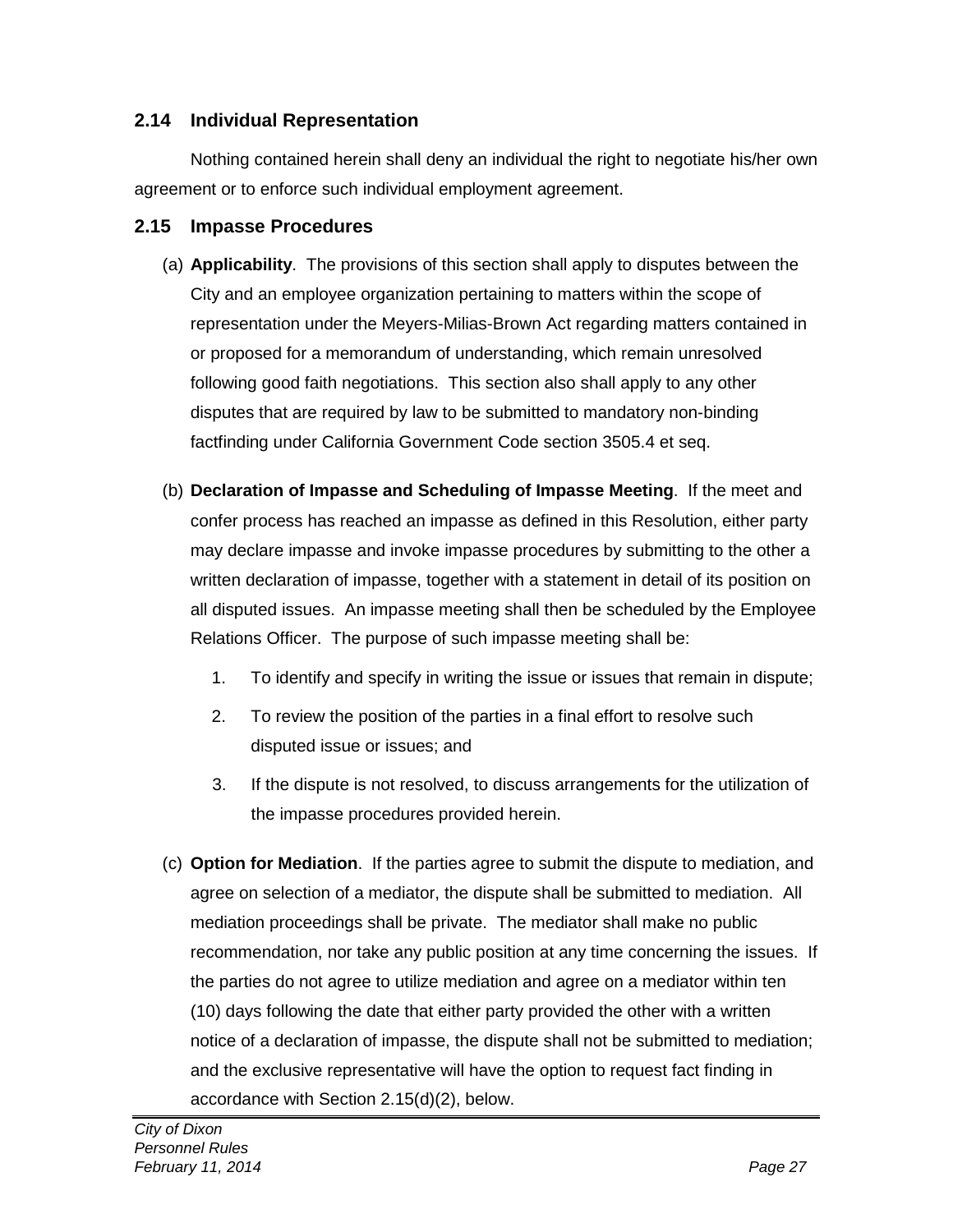## 2.14 Individual Representation

Nothing contained herein shall deny an individual the right to negotiate his/her own agreement or to enforce such individual employment agreement.

## 2.15 Impasse Procedures

(a) **Applicability**. The provisions of this section shall apply to disputes between the City and an employee organization pertaining to matters within the scope of representation under the Meyers-Milias-Brown Act regarding matters contained in or proposed for a memorandum of understanding, which remain unresolved following good faith negotiations. This section also shall apply to any other disputes that are required by law to be submitted to mandatory non-binding factfinding under California Government Code section 3505.4 et seq.

(b) **Declaration of Impasse and Scheduling of Impasse Meeting**. If the meet and confer process has reached an impasse as defined in this Resolution, either party may declare impasse and invoke impasse procedures by submitting to the other a written declaration of impasse, together with a statement in detail of its position on all disputed issues. An impasse meeting shall then be scheduled by the Employee Relations Officer. The purpose of such impasse meeting shall be:

1. To identify and specify in writing the issue or issues that remain in dispute;
2. To review the position of the parties in a final effort to resolve such disputed issue or issues; and
3. If the dispute is not resolved, to discuss arrangements for the utilization of the impasse procedures provided herein.

(c) **Option for Mediation**. If the parties agree to submit the dispute to mediation, and agree on selection of a mediator, the dispute shall be submitted to mediation. All mediation proceedings shall be private. The mediator shall make no public recommendation, nor take any public position at any time concerning the issues. If the parties do not agree to utilize mediation and agree on a mediator within ten (10) days following the date that either party provided the other with a written notice of a declaration of impasse, the dispute shall not be submitted to mediation; and the exclusive representative will have the option to request fact finding in accordance with Section 2.15(d)(2), below.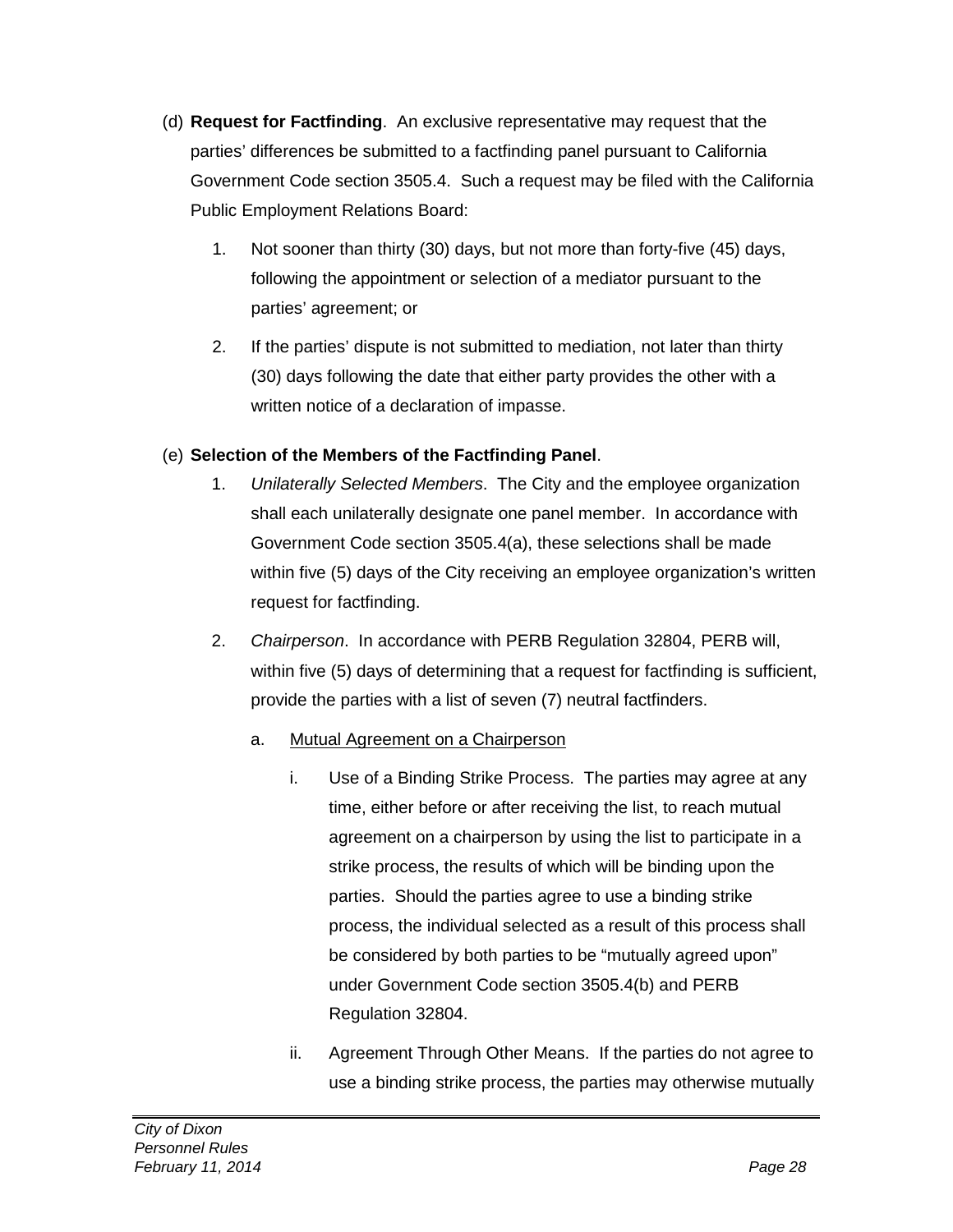(d) **Request for Factfinding**. An exclusive representative may request that the parties' differences be submitted to a factfinding panel pursuant to California Government Code section 3505.4. Such a request may be filed with the California Public Employment Relations Board:

1. Not sooner than thirty (30) days, but not more than forty-five (45) days, following the appointment or selection of a mediator pursuant to the parties' agreement; or

2. If the parties' dispute is not submitted to mediation, not later than thirty (30) days following the date that either party provides the other with a written notice of a declaration of impasse.

(e) **Selection of the Members of the Factfinding Panel**.

1. *Unilaterally Selected Members*. The City and the employee organization shall each unilaterally designate one panel member. In accordance with Government Code section 3505.4(a), these selections shall be made within five (5) days of the City receiving an employee organization's written request for factfinding.

2. *Chairperson*. In accordance with PERB Regulation 32804, PERB will, within five (5) days of determining that a request for factfinding is sufficient, provide the parties with a list of seven (7) neutral factfinders.

   a. Mutual Agreement on a Chairperson

      i. Use of a Binding Strike Process. The parties may agree at any time, either before or after receiving the list, to reach mutual agreement on a chairperson by using the list to participate in a strike process, the results of which will be binding upon the parties. Should the parties agree to use a binding strike process, the individual selected as a result of this process shall be considered by both parties to be "mutually agreed upon" under Government Code section 3505.4(b) and PERB Regulation 32804.

      ii. Agreement Through Other Means. If the parties do not agree to use a binding strike process, the parties may otherwise mutually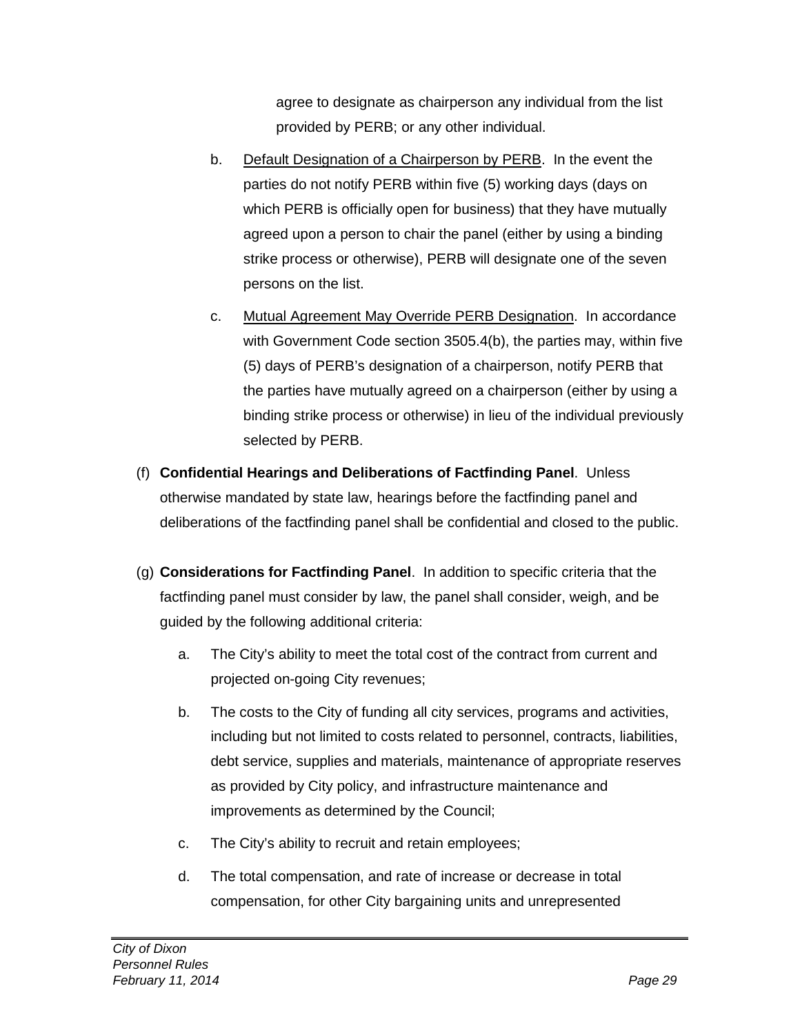agree to designate as chairperson any individual from the list provided by PERB; or any other individual.

b. Default Designation of a Chairperson by PERB. In the event the parties do not notify PERB within five (5) working days (days on which PERB is officially open for business) that they have mutually agreed upon a person to chair the panel (either by using a binding strike process or otherwise), PERB will designate one of the seven persons on the list.

c. Mutual Agreement May Override PERB Designation. In accordance with Government Code section 3505.4(b), the parties may, within five (5) days of PERB's designation of a chairperson, notify PERB that the parties have mutually agreed on a chairperson (either by using a binding strike process or otherwise) in lieu of the individual previously selected by PERB.

(f) **Confidential Hearings and Deliberations of Factfinding Panel**. Unless otherwise mandated by state law, hearings before the factfinding panel and deliberations of the factfinding panel shall be confidential and closed to the public.

(g) **Considerations for Factfinding Panel**. In addition to specific criteria that the factfinding panel must consider by law, the panel shall consider, weigh, and be guided by the following additional criteria:

a. The City's ability to meet the total cost of the contract from current and projected on-going City revenues;

b. The costs to the City of funding all city services, programs and activities, including but not limited to costs related to personnel, contracts, liabilities, debt service, supplies and materials, maintenance of appropriate reserves as provided by City policy, and infrastructure maintenance and improvements as determined by the Council;

c. The City's ability to recruit and retain employees;

d. The total compensation, and rate of increase or decrease in total compensation, for other City bargaining units and unrepresented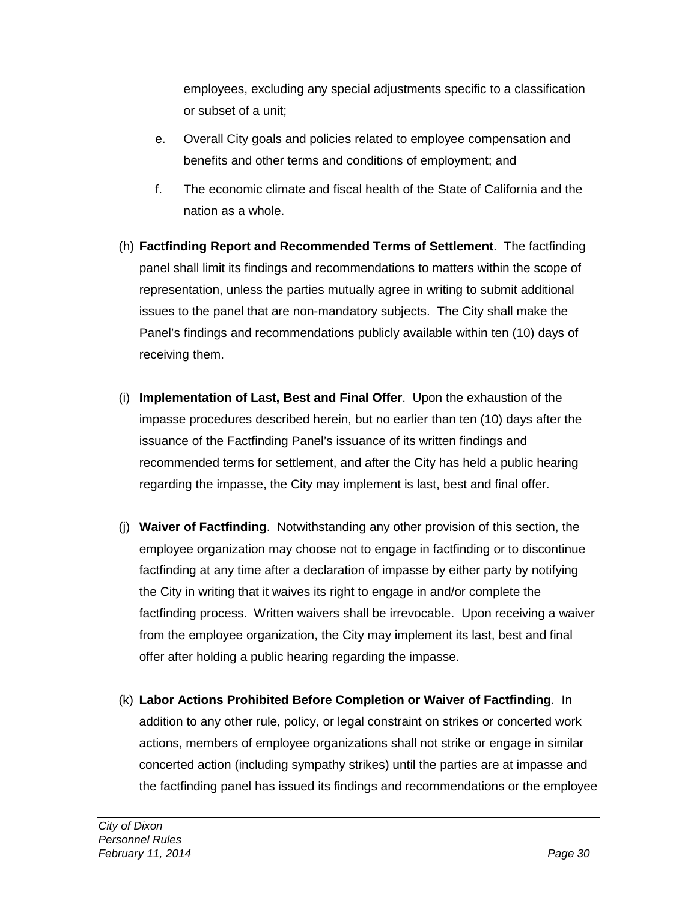employees, excluding any special adjustments specific to a classification or subset of a unit;

e. Overall City goals and policies related to employee compensation and benefits and other terms and conditions of employment; and

f. The economic climate and fiscal health of the State of California and the nation as a whole.

(h) **Factfinding Report and Recommended Terms of Settlement**. The factfinding panel shall limit its findings and recommendations to matters within the scope of representation, unless the parties mutually agree in writing to submit additional issues to the panel that are non-mandatory subjects. The City shall make the Panel's findings and recommendations publicly available within ten (10) days of receiving them.

(i) **Implementation of Last, Best and Final Offer**. Upon the exhaustion of the impasse procedures described herein, but no earlier than ten (10) days after the issuance of the Factfinding Panel's issuance of its written findings and recommended terms for settlement, and after the City has held a public hearing regarding the impasse, the City may implement is last, best and final offer.

(j) **Waiver of Factfinding**. Notwithstanding any other provision of this section, the employee organization may choose not to engage in factfinding or to discontinue factfinding at any time after a declaration of impasse by either party by notifying the City in writing that it waives its right to engage in and/or complete the factfinding process. Written waivers shall be irrevocable. Upon receiving a waiver from the employee organization, the City may implement its last, best and final offer after holding a public hearing regarding the impasse.

(k) **Labor Actions Prohibited Before Completion or Waiver of Factfinding**. In addition to any other rule, policy, or legal constraint on strikes or concerted work actions, members of employee organizations shall not strike or engage in similar concerted action (including sympathy strikes) until the parties are at impasse and the factfinding panel has issued its findings and recommendations or the employee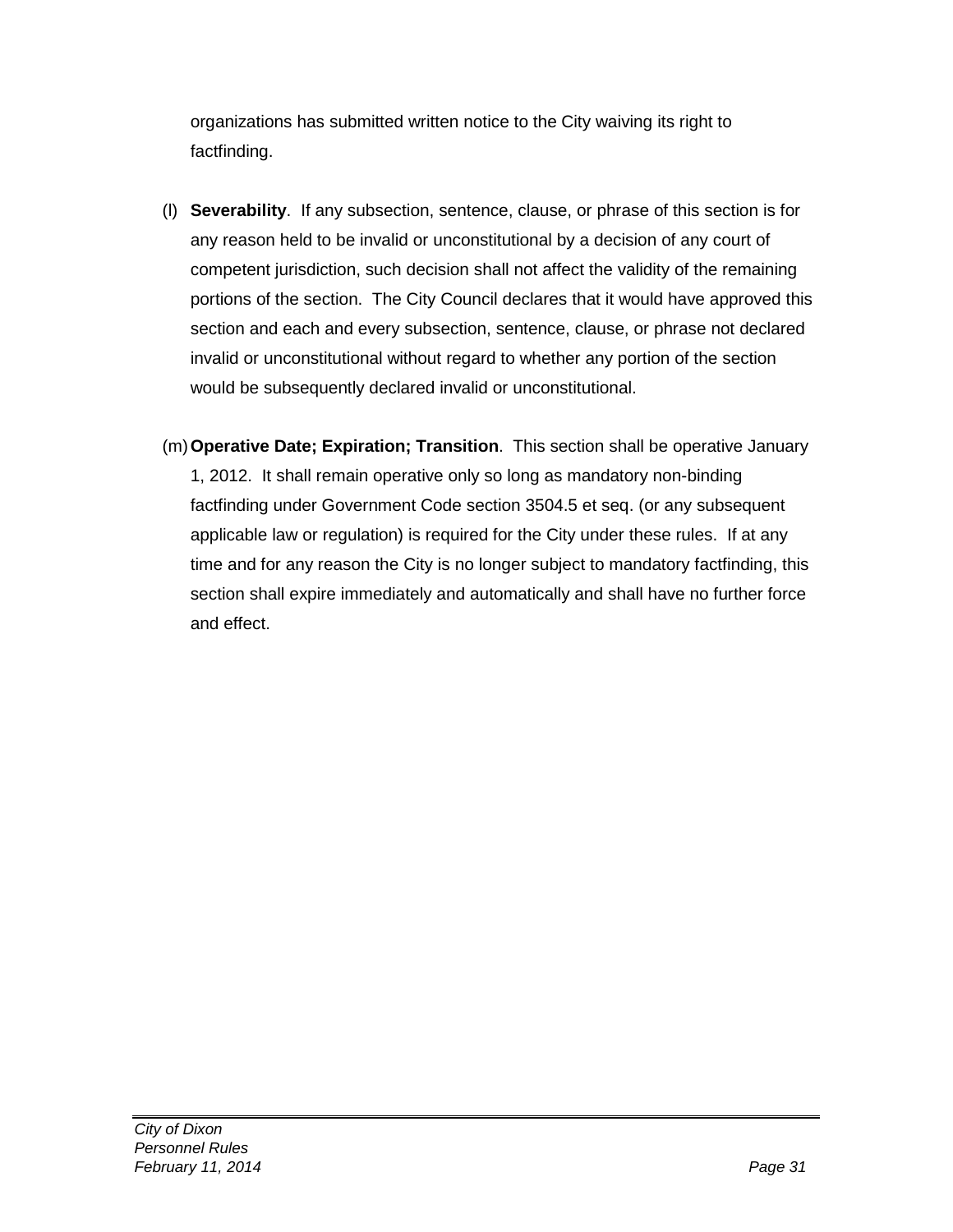organizations has submitted written notice to the City waiving its right to factfinding.

(l) **Severability**. If any subsection, sentence, clause, or phrase of this section is for any reason held to be invalid or unconstitutional by a decision of any court of competent jurisdiction, such decision shall not affect the validity of the remaining portions of the section. The City Council declares that it would have approved this section and each and every subsection, sentence, clause, or phrase not declared invalid or unconstitutional without regard to whether any portion of the section would be subsequently declared invalid or unconstitutional.

(m) **Operative Date; Expiration; Transition**. This section shall be operative January 1, 2012. It shall remain operative only so long as mandatory non-binding factfinding under Government Code section 3504.5 et seq. (or any subsequent applicable law or regulation) is required for the City under these rules. If at any time and for any reason the City is no longer subject to mandatory factfinding, this section shall expire immediately and automatically and shall have no further force and effect.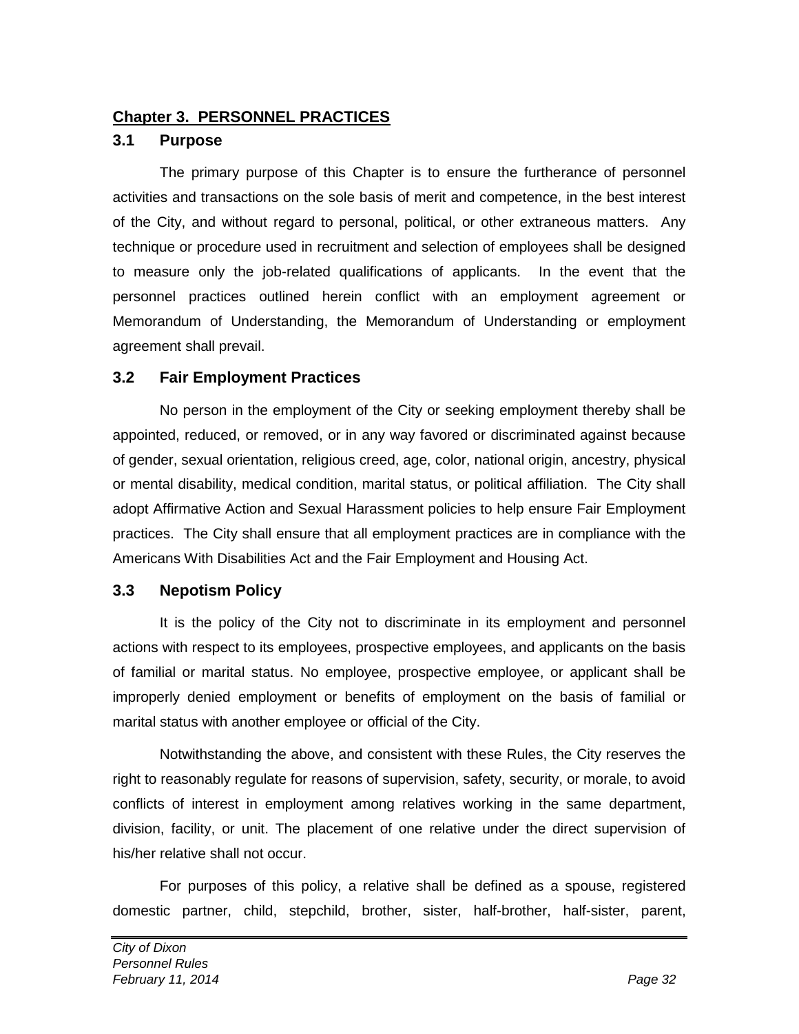## Chapter 3. PERSONNEL PRACTICES

### 3.1 Purpose

The primary purpose of this Chapter is to ensure the furtherance of personnel activities and transactions on the sole basis of merit and competence, in the best interest of the City, and without regard to personal, political, or other extraneous matters. Any technique or procedure used in recruitment and selection of employees shall be designed to measure only the job-related qualifications of applicants. In the event that the personnel practices outlined herein conflict with an employment agreement or Memorandum of Understanding, the Memorandum of Understanding or employment agreement shall prevail.

### 3.2 Fair Employment Practices

No person in the employment of the City or seeking employment thereby shall be appointed, reduced, or removed, or in any way favored or discriminated against because of gender, sexual orientation, religious creed, age, color, national origin, ancestry, physical or mental disability, medical condition, marital status, or political affiliation. The City shall adopt Affirmative Action and Sexual Harassment policies to help ensure Fair Employment practices. The City shall ensure that all employment practices are in compliance with the Americans With Disabilities Act and the Fair Employment and Housing Act.

### 3.3 Nepotism Policy

It is the policy of the City not to discriminate in its employment and personnel actions with respect to its employees, prospective employees, and applicants on the basis of familial or marital status. No employee, prospective employee, or applicant shall be improperly denied employment or benefits of employment on the basis of familial or marital status with another employee or official of the City.

Notwithstanding the above, and consistent with these Rules, the City reserves the right to reasonably regulate for reasons of supervision, safety, security, or morale, to avoid conflicts of interest in employment among relatives working in the same department, division, facility, or unit. The placement of one relative under the direct supervision of his/her relative shall not occur.

For purposes of this policy, a relative shall be defined as a spouse, registered domestic partner, child, stepchild, brother, sister, half-brother, half-sister, parent,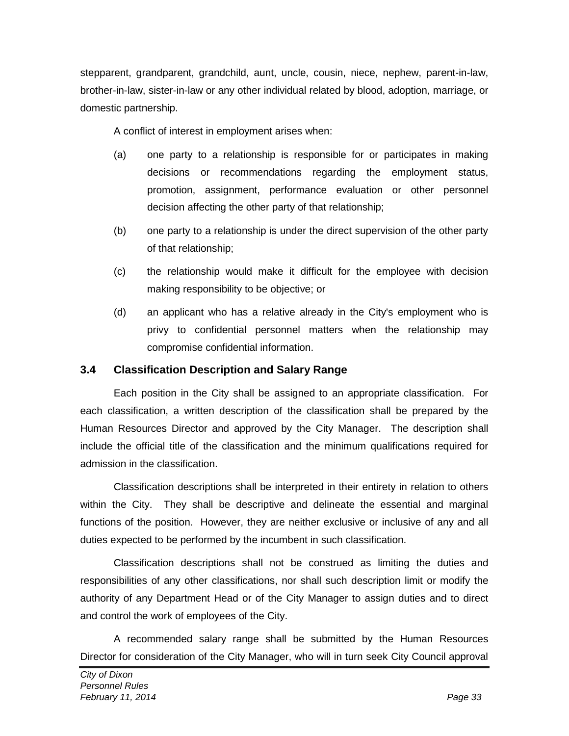stepparent, grandparent, grandchild, aunt, uncle, cousin, niece, nephew, parent-in-law, brother-in-law, sister-in-law or any other individual related by blood, adoption, marriage, or domestic partnership.

A conflict of interest in employment arises when:

(a) one party to a relationship is responsible for or participates in making decisions or recommendations regarding the employment status, promotion, assignment, performance evaluation or other personnel decision affecting the other party of that relationship;

(b) one party to a relationship is under the direct supervision of the other party of that relationship;

(c) the relationship would make it difficult for the employee with decision making responsibility to be objective; or

(d) an applicant who has a relative already in the City's employment who is privy to confidential personnel matters when the relationship may compromise confidential information.

### 3.4 Classification Description and Salary Range

Each position in the City shall be assigned to an appropriate classification. For each classification, a written description of the classification shall be prepared by the Human Resources Director and approved by the City Manager. The description shall include the official title of the classification and the minimum qualifications required for admission in the classification.

Classification descriptions shall be interpreted in their entirety in relation to others within the City. They shall be descriptive and delineate the essential and marginal functions of the position. However, they are neither exclusive or inclusive of any and all duties expected to be performed by the incumbent in such classification.

Classification descriptions shall not be construed as limiting the duties and responsibilities of any other classifications, nor shall such description limit or modify the authority of any Department Head or of the City Manager to assign duties and to direct and control the work of employees of the City.

A recommended salary range shall be submitted by the Human Resources Director for consideration of the City Manager, who will in turn seek City Council approval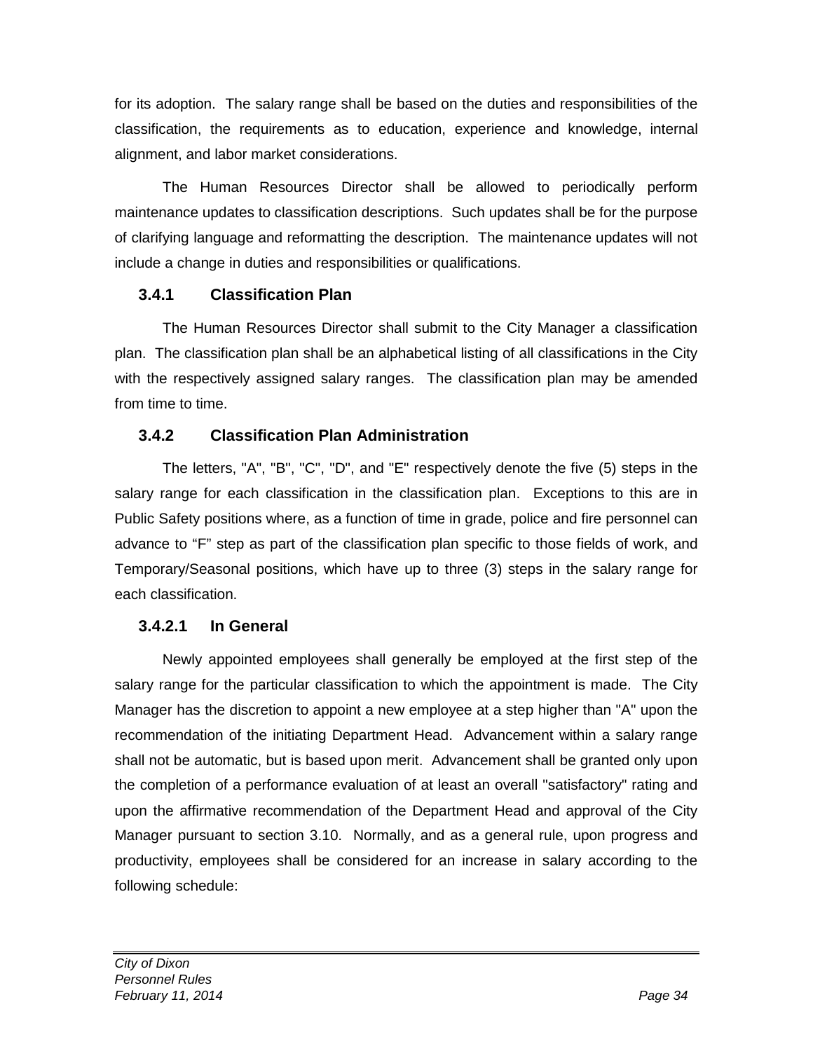for its adoption. The salary range shall be based on the duties and responsibilities of the classification, the requirements as to education, experience and knowledge, internal alignment, and labor market considerations.

The Human Resources Director shall be allowed to periodically perform maintenance updates to classification descriptions. Such updates shall be for the purpose of clarifying language and reformatting the description. The maintenance updates will not include a change in duties and responsibilities or qualifications.

### 3.4.1 Classification Plan

The Human Resources Director shall submit to the City Manager a classification plan. The classification plan shall be an alphabetical listing of all classifications in the City with the respectively assigned salary ranges. The classification plan may be amended from time to time.

### 3.4.2 Classification Plan Administration

The letters, "A", "B", "C", "D", and "E" respectively denote the five (5) steps in the salary range for each classification in the classification plan. Exceptions to this are in Public Safety positions where, as a function of time in grade, police and fire personnel can advance to “F” step as part of the classification plan specific to those fields of work, and Temporary/Seasonal positions, which have up to three (3) steps in the salary range for each classification.

#### 3.4.2.1 In General

Newly appointed employees shall generally be employed at the first step of the salary range for the particular classification to which the appointment is made. The City Manager has the discretion to appoint a new employee at a step higher than "A" upon the recommendation of the initiating Department Head. Advancement within a salary range shall not be automatic, but is based upon merit. Advancement shall be granted only upon the completion of a performance evaluation of at least an overall "satisfactory" rating and upon the affirmative recommendation of the Department Head and approval of the City Manager pursuant to section 3.10. Normally, and as a general rule, upon progress and productivity, employees shall be considered for an increase in salary according to the following schedule: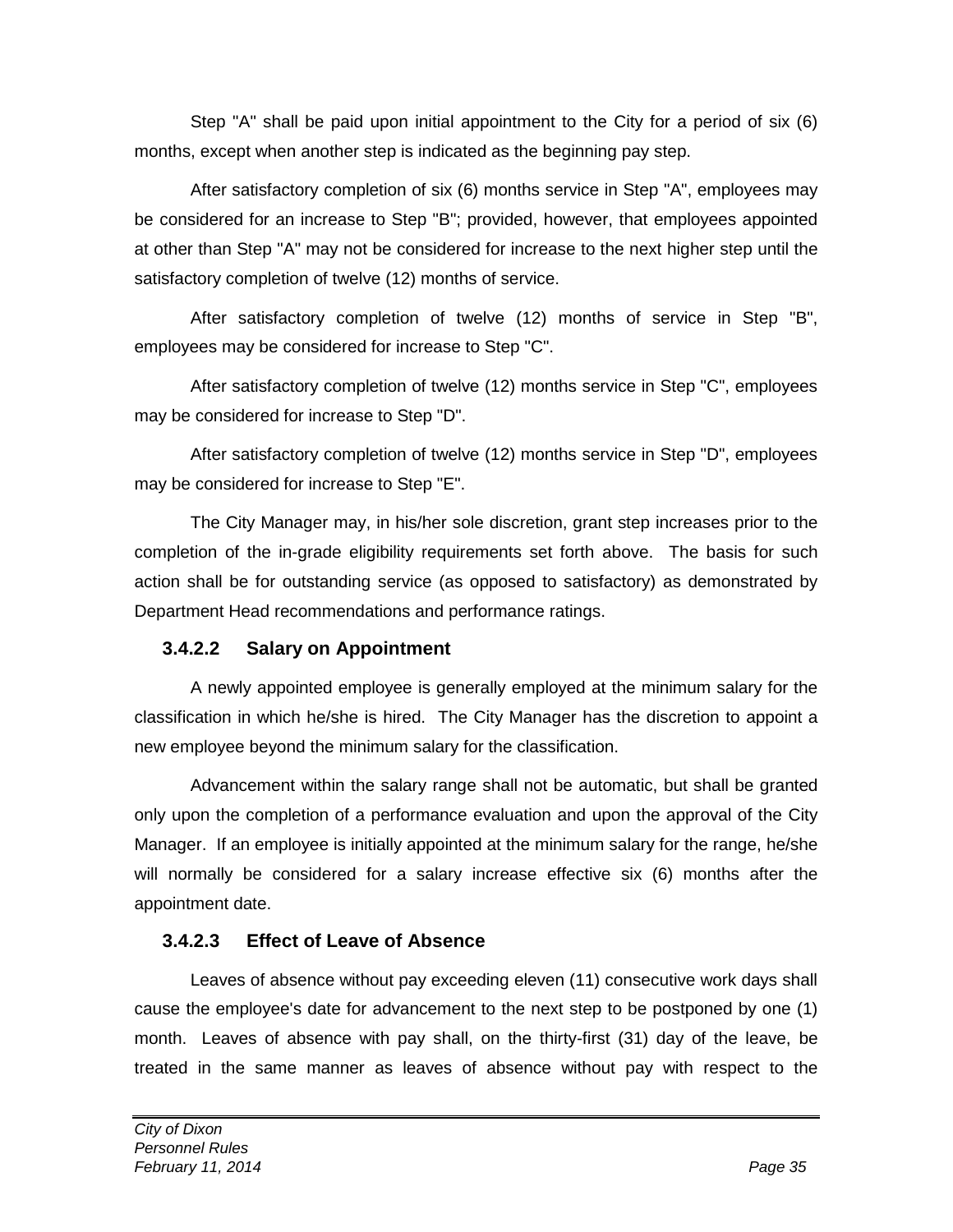Step "A" shall be paid upon initial appointment to the City for a period of six (6) months, except when another step is indicated as the beginning pay step.

After satisfactory completion of six (6) months service in Step "A", employees may be considered for an increase to Step "B"; provided, however, that employees appointed at other than Step "A" may not be considered for increase to the next higher step until the satisfactory completion of twelve (12) months of service.

After satisfactory completion of twelve (12) months of service in Step "B", employees may be considered for increase to Step "C".

After satisfactory completion of twelve (12) months service in Step "C", employees may be considered for increase to Step "D".

After satisfactory completion of twelve (12) months service in Step "D", employees may be considered for increase to Step "E".

The City Manager may, in his/her sole discretion, grant step increases prior to the completion of the in-grade eligibility requirements set forth above. The basis for such action shall be for outstanding service (as opposed to satisfactory) as demonstrated by Department Head recommendations and performance ratings.

### 3.4.2.2 Salary on Appointment

A newly appointed employee is generally employed at the minimum salary for the classification in which he/she is hired. The City Manager has the discretion to appoint a new employee beyond the minimum salary for the classification.

Advancement within the salary range shall not be automatic, but shall be granted only upon the completion of a performance evaluation and upon the approval of the City Manager. If an employee is initially appointed at the minimum salary for the range, he/she will normally be considered for a salary increase effective six (6) months after the appointment date.

### 3.4.2.3 Effect of Leave of Absence

Leaves of absence without pay exceeding eleven (11) consecutive work days shall cause the employee's date for advancement to the next step to be postponed by one (1) month. Leaves of absence with pay shall, on the thirty-first (31) day of the leave, be treated in the same manner as leaves of absence without pay with respect to the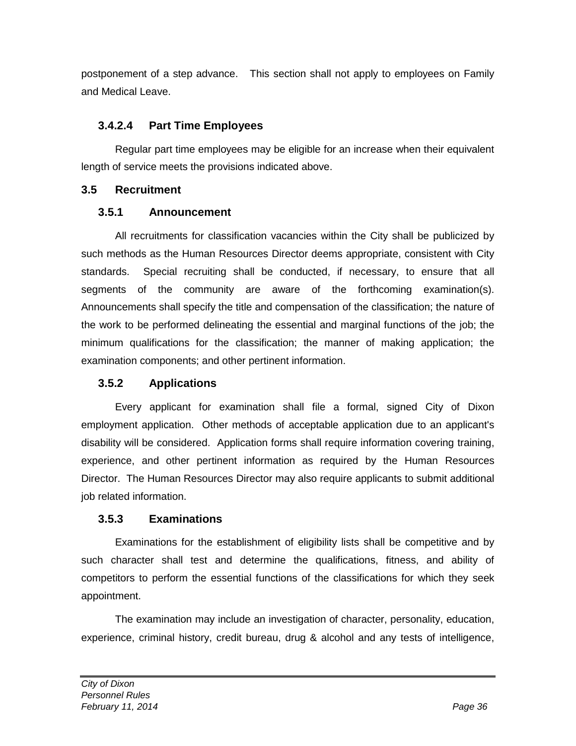postponement of a step advance. This section shall not apply to employees on Family and Medical Leave.

#### 3.4.2.4 Part Time Employees

Regular part time employees may be eligible for an increase when their equivalent length of service meets the provisions indicated above.

## 3.5 Recruitment

### 3.5.1 Announcement

All recruitments for classification vacancies within the City shall be publicized by such methods as the Human Resources Director deems appropriate, consistent with City standards. Special recruiting shall be conducted, if necessary, to ensure that all segments of the community are aware of the forthcoming examination(s). Announcements shall specify the title and compensation of the classification; the nature of the work to be performed delineating the essential and marginal functions of the job; the minimum qualifications for the classification; the manner of making application; the examination components; and other pertinent information.

### 3.5.2 Applications

Every applicant for examination shall file a formal, signed City of Dixon employment application. Other methods of acceptable application due to an applicant's disability will be considered. Application forms shall require information covering training, experience, and other pertinent information as required by the Human Resources Director. The Human Resources Director may also require applicants to submit additional job related information.

### 3.5.3 Examinations

Examinations for the establishment of eligibility lists shall be competitive and by such character shall test and determine the qualifications, fitness, and ability of competitors to perform the essential functions of the classifications for which they seek appointment.

The examination may include an investigation of character, personality, education, experience, criminal history, credit bureau, drug & alcohol and any tests of intelligence,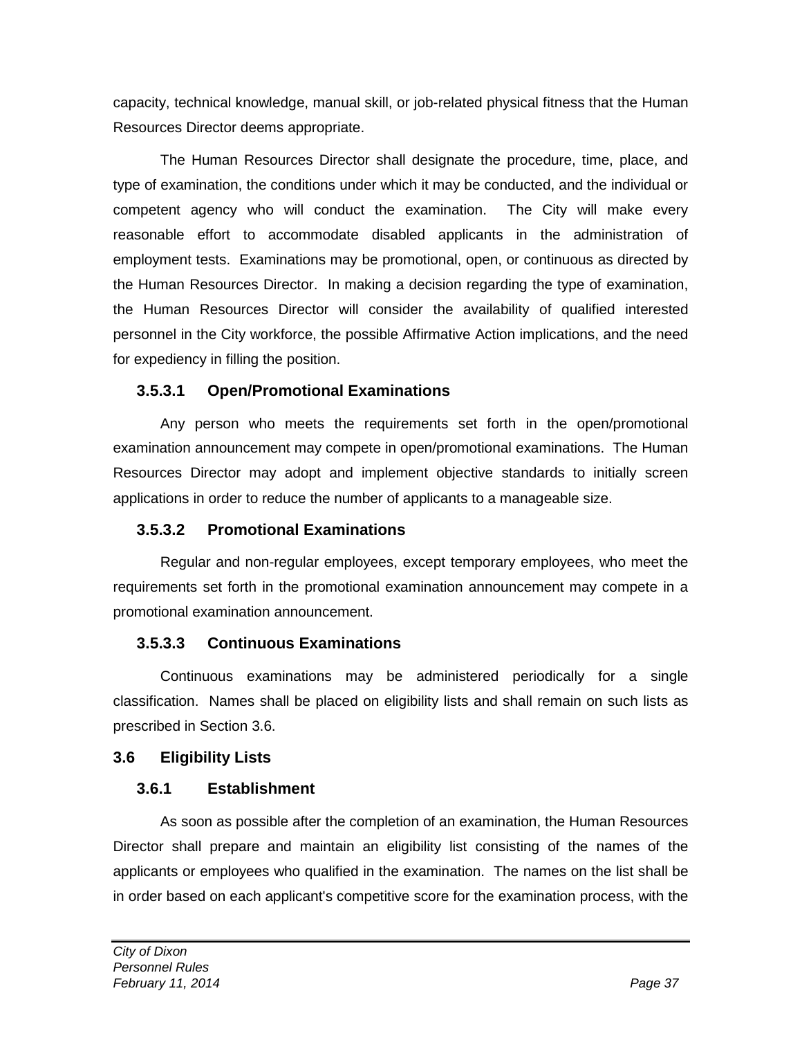capacity, technical knowledge, manual skill, or job-related physical fitness that the Human Resources Director deems appropriate.

The Human Resources Director shall designate the procedure, time, place, and type of examination, the conditions under which it may be conducted, and the individual or competent agency who will conduct the examination. The City will make every reasonable effort to accommodate disabled applicants in the administration of employment tests. Examinations may be promotional, open, or continuous as directed by the Human Resources Director. In making a decision regarding the type of examination, the Human Resources Director will consider the availability of qualified interested personnel in the City workforce, the possible Affirmative Action implications, and the need for expediency in filling the position.

#### 3.5.3.1 Open/Promotional Examinations

Any person who meets the requirements set forth in the open/promotional examination announcement may compete in open/promotional examinations. The Human Resources Director may adopt and implement objective standards to initially screen applications in order to reduce the number of applicants to a manageable size.

#### 3.5.3.2 Promotional Examinations

Regular and non-regular employees, except temporary employees, who meet the requirements set forth in the promotional examination announcement may compete in a promotional examination announcement.

#### 3.5.3.3 Continuous Examinations

Continuous examinations may be administered periodically for a single classification. Names shall be placed on eligibility lists and shall remain on such lists as prescribed in Section 3.6.

## 3.6 Eligibility Lists

### 3.6.1 Establishment

As soon as possible after the completion of an examination, the Human Resources Director shall prepare and maintain an eligibility list consisting of the names of the applicants or employees who qualified in the examination. The names on the list shall be in order based on each applicant's competitive score for the examination process, with the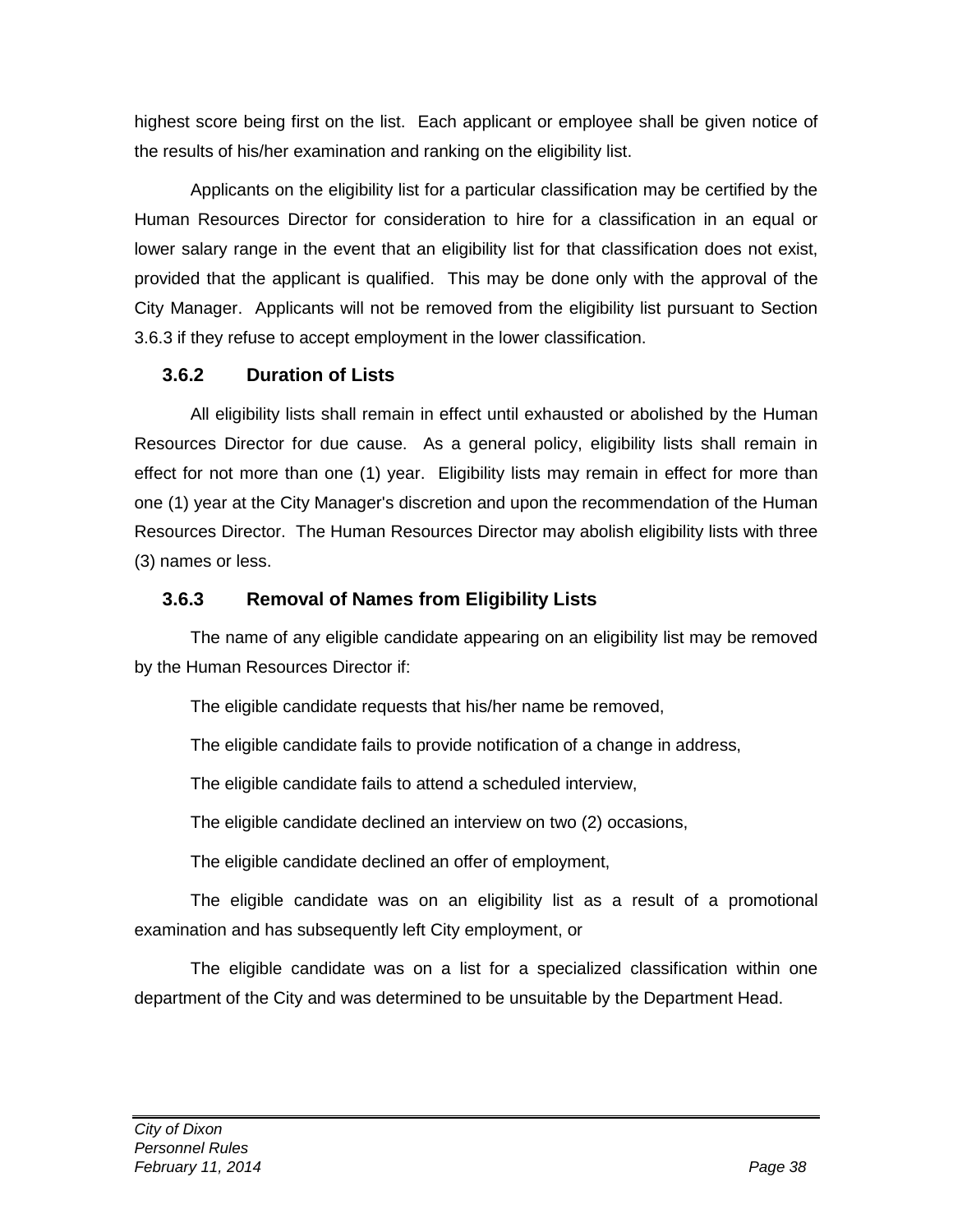highest score being first on the list. Each applicant or employee shall be given notice of the results of his/her examination and ranking on the eligibility list.

Applicants on the eligibility list for a particular classification may be certified by the Human Resources Director for consideration to hire for a classification in an equal or lower salary range in the event that an eligibility list for that classification does not exist, provided that the applicant is qualified. This may be done only with the approval of the City Manager. Applicants will not be removed from the eligibility list pursuant to Section 3.6.3 if they refuse to accept employment in the lower classification.

### 3.6.2 Duration of Lists

All eligibility lists shall remain in effect until exhausted or abolished by the Human Resources Director for due cause. As a general policy, eligibility lists shall remain in effect for not more than one (1) year. Eligibility lists may remain in effect for more than one (1) year at the City Manager's discretion and upon the recommendation of the Human Resources Director. The Human Resources Director may abolish eligibility lists with three (3) names or less.

### 3.6.3 Removal of Names from Eligibility Lists

The name of any eligible candidate appearing on an eligibility list may be removed by the Human Resources Director if:

The eligible candidate requests that his/her name be removed,

The eligible candidate fails to provide notification of a change in address,

The eligible candidate fails to attend a scheduled interview,

The eligible candidate declined an interview on two (2) occasions,

The eligible candidate declined an offer of employment,

The eligible candidate was on an eligibility list as a result of a promotional examination and has subsequently left City employment, or

The eligible candidate was on a list for a specialized classification within one department of the City and was determined to be unsuitable by the Department Head.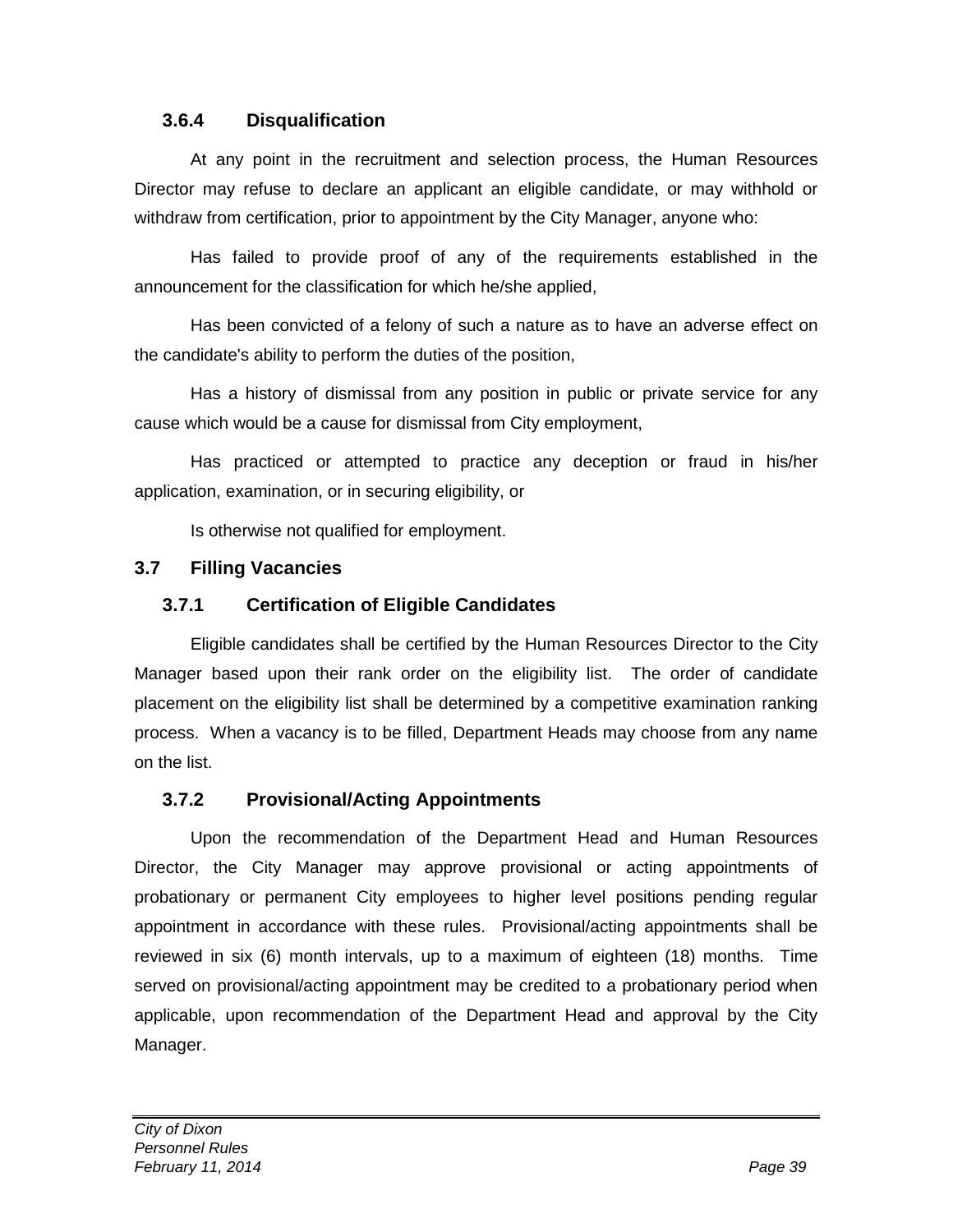### 3.6.4 Disqualification

At any point in the recruitment and selection process, the Human Resources Director may refuse to declare an applicant an eligible candidate, or may withhold or withdraw from certification, prior to appointment by the City Manager, anyone who:

Has failed to provide proof of any of the requirements established in the announcement for the classification for which he/she applied,

Has been convicted of a felony of such a nature as to have an adverse effect on the candidate's ability to perform the duties of the position,

Has a history of dismissal from any position in public or private service for any cause which would be a cause for dismissal from City employment,

Has practiced or attempted to practice any deception or fraud in his/her application, examination, or in securing eligibility, or

Is otherwise not qualified for employment.

## 3.7 Filling Vacancies

### 3.7.1 Certification of Eligible Candidates

Eligible candidates shall be certified by the Human Resources Director to the City Manager based upon their rank order on the eligibility list. The order of candidate placement on the eligibility list shall be determined by a competitive examination ranking process. When a vacancy is to be filled, Department Heads may choose from any name on the list.

### 3.7.2 Provisional/Acting Appointments

Upon the recommendation of the Department Head and Human Resources Director, the City Manager may approve provisional or acting appointments of probationary or permanent City employees to higher level positions pending regular appointment in accordance with these rules. Provisional/acting appointments shall be reviewed in six (6) month intervals, up to a maximum of eighteen (18) months. Time served on provisional/acting appointment may be credited to a probationary period when applicable, upon recommendation of the Department Head and approval by the City Manager.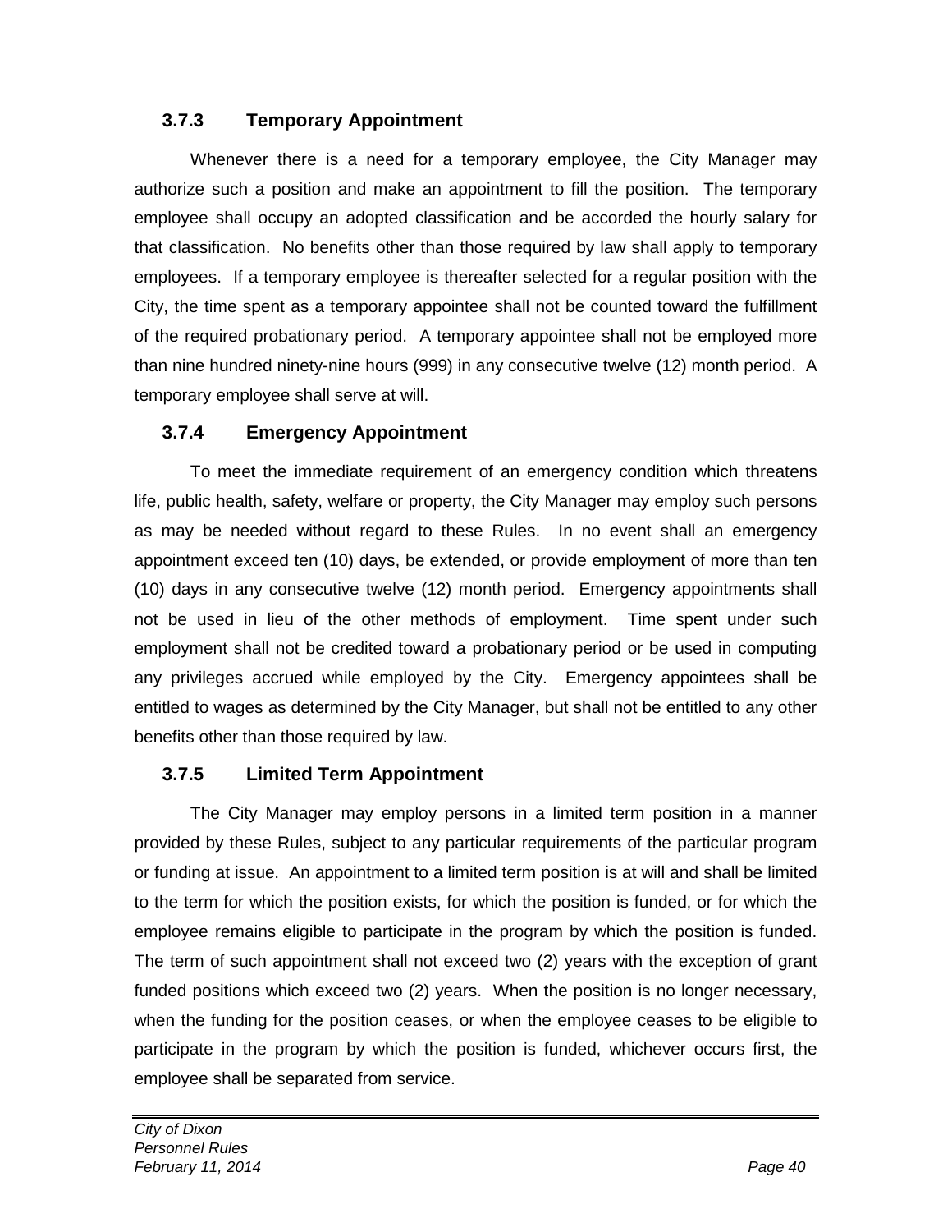### 3.7.3 Temporary Appointment

Whenever there is a need for a temporary employee, the City Manager may authorize such a position and make an appointment to fill the position. The temporary employee shall occupy an adopted classification and be accorded the hourly salary for that classification. No benefits other than those required by law shall apply to temporary employees. If a temporary employee is thereafter selected for a regular position with the City, the time spent as a temporary appointee shall not be counted toward the fulfillment of the required probationary period. A temporary appointee shall not be employed more than nine hundred ninety-nine hours (999) in any consecutive twelve (12) month period. A temporary employee shall serve at will.

### 3.7.4 Emergency Appointment

To meet the immediate requirement of an emergency condition which threatens life, public health, safety, welfare or property, the City Manager may employ such persons as may be needed without regard to these Rules. In no event shall an emergency appointment exceed ten (10) days, be extended, or provide employment of more than ten (10) days in any consecutive twelve (12) month period. Emergency appointments shall not be used in lieu of the other methods of employment. Time spent under such employment shall not be credited toward a probationary period or be used in computing any privileges accrued while employed by the City. Emergency appointees shall be entitled to wages as determined by the City Manager, but shall not be entitled to any other benefits other than those required by law.

### 3.7.5 Limited Term Appointment

The City Manager may employ persons in a limited term position in a manner provided by these Rules, subject to any particular requirements of the particular program or funding at issue. An appointment to a limited term position is at will and shall be limited to the term for which the position exists, for which the position is funded, or for which the employee remains eligible to participate in the program by which the position is funded. The term of such appointment shall not exceed two (2) years with the exception of grant funded positions which exceed two (2) years. When the position is no longer necessary, when the funding for the position ceases, or when the employee ceases to be eligible to participate in the program by which the position is funded, whichever occurs first, the employee shall be separated from service.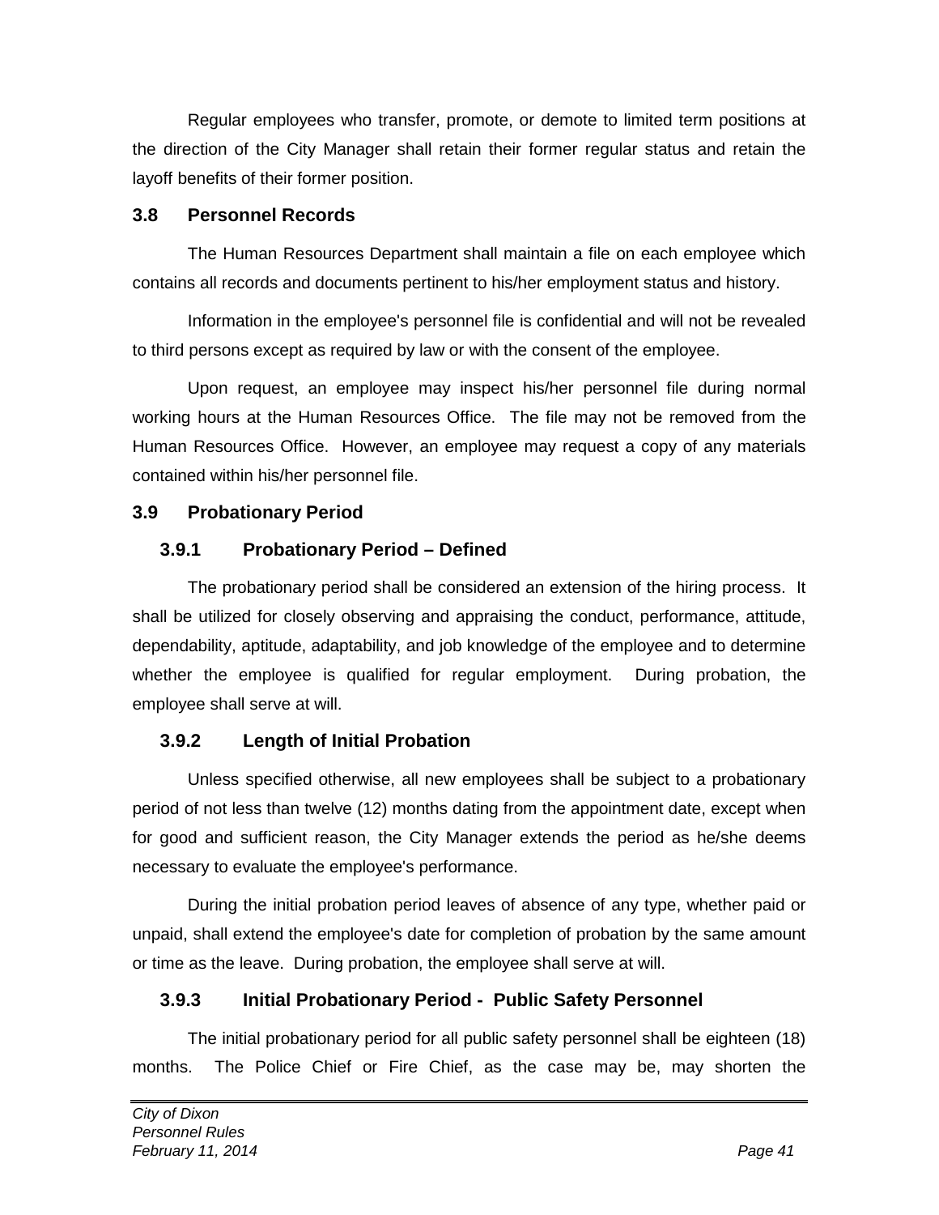Regular employees who transfer, promote, or demote to limited term positions at the direction of the City Manager shall retain their former regular status and retain the layoff benefits of their former position.

## 3.8 Personnel Records

The Human Resources Department shall maintain a file on each employee which contains all records and documents pertinent to his/her employment status and history.

Information in the employee's personnel file is confidential and will not be revealed to third persons except as required by law or with the consent of the employee.

Upon request, an employee may inspect his/her personnel file during normal working hours at the Human Resources Office. The file may not be removed from the Human Resources Office. However, an employee may request a copy of any materials contained within his/her personnel file.

## 3.9 Probationary Period

### 3.9.1 Probationary Period – Defined

The probationary period shall be considered an extension of the hiring process. It shall be utilized for closely observing and appraising the conduct, performance, attitude, dependability, aptitude, adaptability, and job knowledge of the employee and to determine whether the employee is qualified for regular employment. During probation, the employee shall serve at will.

### 3.9.2 Length of Initial Probation

Unless specified otherwise, all new employees shall be subject to a probationary period of not less than twelve (12) months dating from the appointment date, except when for good and sufficient reason, the City Manager extends the period as he/she deems necessary to evaluate the employee's performance.

During the initial probation period leaves of absence of any type, whether paid or unpaid, shall extend the employee's date for completion of probation by the same amount or time as the leave. During probation, the employee shall serve at will.

### 3.9.3 Initial Probationary Period - Public Safety Personnel

The initial probationary period for all public safety personnel shall be eighteen (18) months. The Police Chief or Fire Chief, as the case may be, may shorten the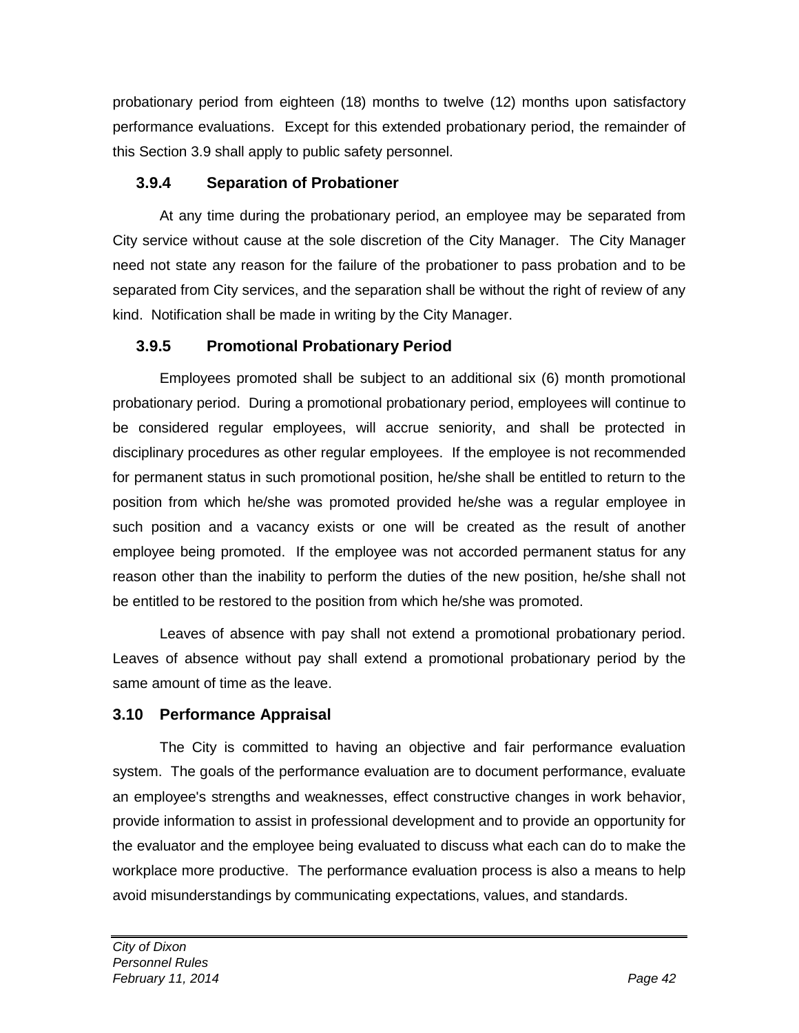probationary period from eighteen (18) months to twelve (12) months upon satisfactory performance evaluations. Except for this extended probationary period, the remainder of this Section 3.9 shall apply to public safety personnel.

### 3.9.4 Separation of Probationer

At any time during the probationary period, an employee may be separated from City service without cause at the sole discretion of the City Manager. The City Manager need not state any reason for the failure of the probationer to pass probation and to be separated from City services, and the separation shall be without the right of review of any kind. Notification shall be made in writing by the City Manager.

### 3.9.5 Promotional Probationary Period

Employees promoted shall be subject to an additional six (6) month promotional probationary period. During a promotional probationary period, employees will continue to be considered regular employees, will accrue seniority, and shall be protected in disciplinary procedures as other regular employees. If the employee is not recommended for permanent status in such promotional position, he/she shall be entitled to return to the position from which he/she was promoted provided he/she was a regular employee in such position and a vacancy exists or one will be created as the result of another employee being promoted. If the employee was not accorded permanent status for any reason other than the inability to perform the duties of the new position, he/she shall not be entitled to be restored to the position from which he/she was promoted.

Leaves of absence with pay shall not extend a promotional probationary period. Leaves of absence without pay shall extend a promotional probationary period by the same amount of time as the leave.

## 3.10 Performance Appraisal

The City is committed to having an objective and fair performance evaluation system. The goals of the performance evaluation are to document performance, evaluate an employee's strengths and weaknesses, effect constructive changes in work behavior, provide information to assist in professional development and to provide an opportunity for the evaluator and the employee being evaluated to discuss what each can do to make the workplace more productive. The performance evaluation process is also a means to help avoid misunderstandings by communicating expectations, values, and standards.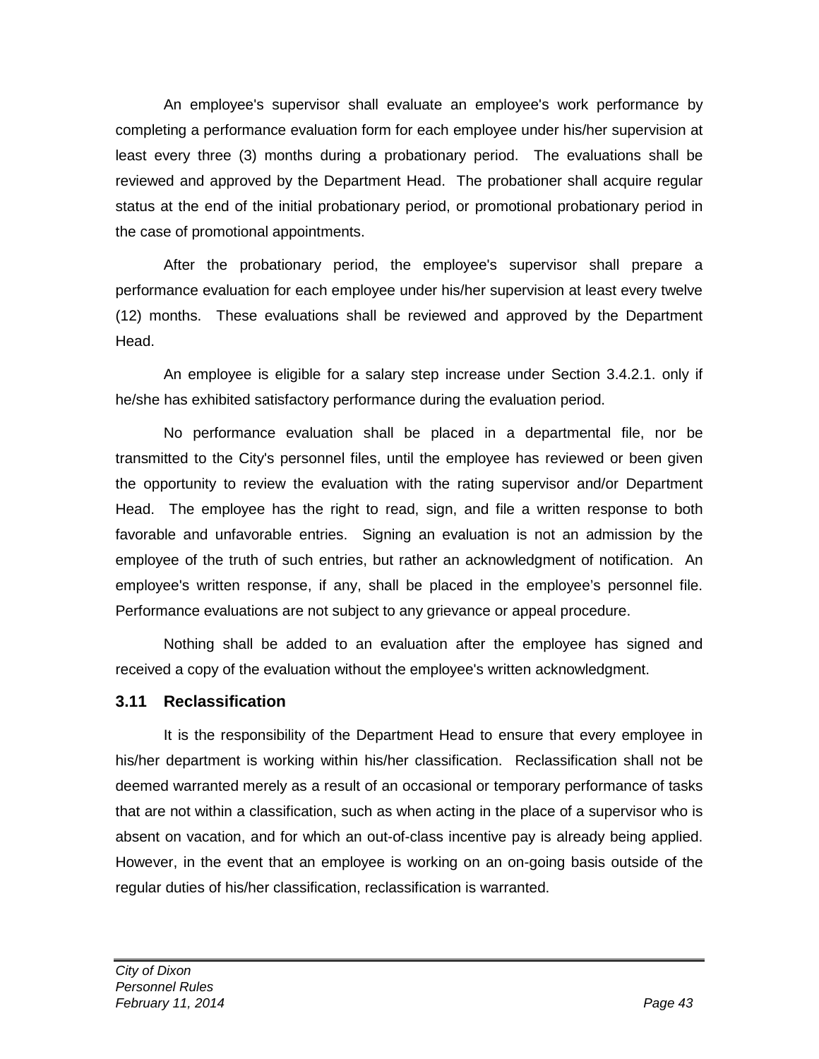An employee's supervisor shall evaluate an employee's work performance by completing a performance evaluation form for each employee under his/her supervision at least every three (3) months during a probationary period. The evaluations shall be reviewed and approved by the Department Head. The probationer shall acquire regular status at the end of the initial probationary period, or promotional probationary period in the case of promotional appointments.

After the probationary period, the employee's supervisor shall prepare a performance evaluation for each employee under his/her supervision at least every twelve (12) months. These evaluations shall be reviewed and approved by the Department Head.

An employee is eligible for a salary step increase under Section 3.4.2.1. only if he/she has exhibited satisfactory performance during the evaluation period.

No performance evaluation shall be placed in a departmental file, nor be transmitted to the City's personnel files, until the employee has reviewed or been given the opportunity to review the evaluation with the rating supervisor and/or Department Head. The employee has the right to read, sign, and file a written response to both favorable and unfavorable entries. Signing an evaluation is not an admission by the employee of the truth of such entries, but rather an acknowledgment of notification. An employee's written response, if any, shall be placed in the employee's personnel file. Performance evaluations are not subject to any grievance or appeal procedure.

Nothing shall be added to an evaluation after the employee has signed and received a copy of the evaluation without the employee's written acknowledgment.

## 3.11 Reclassification

It is the responsibility of the Department Head to ensure that every employee in his/her department is working within his/her classification. Reclassification shall not be deemed warranted merely as a result of an occasional or temporary performance of tasks that are not within a classification, such as when acting in the place of a supervisor who is absent on vacation, and for which an out-of-class incentive pay is already being applied. However, in the event that an employee is working on an on-going basis outside of the regular duties of his/her classification, reclassification is warranted.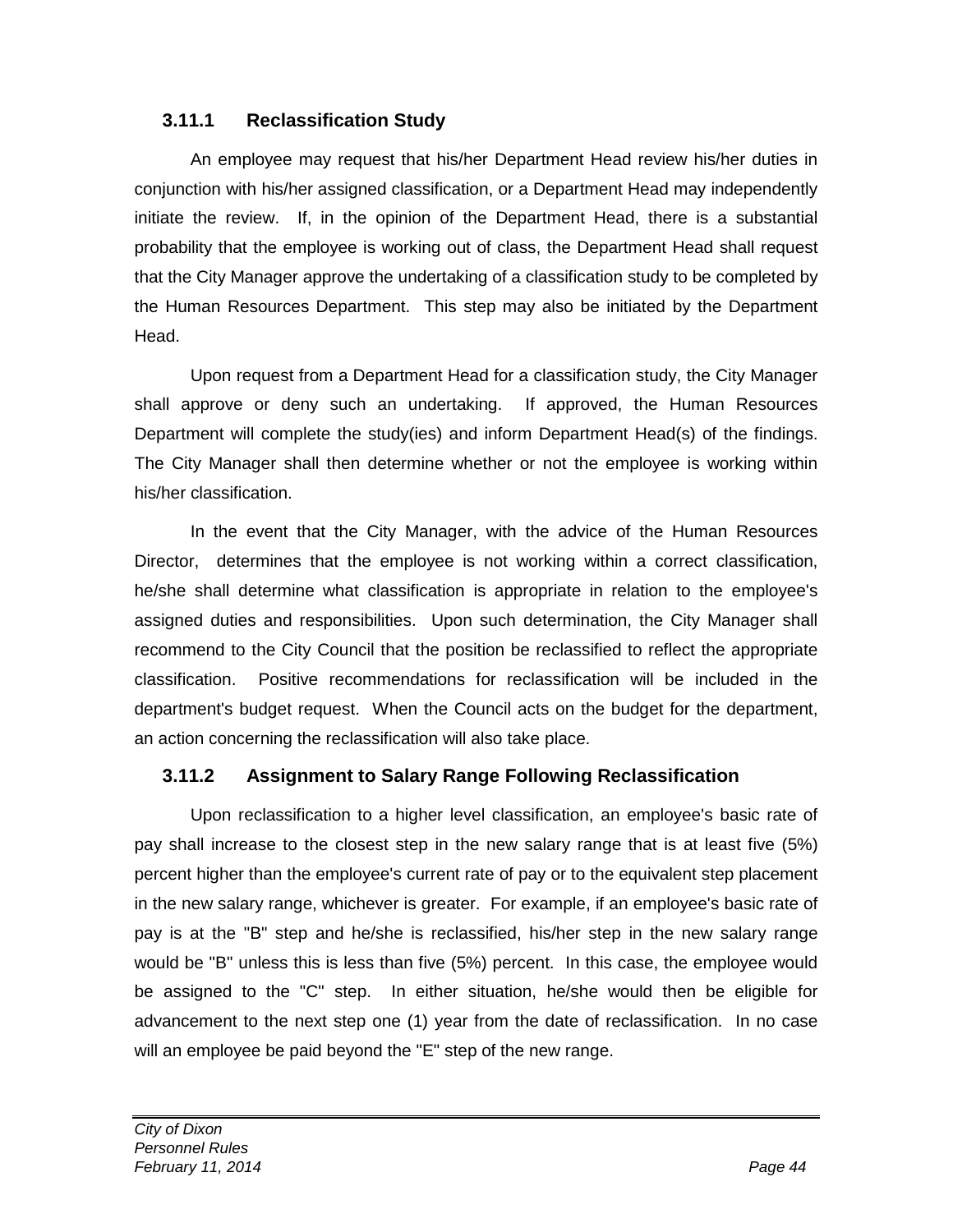### 3.11.1 Reclassification Study

An employee may request that his/her Department Head review his/her duties in conjunction with his/her assigned classification, or a Department Head may independently initiate the review. If, in the opinion of the Department Head, there is a substantial probability that the employee is working out of class, the Department Head shall request that the City Manager approve the undertaking of a classification study to be completed by the Human Resources Department. This step may also be initiated by the Department Head.

Upon request from a Department Head for a classification study, the City Manager shall approve or deny such an undertaking. If approved, the Human Resources Department will complete the study(ies) and inform Department Head(s) of the findings. The City Manager shall then determine whether or not the employee is working within his/her classification.

In the event that the City Manager, with the advice of the Human Resources Director, determines that the employee is not working within a correct classification, he/she shall determine what classification is appropriate in relation to the employee's assigned duties and responsibilities. Upon such determination, the City Manager shall recommend to the City Council that the position be reclassified to reflect the appropriate classification. Positive recommendations for reclassification will be included in the department's budget request. When the Council acts on the budget for the department, an action concerning the reclassification will also take place.

### 3.11.2 Assignment to Salary Range Following Reclassification

Upon reclassification to a higher level classification, an employee's basic rate of pay shall increase to the closest step in the new salary range that is at least five (5%) percent higher than the employee's current rate of pay or to the equivalent step placement in the new salary range, whichever is greater. For example, if an employee's basic rate of pay is at the "B" step and he/she is reclassified, his/her step in the new salary range would be "B" unless this is less than five (5%) percent. In this case, the employee would be assigned to the "C" step. In either situation, he/she would then be eligible for advancement to the next step one (1) year from the date of reclassification. In no case will an employee be paid beyond the "E" step of the new range.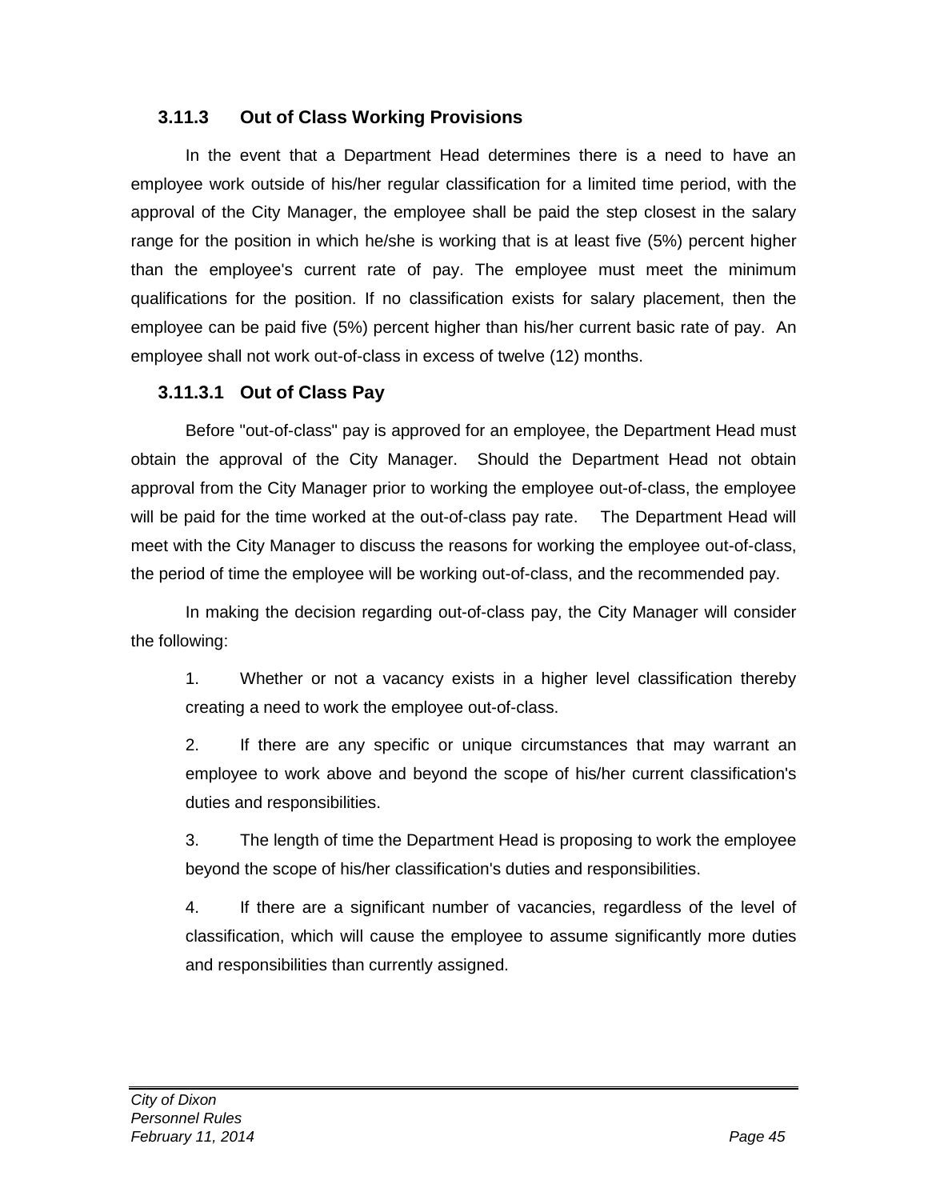### 3.11.3 Out of Class Working Provisions

In the event that a Department Head determines there is a need to have an employee work outside of his/her regular classification for a limited time period, with the approval of the City Manager, the employee shall be paid the step closest in the salary range for the position in which he/she is working that is at least five (5%) percent higher than the employee's current rate of pay. The employee must meet the minimum qualifications for the position. If no classification exists for salary placement, then the employee can be paid five (5%) percent higher than his/her current basic rate of pay. An employee shall not work out-of-class in excess of twelve (12) months.

#### 3.11.3.1 Out of Class Pay

Before "out-of-class" pay is approved for an employee, the Department Head must obtain the approval of the City Manager. Should the Department Head not obtain approval from the City Manager prior to working the employee out-of-class, the employee will be paid for the time worked at the out-of-class pay rate. The Department Head will meet with the City Manager to discuss the reasons for working the employee out-of-class, the period of time the employee will be working out-of-class, and the recommended pay.

In making the decision regarding out-of-class pay, the City Manager will consider the following:

1. Whether or not a vacancy exists in a higher level classification thereby creating a need to work the employee out-of-class.

2. If there are any specific or unique circumstances that may warrant an employee to work above and beyond the scope of his/her current classification's duties and responsibilities.

3. The length of time the Department Head is proposing to work the employee beyond the scope of his/her classification's duties and responsibilities.

4. If there are a significant number of vacancies, regardless of the level of classification, which will cause the employee to assume significantly more duties and responsibilities than currently assigned.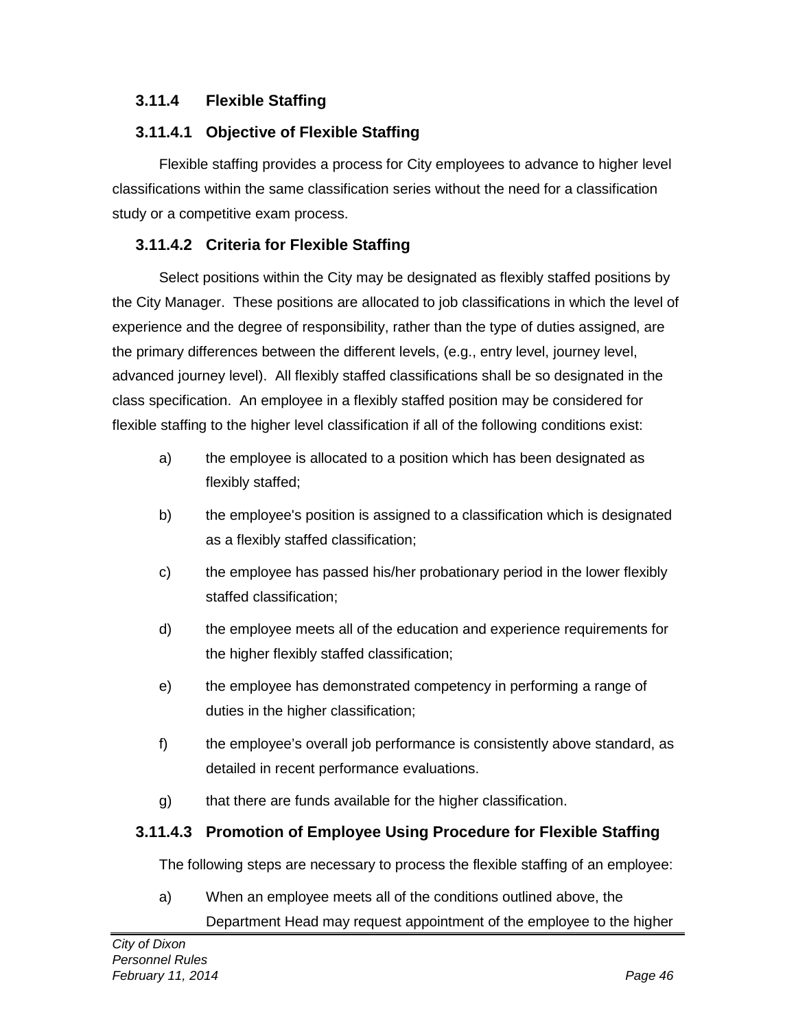### 3.11.4 Flexible Staffing

#### 3.11.4.1 Objective of Flexible Staffing

Flexible staffing provides a process for City employees to advance to higher level classifications within the same classification series without the need for a classification study or a competitive exam process.

#### 3.11.4.2 Criteria for Flexible Staffing

Select positions within the City may be designated as flexibly staffed positions by the City Manager. These positions are allocated to job classifications in which the level of experience and the degree of responsibility, rather than the type of duties assigned, are the primary differences between the different levels, (e.g., entry level, journey level, advanced journey level). All flexibly staffed classifications shall be so designated in the class specification. An employee in a flexibly staffed position may be considered for flexible staffing to the higher level classification if all of the following conditions exist:

a) the employee is allocated to a position which has been designated as flexibly staffed;

b) the employee's position is assigned to a classification which is designated as a flexibly staffed classification;

c) the employee has passed his/her probationary period in the lower flexibly staffed classification;

d) the employee meets all of the education and experience requirements for the higher flexibly staffed classification;

e) the employee has demonstrated competency in performing a range of duties in the higher classification;

f) the employee's overall job performance is consistently above standard, as detailed in recent performance evaluations.

g) that there are funds available for the higher classification.

#### 3.11.4.3 Promotion of Employee Using Procedure for Flexible Staffing

The following steps are necessary to process the flexible staffing of an employee:

a) When an employee meets all of the conditions outlined above, the Department Head may request appointment of the employee to the higher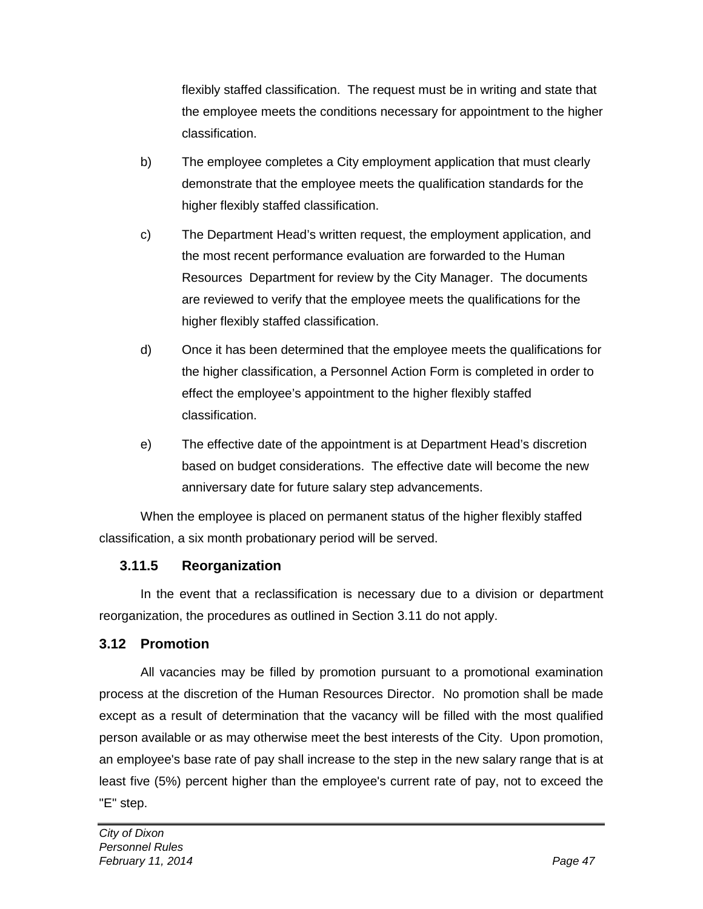flexibly staffed classification. The request must be in writing and state that the employee meets the conditions necessary for appointment to the higher classification.

b) The employee completes a City employment application that must clearly demonstrate that the employee meets the qualification standards for the higher flexibly staffed classification.

c) The Department Head's written request, the employment application, and the most recent performance evaluation are forwarded to the Human Resources Department for review by the City Manager. The documents are reviewed to verify that the employee meets the qualifications for the higher flexibly staffed classification.

d) Once it has been determined that the employee meets the qualifications for the higher classification, a Personnel Action Form is completed in order to effect the employee's appointment to the higher flexibly staffed classification.

e) The effective date of the appointment is at Department Head's discretion based on budget considerations. The effective date will become the new anniversary date for future salary step advancements.

When the employee is placed on permanent status of the higher flexibly staffed classification, a six month probationary period will be served.

### 3.11.5 Reorganization

In the event that a reclassification is necessary due to a division or department reorganization, the procedures as outlined in Section 3.11 do not apply.

## 3.12 Promotion

All vacancies may be filled by promotion pursuant to a promotional examination process at the discretion of the Human Resources Director. No promotion shall be made except as a result of determination that the vacancy will be filled with the most qualified person available or as may otherwise meet the best interests of the City. Upon promotion, an employee's base rate of pay shall increase to the step in the new salary range that is at least five (5%) percent higher than the employee's current rate of pay, not to exceed the "E" step.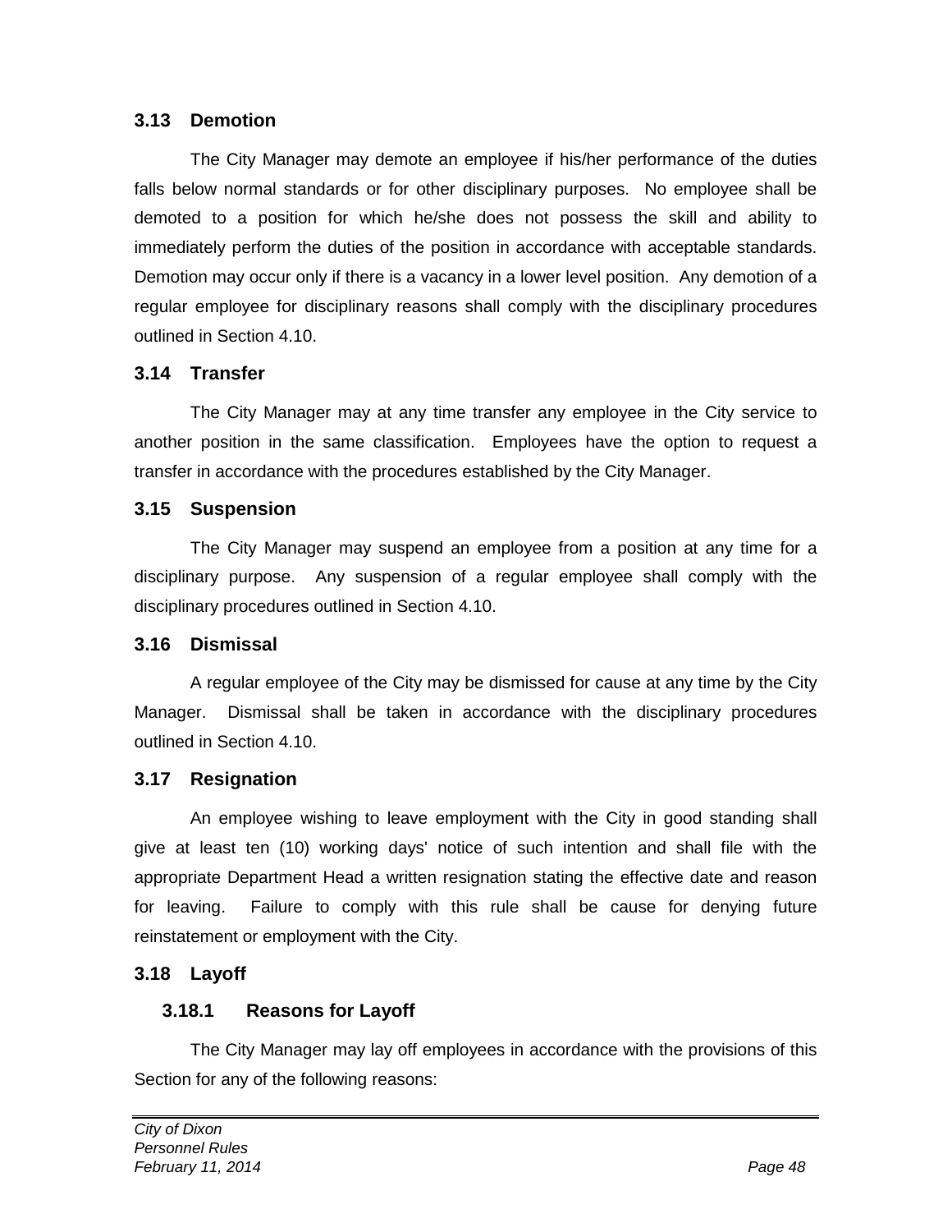### 3.13 Demotion

The City Manager may demote an employee if his/her performance of the duties falls below normal standards or for other disciplinary purposes. No employee shall be demoted to a position for which he/she does not possess the skill and ability to immediately perform the duties of the position in accordance with acceptable standards. Demotion may occur only if there is a vacancy in a lower level position. Any demotion of a regular employee for disciplinary reasons shall comply with the disciplinary procedures outlined in Section 4.10.

### 3.14 Transfer

The City Manager may at any time transfer any employee in the City service to another position in the same classification. Employees have the option to request a transfer in accordance with the procedures established by the City Manager.

### 3.15 Suspension

The City Manager may suspend an employee from a position at any time for a disciplinary purpose. Any suspension of a regular employee shall comply with the disciplinary procedures outlined in Section 4.10.

### 3.16 Dismissal

A regular employee of the City may be dismissed for cause at any time by the City Manager. Dismissal shall be taken in accordance with the disciplinary procedures outlined in Section 4.10.

### 3.17 Resignation

An employee wishing to leave employment with the City in good standing shall give at least ten (10) working days' notice of such intention and shall file with the appropriate Department Head a written resignation stating the effective date and reason for leaving. Failure to comply with this rule shall be cause for denying future reinstatement or employment with the City.

### 3.18 Layoff

#### 3.18.1 Reasons for Layoff

The City Manager may lay off employees in accordance with the provisions of this Section for any of the following reasons: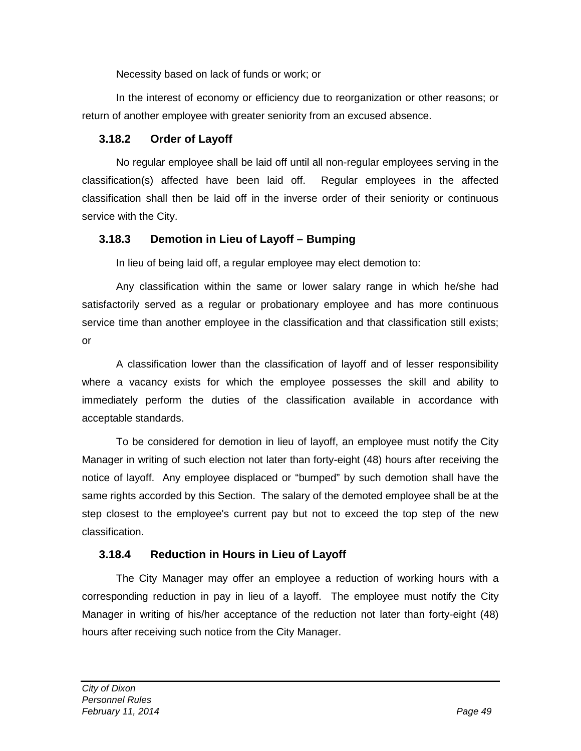Necessity based on lack of funds or work; or

In the interest of economy or efficiency due to reorganization or other reasons; or return of another employee with greater seniority from an excused absence.

### 3.18.2 Order of Layoff

No regular employee shall be laid off until all non-regular employees serving in the classification(s) affected have been laid off. Regular employees in the affected classification shall then be laid off in the inverse order of their seniority or continuous service with the City.

### 3.18.3 Demotion in Lieu of Layoff – Bumping

In lieu of being laid off, a regular employee may elect demotion to:

Any classification within the same or lower salary range in which he/she had satisfactorily served as a regular or probationary employee and has more continuous service time than another employee in the classification and that classification still exists; or

A classification lower than the classification of layoff and of lesser responsibility where a vacancy exists for which the employee possesses the skill and ability to immediately perform the duties of the classification available in accordance with acceptable standards.

To be considered for demotion in lieu of layoff, an employee must notify the City Manager in writing of such election not later than forty-eight (48) hours after receiving the notice of layoff. Any employee displaced or "bumped" by such demotion shall have the same rights accorded by this Section. The salary of the demoted employee shall be at the step closest to the employee's current pay but not to exceed the top step of the new classification.

### 3.18.4 Reduction in Hours in Lieu of Layoff

The City Manager may offer an employee a reduction of working hours with a corresponding reduction in pay in lieu of a layoff. The employee must notify the City Manager in writing of his/her acceptance of the reduction not later than forty-eight (48) hours after receiving such notice from the City Manager.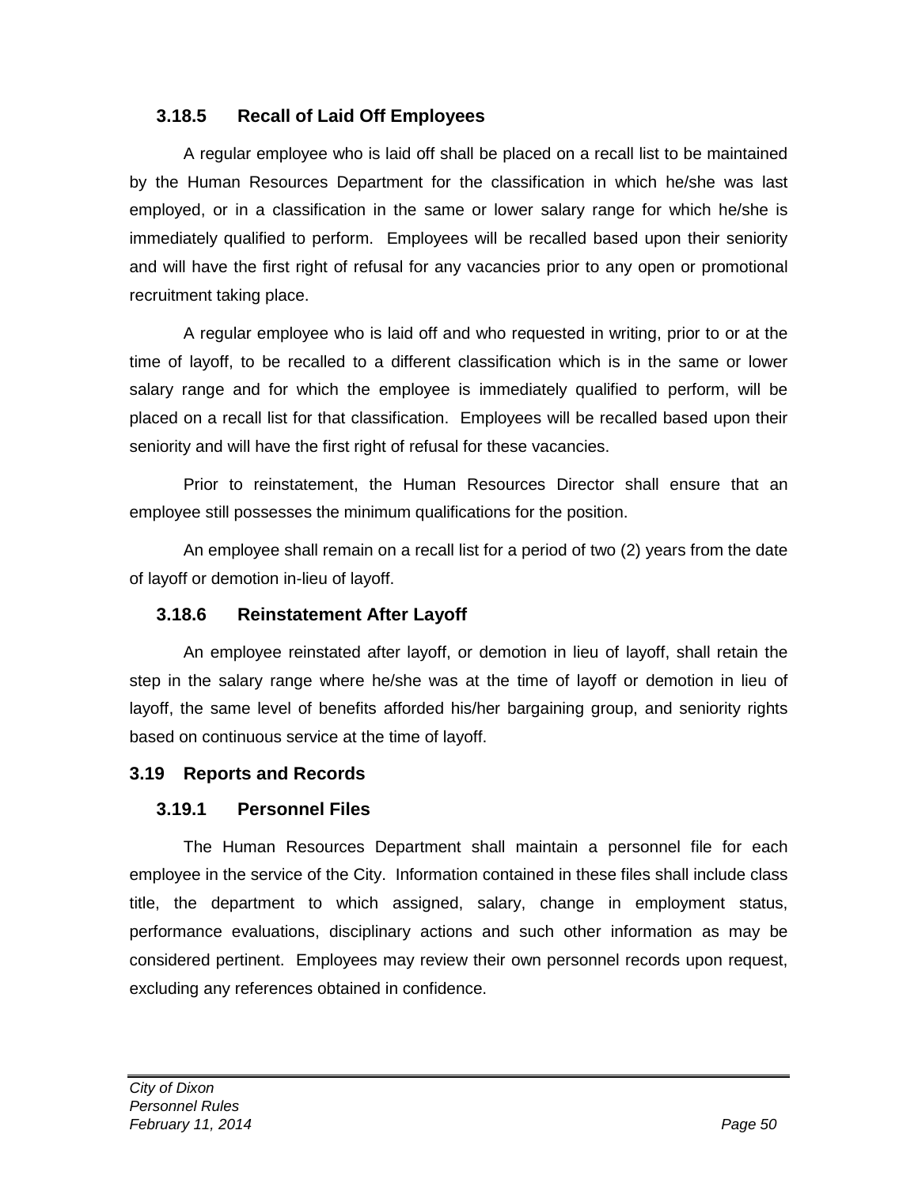### 3.18.5 Recall of Laid Off Employees

A regular employee who is laid off shall be placed on a recall list to be maintained by the Human Resources Department for the classification in which he/she was last employed, or in a classification in the same or lower salary range for which he/she is immediately qualified to perform. Employees will be recalled based upon their seniority and will have the first right of refusal for any vacancies prior to any open or promotional recruitment taking place.

A regular employee who is laid off and who requested in writing, prior to or at the time of layoff, to be recalled to a different classification which is in the same or lower salary range and for which the employee is immediately qualified to perform, will be placed on a recall list for that classification. Employees will be recalled based upon their seniority and will have the first right of refusal for these vacancies.

Prior to reinstatement, the Human Resources Director shall ensure that an employee still possesses the minimum qualifications for the position.

An employee shall remain on a recall list for a period of two (2) years from the date of layoff or demotion in-lieu of layoff.

### 3.18.6 Reinstatement After Layoff

An employee reinstated after layoff, or demotion in lieu of layoff, shall retain the step in the salary range where he/she was at the time of layoff or demotion in lieu of layoff, the same level of benefits afforded his/her bargaining group, and seniority rights based on continuous service at the time of layoff.

## 3.19 Reports and Records

### 3.19.1 Personnel Files

The Human Resources Department shall maintain a personnel file for each employee in the service of the City. Information contained in these files shall include class title, the department to which assigned, salary, change in employment status, performance evaluations, disciplinary actions and such other information as may be considered pertinent. Employees may review their own personnel records upon request, excluding any references obtained in confidence.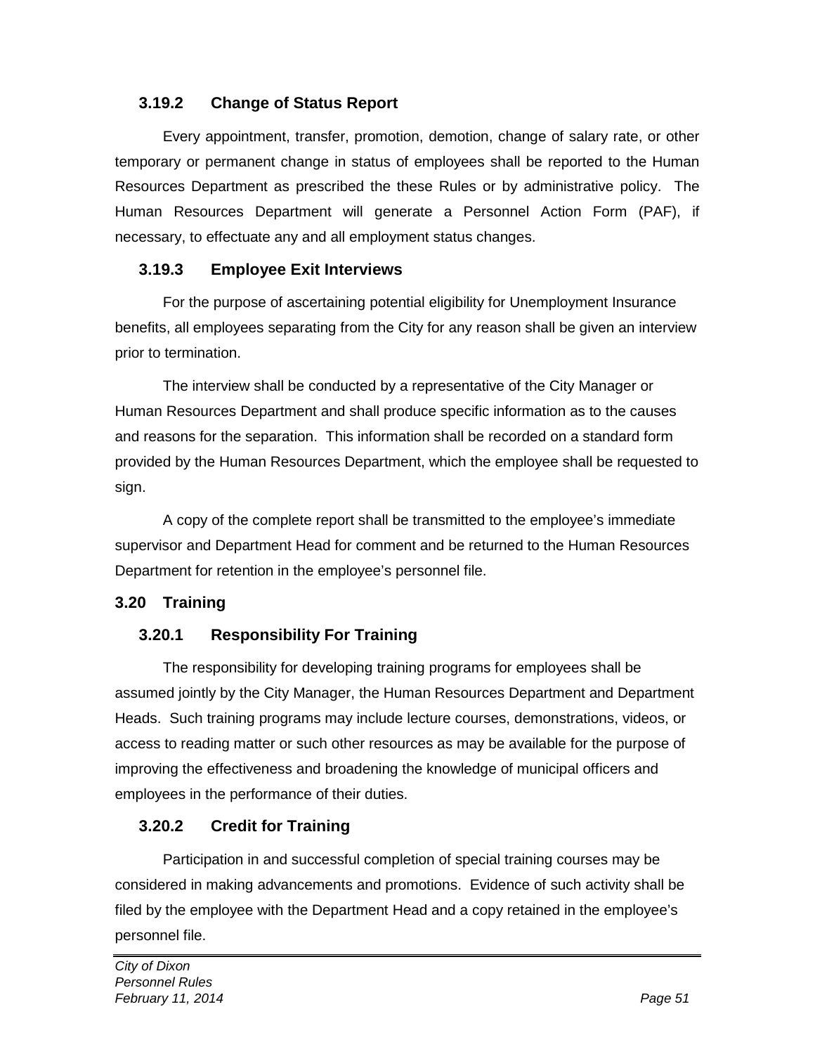### 3.19.2 Change of Status Report

Every appointment, transfer, promotion, demotion, change of salary rate, or other temporary or permanent change in status of employees shall be reported to the Human Resources Department as prescribed the these Rules or by administrative policy. The Human Resources Department will generate a Personnel Action Form (PAF), if necessary, to effectuate any and all employment status changes.

### 3.19.3 Employee Exit Interviews

For the purpose of ascertaining potential eligibility for Unemployment Insurance benefits, all employees separating from the City for any reason shall be given an interview prior to termination.

The interview shall be conducted by a representative of the City Manager or Human Resources Department and shall produce specific information as to the causes and reasons for the separation. This information shall be recorded on a standard form provided by the Human Resources Department, which the employee shall be requested to sign.

A copy of the complete report shall be transmitted to the employee's immediate supervisor and Department Head for comment and be returned to the Human Resources Department for retention in the employee's personnel file.

## 3.20 Training

### 3.20.1 Responsibility For Training

The responsibility for developing training programs for employees shall be assumed jointly by the City Manager, the Human Resources Department and Department Heads. Such training programs may include lecture courses, demonstrations, videos, or access to reading matter or such other resources as may be available for the purpose of improving the effectiveness and broadening the knowledge of municipal officers and employees in the performance of their duties.

### 3.20.2 Credit for Training

Participation in and successful completion of special training courses may be considered in making advancements and promotions. Evidence of such activity shall be filed by the employee with the Department Head and a copy retained in the employee's personnel file.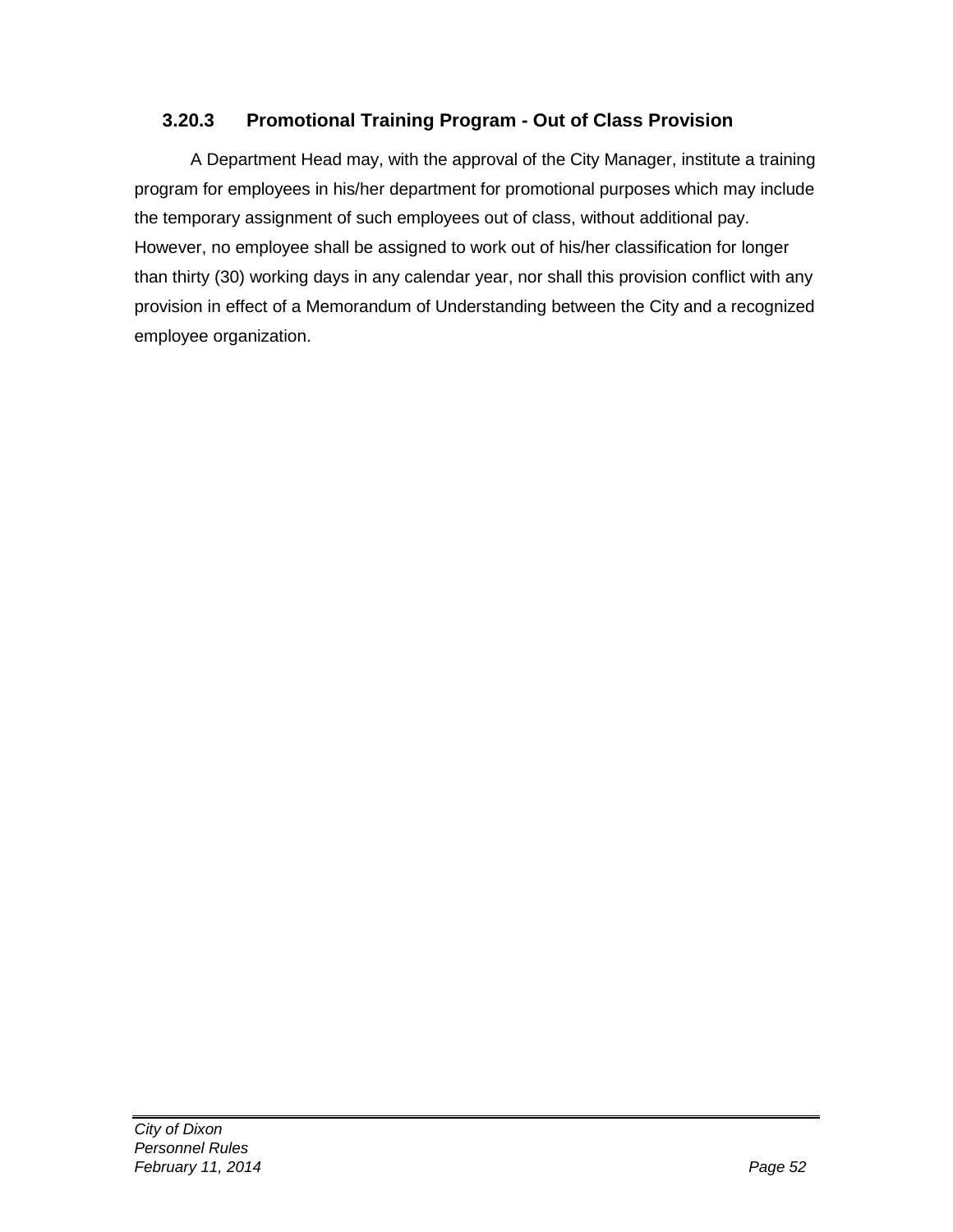### 3.20.3 Promotional Training Program - Out of Class Provision

A Department Head may, with the approval of the City Manager, institute a training program for employees in his/her department for promotional purposes which may include the temporary assignment of such employees out of class, without additional pay. However, no employee shall be assigned to work out of his/her classification for longer than thirty (30) working days in any calendar year, nor shall this provision conflict with any provision in effect of a Memorandum of Understanding between the City and a recognized employee organization.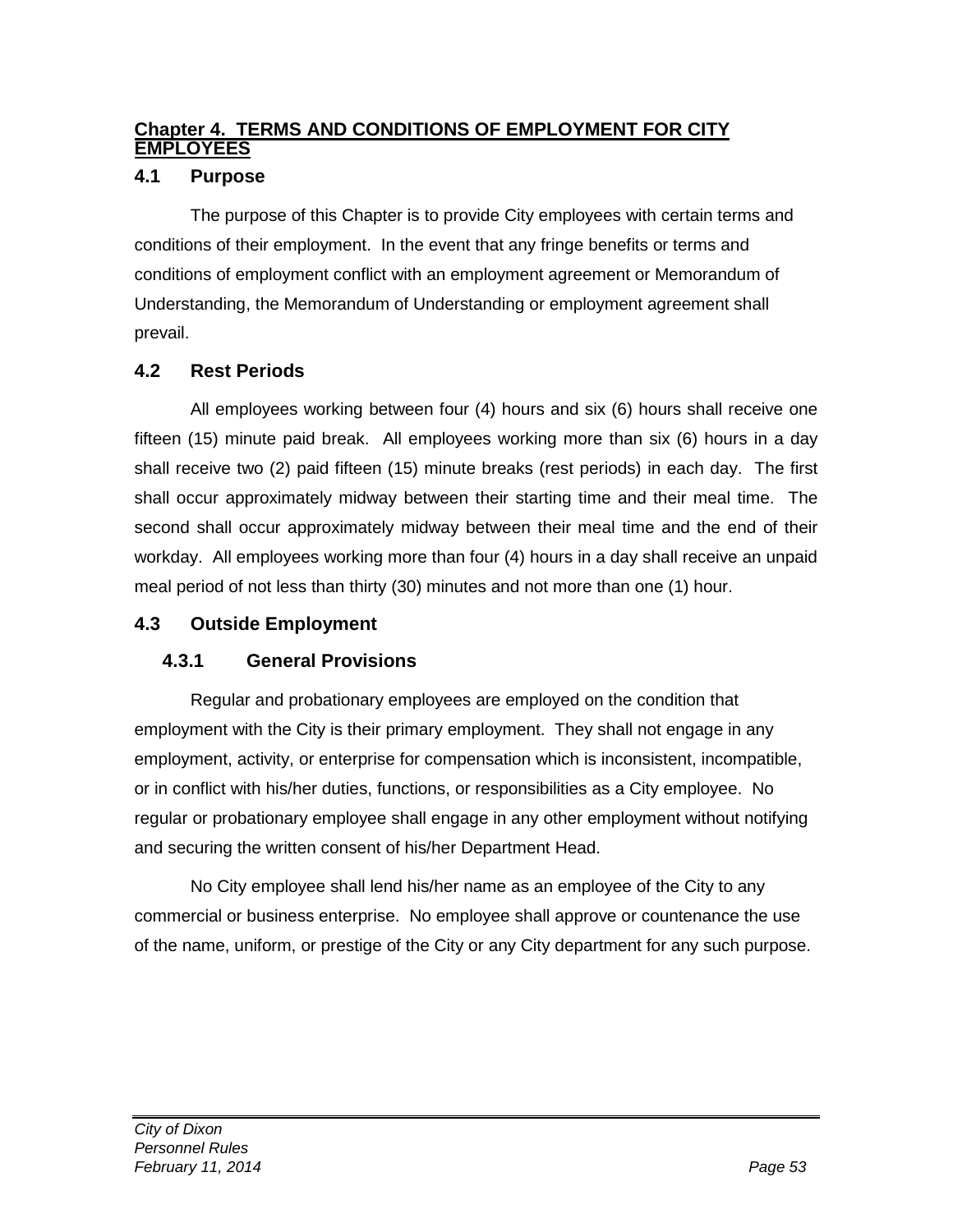# Chapter 4. TERMS AND CONDITIONS OF EMPLOYMENT FOR CITY EMPLOYEES

## 4.1 Purpose

The purpose of this Chapter is to provide City employees with certain terms and conditions of their employment. In the event that any fringe benefits or terms and conditions of employment conflict with an employment agreement or Memorandum of Understanding, the Memorandum of Understanding or employment agreement shall prevail.

## 4.2 Rest Periods

All employees working between four (4) hours and six (6) hours shall receive one fifteen (15) minute paid break. All employees working more than six (6) hours in a day shall receive two (2) paid fifteen (15) minute breaks (rest periods) in each day. The first shall occur approximately midway between their starting time and their meal time. The second shall occur approximately midway between their meal time and the end of their workday. All employees working more than four (4) hours in a day shall receive an unpaid meal period of not less than thirty (30) minutes and not more than one (1) hour.

## 4.3 Outside Employment

### 4.3.1 General Provisions

Regular and probationary employees are employed on the condition that employment with the City is their primary employment. They shall not engage in any employment, activity, or enterprise for compensation which is inconsistent, incompatible, or in conflict with his/her duties, functions, or responsibilities as a City employee. No regular or probationary employee shall engage in any other employment without notifying and securing the written consent of his/her Department Head.

No City employee shall lend his/her name as an employee of the City to any commercial or business enterprise. No employee shall approve or countenance the use of the name, uniform, or prestige of the City or any City department for any such purpose.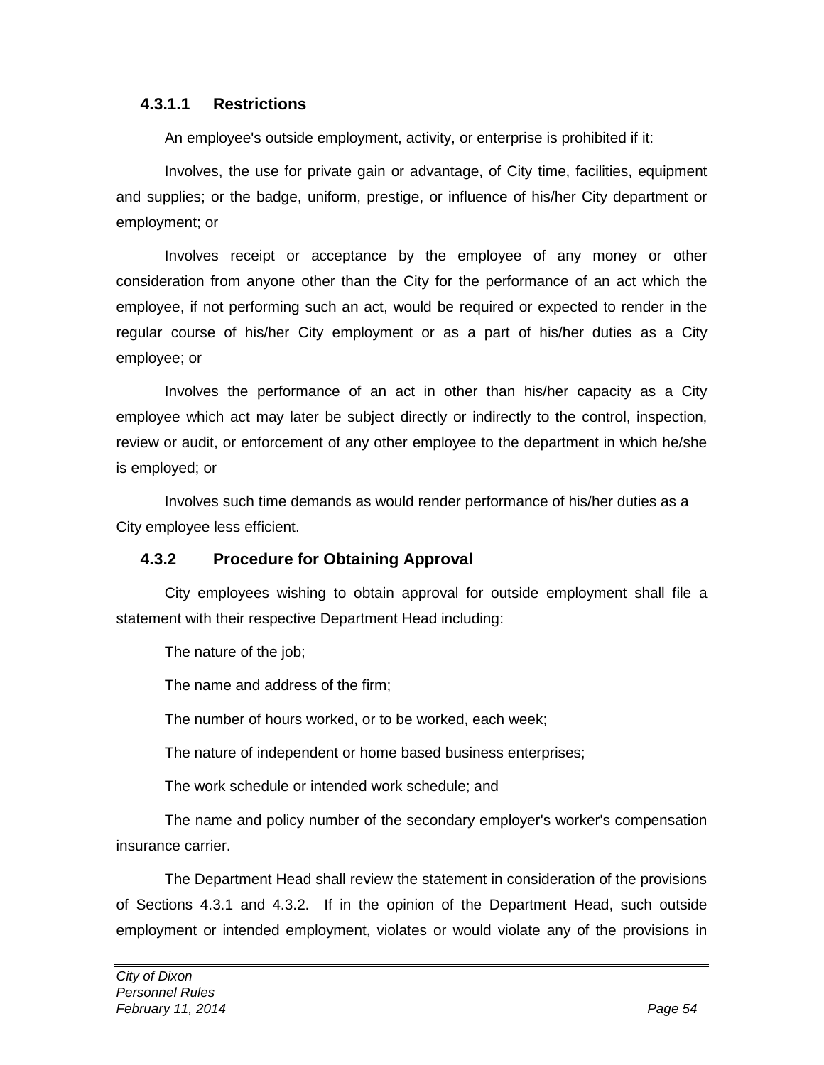#### 4.3.1.1 Restrictions

An employee's outside employment, activity, or enterprise is prohibited if it:

Involves, the use for private gain or advantage, of City time, facilities, equipment and supplies; or the badge, uniform, prestige, or influence of his/her City department or employment; or

Involves receipt or acceptance by the employee of any money or other consideration from anyone other than the City for the performance of an act which the employee, if not performing such an act, would be required or expected to render in the regular course of his/her City employment or as a part of his/her duties as a City employee; or

Involves the performance of an act in other than his/her capacity as a City employee which act may later be subject directly or indirectly to the control, inspection, review or audit, or enforcement of any other employee to the department in which he/she is employed; or

Involves such time demands as would render performance of his/her duties as a City employee less efficient.

### 4.3.2 Procedure for Obtaining Approval

City employees wishing to obtain approval for outside employment shall file a statement with their respective Department Head including:

The nature of the job;

The name and address of the firm;

The number of hours worked, or to be worked, each week;

The nature of independent or home based business enterprises;

The work schedule or intended work schedule; and

The name and policy number of the secondary employer's worker's compensation insurance carrier.

The Department Head shall review the statement in consideration of the provisions of Sections 4.3.1 and 4.3.2. If in the opinion of the Department Head, such outside employment or intended employment, violates or would violate any of the provisions in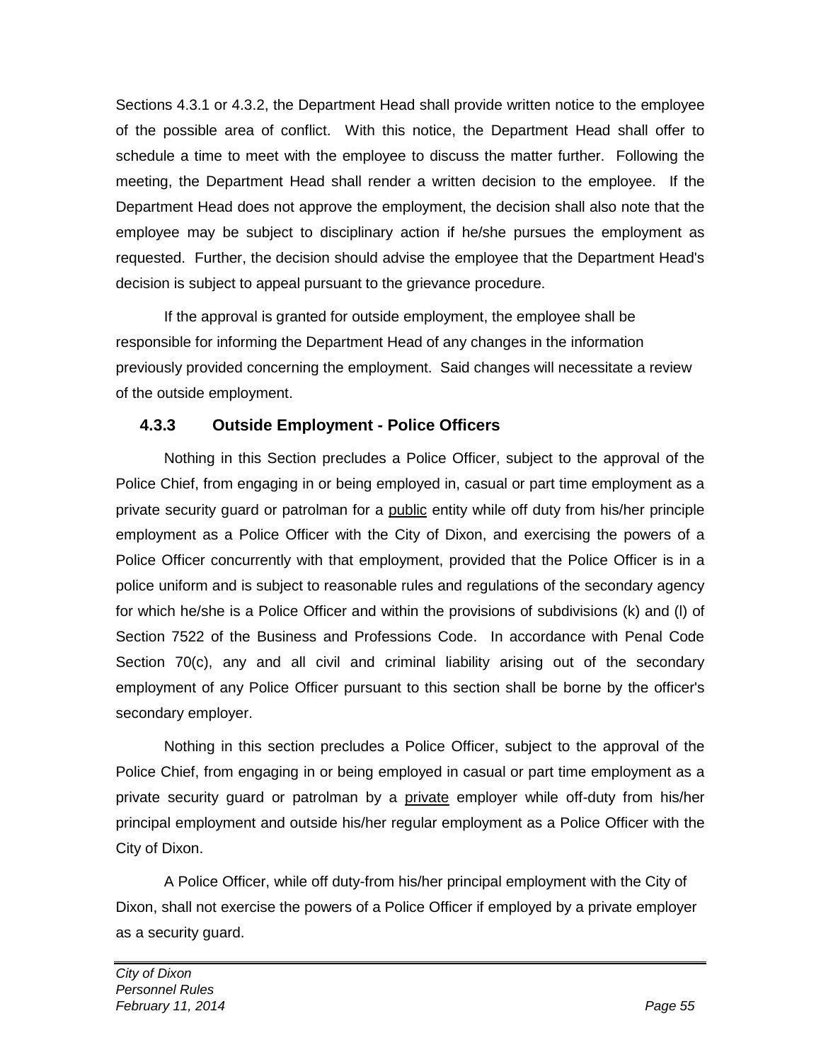Sections 4.3.1 or 4.3.2, the Department Head shall provide written notice to the employee of the possible area of conflict. With this notice, the Department Head shall offer to schedule a time to meet with the employee to discuss the matter further. Following the meeting, the Department Head shall render a written decision to the employee. If the Department Head does not approve the employment, the decision shall also note that the employee may be subject to disciplinary action if he/she pursues the employment as requested. Further, the decision should advise the employee that the Department Head's decision is subject to appeal pursuant to the grievance procedure.

If the approval is granted for outside employment, the employee shall be responsible for informing the Department Head of any changes in the information previously provided concerning the employment. Said changes will necessitate a review of the outside employment.

### 4.3.3 Outside Employment - Police Officers

Nothing in this Section precludes a Police Officer, subject to the approval of the Police Chief, from engaging in or being employed in, casual or part time employment as a private security guard or patrolman for a <u>public</u> entity while off duty from his/her principle employment as a Police Officer with the City of Dixon, and exercising the powers of a Police Officer concurrently with that employment, provided that the Police Officer is in a police uniform and is subject to reasonable rules and regulations of the secondary agency for which he/she is a Police Officer and within the provisions of subdivisions (k) and (l) of Section 7522 of the Business and Professions Code. In accordance with Penal Code Section 70(c), any and all civil and criminal liability arising out of the secondary employment of any Police Officer pursuant to this section shall be borne by the officer's secondary employer.

Nothing in this section precludes a Police Officer, subject to the approval of the Police Chief, from engaging in or being employed in casual or part time employment as a private security guard or patrolman by a <u>private</u> employer while off-duty from his/her principal employment and outside his/her regular employment as a Police Officer with the City of Dixon.

A Police Officer, while off duty-from his/her principal employment with the City of Dixon, shall not exercise the powers of a Police Officer if employed by a private employer as a security guard.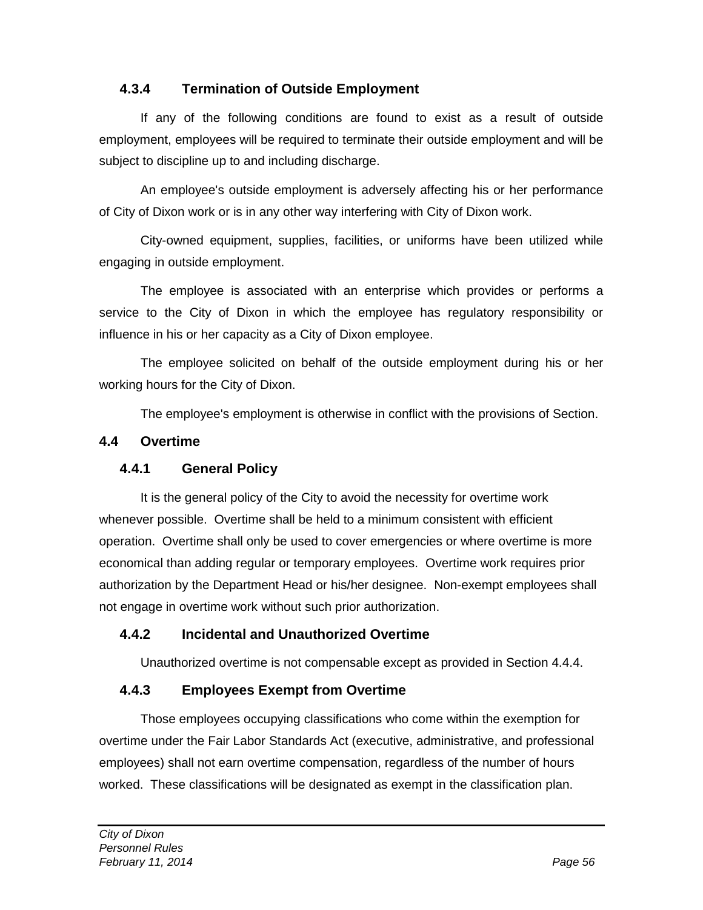### 4.3.4 Termination of Outside Employment

If any of the following conditions are found to exist as a result of outside employment, employees will be required to terminate their outside employment and will be subject to discipline up to and including discharge.

An employee's outside employment is adversely affecting his or her performance of City of Dixon work or is in any other way interfering with City of Dixon work.

City-owned equipment, supplies, facilities, or uniforms have been utilized while engaging in outside employment.

The employee is associated with an enterprise which provides or performs a service to the City of Dixon in which the employee has regulatory responsibility or influence in his or her capacity as a City of Dixon employee.

The employee solicited on behalf of the outside employment during his or her working hours for the City of Dixon.

The employee's employment is otherwise in conflict with the provisions of Section.

## 4.4 Overtime

### 4.4.1 General Policy

It is the general policy of the City to avoid the necessity for overtime work whenever possible. Overtime shall be held to a minimum consistent with efficient operation. Overtime shall only be used to cover emergencies or where overtime is more economical than adding regular or temporary employees. Overtime work requires prior authorization by the Department Head or his/her designee. Non-exempt employees shall not engage in overtime work without such prior authorization.

### 4.4.2 Incidental and Unauthorized Overtime

Unauthorized overtime is not compensable except as provided in Section 4.4.4.

### 4.4.3 Employees Exempt from Overtime

Those employees occupying classifications who come within the exemption for overtime under the Fair Labor Standards Act (executive, administrative, and professional employees) shall not earn overtime compensation, regardless of the number of hours worked. These classifications will be designated as exempt in the classification plan.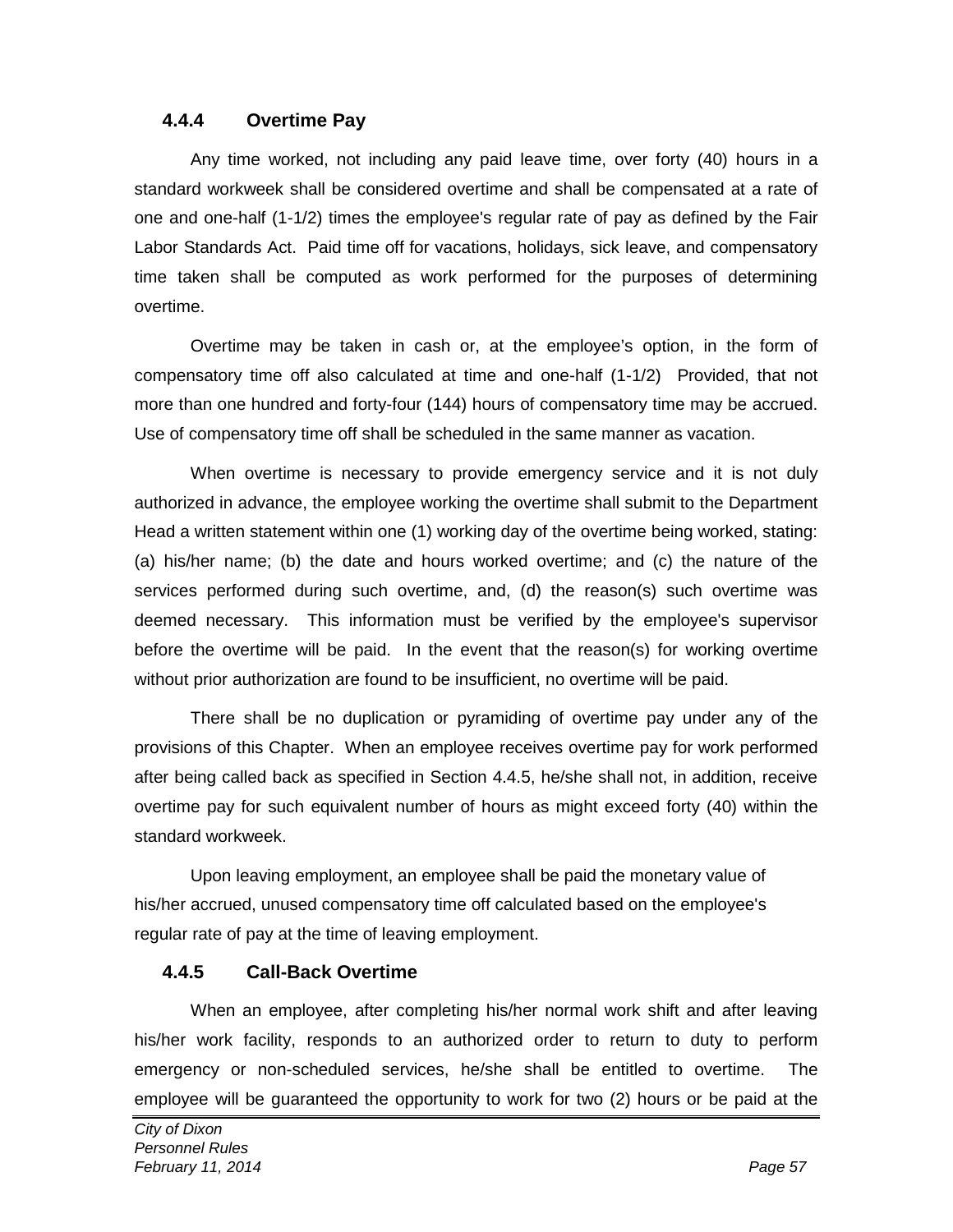### 4.4.4 Overtime Pay

Any time worked, not including any paid leave time, over forty (40) hours in a standard workweek shall be considered overtime and shall be compensated at a rate of one and one-half (1-1/2) times the employee's regular rate of pay as defined by the Fair Labor Standards Act. Paid time off for vacations, holidays, sick leave, and compensatory time taken shall be computed as work performed for the purposes of determining overtime.

Overtime may be taken in cash or, at the employee’s option, in the form of compensatory time off also calculated at time and one-half (1-1/2) Provided, that not more than one hundred and forty-four (144) hours of compensatory time may be accrued. Use of compensatory time off shall be scheduled in the same manner as vacation.

When overtime is necessary to provide emergency service and it is not duly authorized in advance, the employee working the overtime shall submit to the Department Head a written statement within one (1) working day of the overtime being worked, stating: (a) his/her name; (b) the date and hours worked overtime; and (c) the nature of the services performed during such overtime, and, (d) the reason(s) such overtime was deemed necessary. This information must be verified by the employee's supervisor before the overtime will be paid. In the event that the reason(s) for working overtime without prior authorization are found to be insufficient, no overtime will be paid.

There shall be no duplication or pyramiding of overtime pay under any of the provisions of this Chapter. When an employee receives overtime pay for work performed after being called back as specified in Section 4.4.5, he/she shall not, in addition, receive overtime pay for such equivalent number of hours as might exceed forty (40) within the standard workweek.

Upon leaving employment, an employee shall be paid the monetary value of his/her accrued, unused compensatory time off calculated based on the employee's regular rate of pay at the time of leaving employment.

### 4.4.5 Call-Back Overtime

When an employee, after completing his/her normal work shift and after leaving his/her work facility, responds to an authorized order to return to duty to perform emergency or non-scheduled services, he/she shall be entitled to overtime. The employee will be guaranteed the opportunity to work for two (2) hours or be paid at the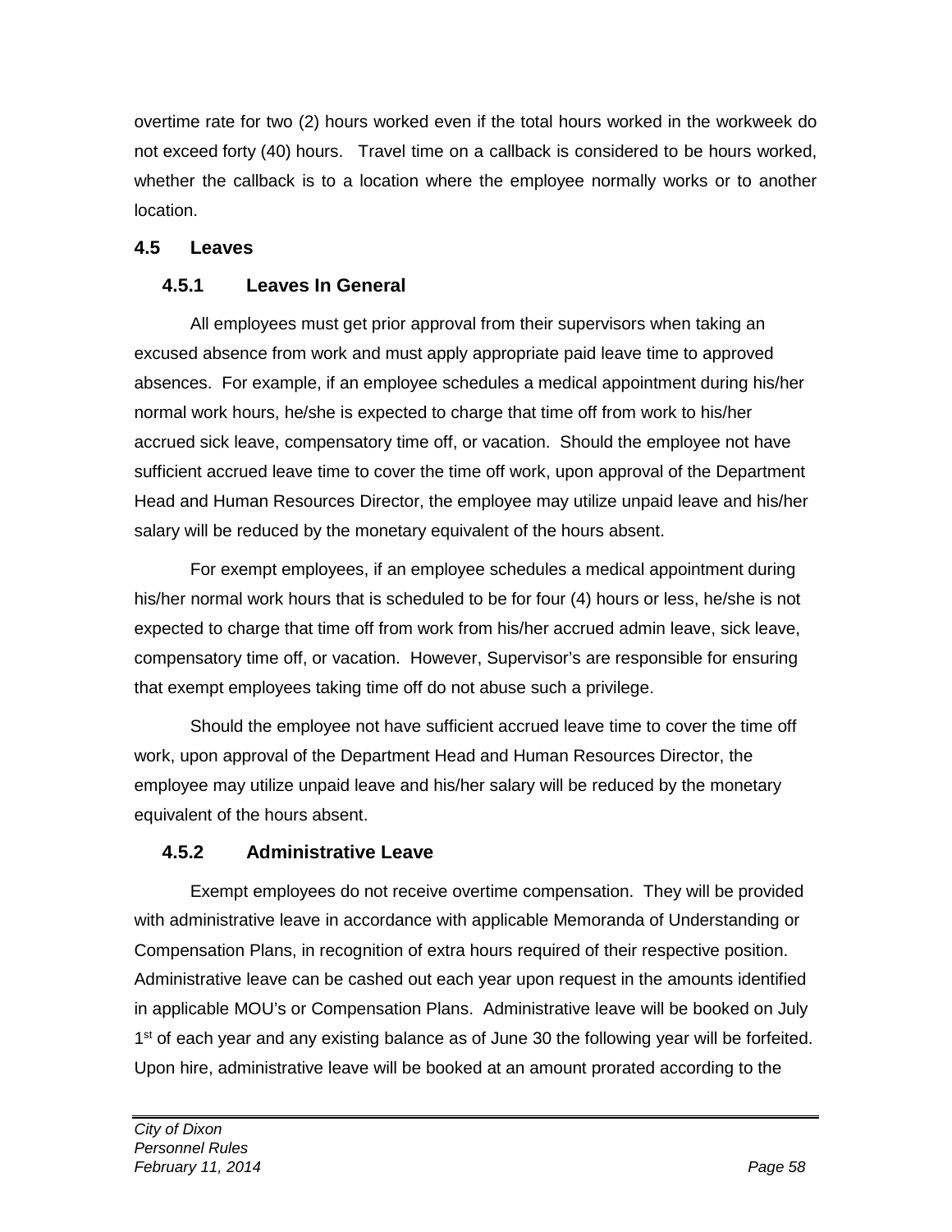overtime rate for two (2) hours worked even if the total hours worked in the workweek do not exceed forty (40) hours. Travel time on a callback is considered to be hours worked, whether the callback is to a location where the employee normally works or to another location.

## 4.5 Leaves

### 4.5.1 Leaves In General

All employees must get prior approval from their supervisors when taking an excused absence from work and must apply appropriate paid leave time to approved absences. For example, if an employee schedules a medical appointment during his/her normal work hours, he/she is expected to charge that time off from work to his/her accrued sick leave, compensatory time off, or vacation. Should the employee not have sufficient accrued leave time to cover the time off work, upon approval of the Department Head and Human Resources Director, the employee may utilize unpaid leave and his/her salary will be reduced by the monetary equivalent of the hours absent.

For exempt employees, if an employee schedules a medical appointment during his/her normal work hours that is scheduled to be for four (4) hours or less, he/she is not expected to charge that time off from work from his/her accrued admin leave, sick leave, compensatory time off, or vacation. However, Supervisor's are responsible for ensuring that exempt employees taking time off do not abuse such a privilege.

Should the employee not have sufficient accrued leave time to cover the time off work, upon approval of the Department Head and Human Resources Director, the employee may utilize unpaid leave and his/her salary will be reduced by the monetary equivalent of the hours absent.

### 4.5.2 Administrative Leave

Exempt employees do not receive overtime compensation. They will be provided with administrative leave in accordance with applicable Memoranda of Understanding or Compensation Plans, in recognition of extra hours required of their respective position. Administrative leave can be cashed out each year upon request in the amounts identified in applicable MOU's or Compensation Plans. Administrative leave will be booked on July 1st of each year and any existing balance as of June 30 the following year will be forfeited. Upon hire, administrative leave will be booked at an amount prorated according to the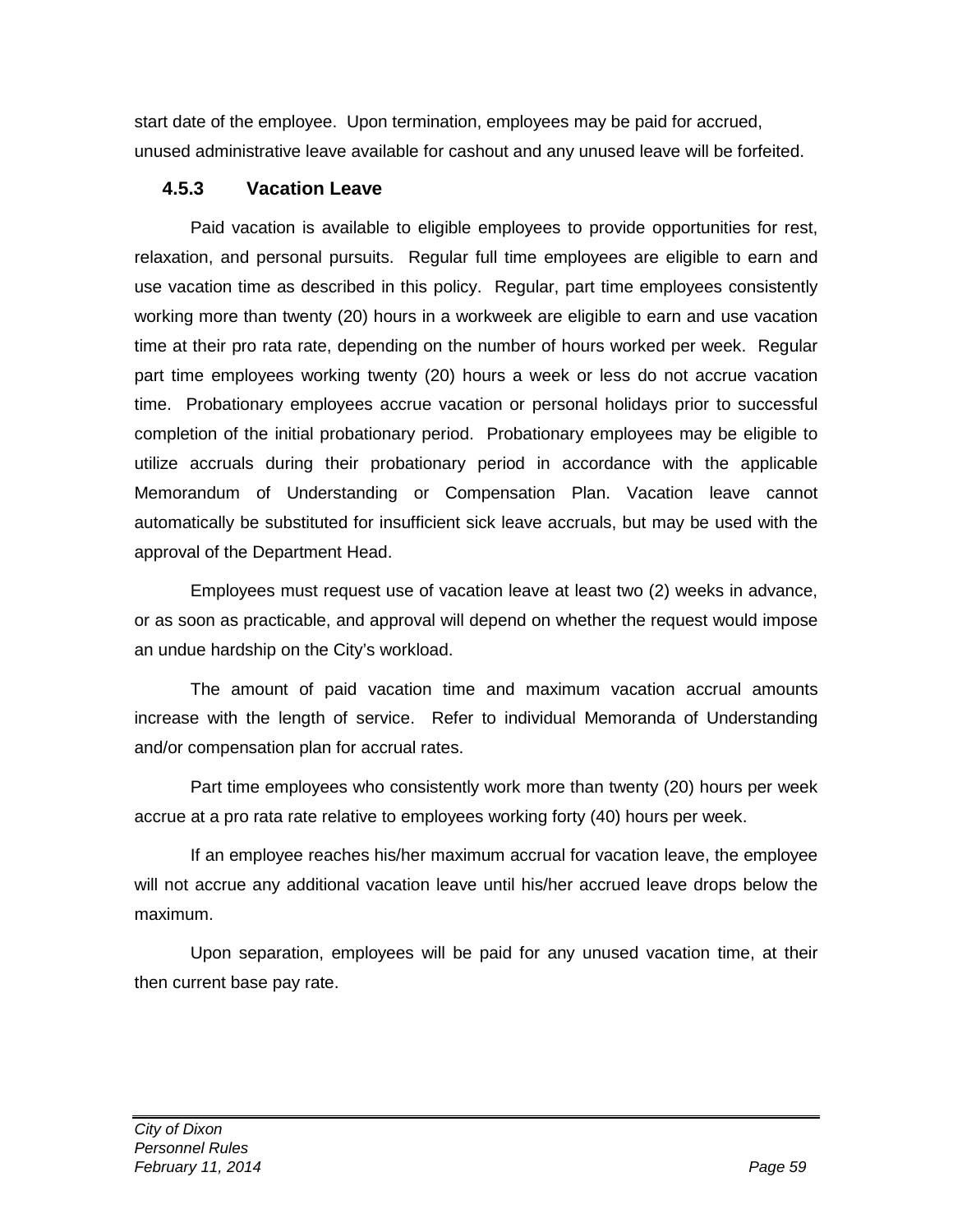start date of the employee. Upon termination, employees may be paid for accrued, unused administrative leave available for cashout and any unused leave will be forfeited.

### 4.5.3 Vacation Leave

Paid vacation is available to eligible employees to provide opportunities for rest, relaxation, and personal pursuits. Regular full time employees are eligible to earn and use vacation time as described in this policy. Regular, part time employees consistently working more than twenty (20) hours in a workweek are eligible to earn and use vacation time at their pro rata rate, depending on the number of hours worked per week. Regular part time employees working twenty (20) hours a week or less do not accrue vacation time. Probationary employees accrue vacation or personal holidays prior to successful completion of the initial probationary period. Probationary employees may be eligible to utilize accruals during their probationary period in accordance with the applicable Memorandum of Understanding or Compensation Plan. Vacation leave cannot automatically be substituted for insufficient sick leave accruals, but may be used with the approval of the Department Head.

Employees must request use of vacation leave at least two (2) weeks in advance, or as soon as practicable, and approval will depend on whether the request would impose an undue hardship on the City's workload.

The amount of paid vacation time and maximum vacation accrual amounts increase with the length of service. Refer to individual Memoranda of Understanding and/or compensation plan for accrual rates.

Part time employees who consistently work more than twenty (20) hours per week accrue at a pro rata rate relative to employees working forty (40) hours per week.

If an employee reaches his/her maximum accrual for vacation leave, the employee will not accrue any additional vacation leave until his/her accrued leave drops below the maximum.

Upon separation, employees will be paid for any unused vacation time, at their then current base pay rate.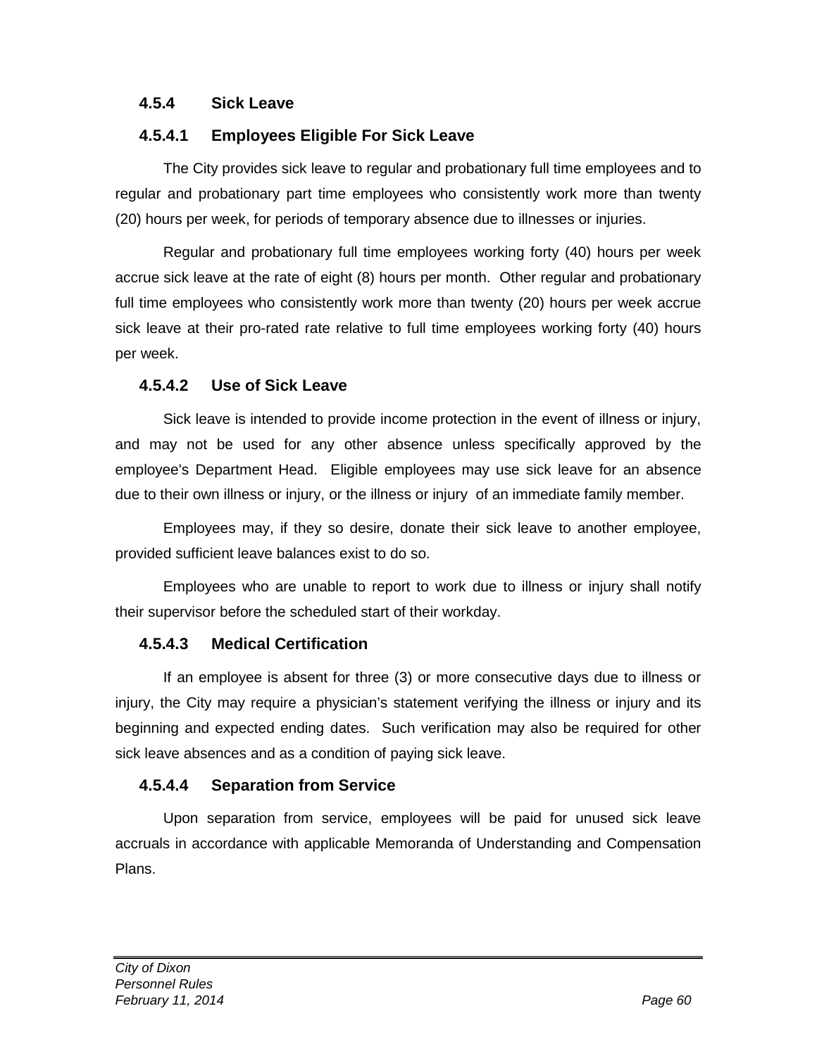### 4.5.4 Sick Leave

#### 4.5.4.1 Employees Eligible For Sick Leave

The City provides sick leave to regular and probationary full time employees and to regular and probationary part time employees who consistently work more than twenty (20) hours per week, for periods of temporary absence due to illnesses or injuries.

Regular and probationary full time employees working forty (40) hours per week accrue sick leave at the rate of eight (8) hours per month. Other regular and probationary full time employees who consistently work more than twenty (20) hours per week accrue sick leave at their pro-rated rate relative to full time employees working forty (40) hours per week.

#### 4.5.4.2 Use of Sick Leave

Sick leave is intended to provide income protection in the event of illness or injury, and may not be used for any other absence unless specifically approved by the employee's Department Head. Eligible employees may use sick leave for an absence due to their own illness or injury, or the illness or injury of an immediate family member.

Employees may, if they so desire, donate their sick leave to another employee, provided sufficient leave balances exist to do so.

Employees who are unable to report to work due to illness or injury shall notify their supervisor before the scheduled start of their workday.

#### 4.5.4.3 Medical Certification

If an employee is absent for three (3) or more consecutive days due to illness or injury, the City may require a physician's statement verifying the illness or injury and its beginning and expected ending dates. Such verification may also be required for other sick leave absences and as a condition of paying sick leave.

#### 4.5.4.4 Separation from Service

Upon separation from service, employees will be paid for unused sick leave accruals in accordance with applicable Memoranda of Understanding and Compensation Plans.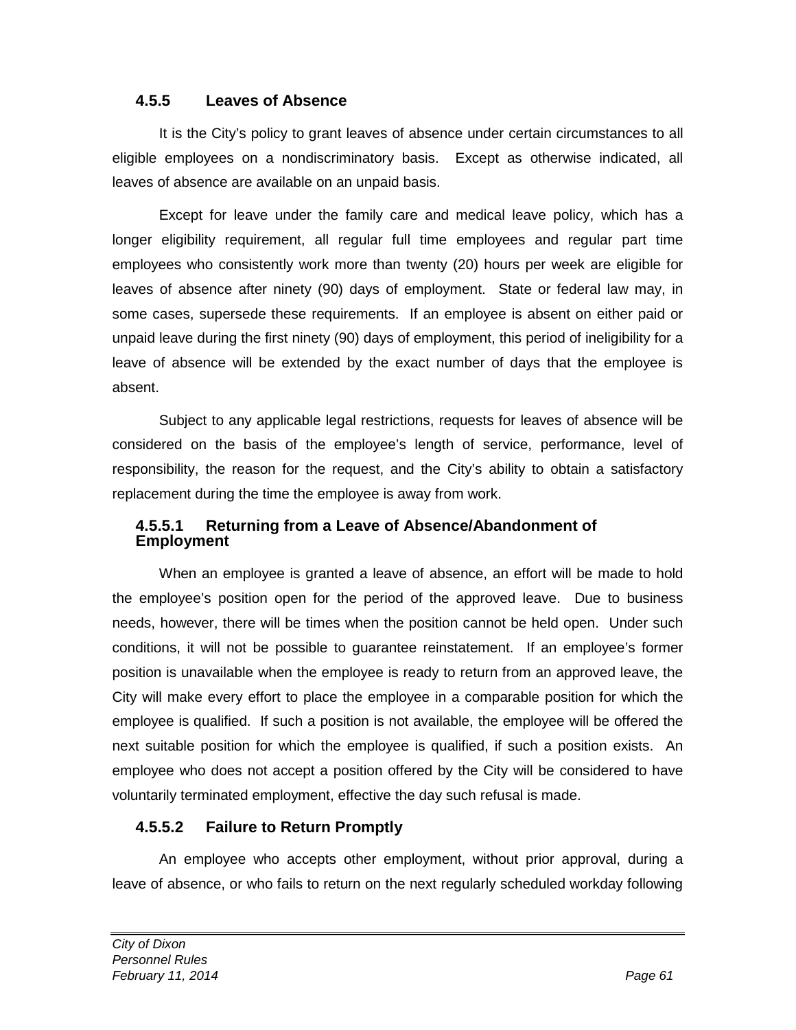### 4.5.5 Leaves of Absence

It is the City's policy to grant leaves of absence under certain circumstances to all eligible employees on a nondiscriminatory basis. Except as otherwise indicated, all leaves of absence are available on an unpaid basis.

Except for leave under the family care and medical leave policy, which has a longer eligibility requirement, all regular full time employees and regular part time employees who consistently work more than twenty (20) hours per week are eligible for leaves of absence after ninety (90) days of employment. State or federal law may, in some cases, supersede these requirements. If an employee is absent on either paid or unpaid leave during the first ninety (90) days of employment, this period of ineligibility for a leave of absence will be extended by the exact number of days that the employee is absent.

Subject to any applicable legal restrictions, requests for leaves of absence will be considered on the basis of the employee's length of service, performance, level of responsibility, the reason for the request, and the City's ability to obtain a satisfactory replacement during the time the employee is away from work.

#### 4.5.5.1 Returning from a Leave of Absence/Abandonment of Employment

When an employee is granted a leave of absence, an effort will be made to hold the employee's position open for the period of the approved leave. Due to business needs, however, there will be times when the position cannot be held open. Under such conditions, it will not be possible to guarantee reinstatement. If an employee's former position is unavailable when the employee is ready to return from an approved leave, the City will make every effort to place the employee in a comparable position for which the employee is qualified. If such a position is not available, the employee will be offered the next suitable position for which the employee is qualified, if such a position exists. An employee who does not accept a position offered by the City will be considered to have voluntarily terminated employment, effective the day such refusal is made.

#### 4.5.5.2 Failure to Return Promptly

An employee who accepts other employment, without prior approval, during a leave of absence, or who fails to return on the next regularly scheduled workday following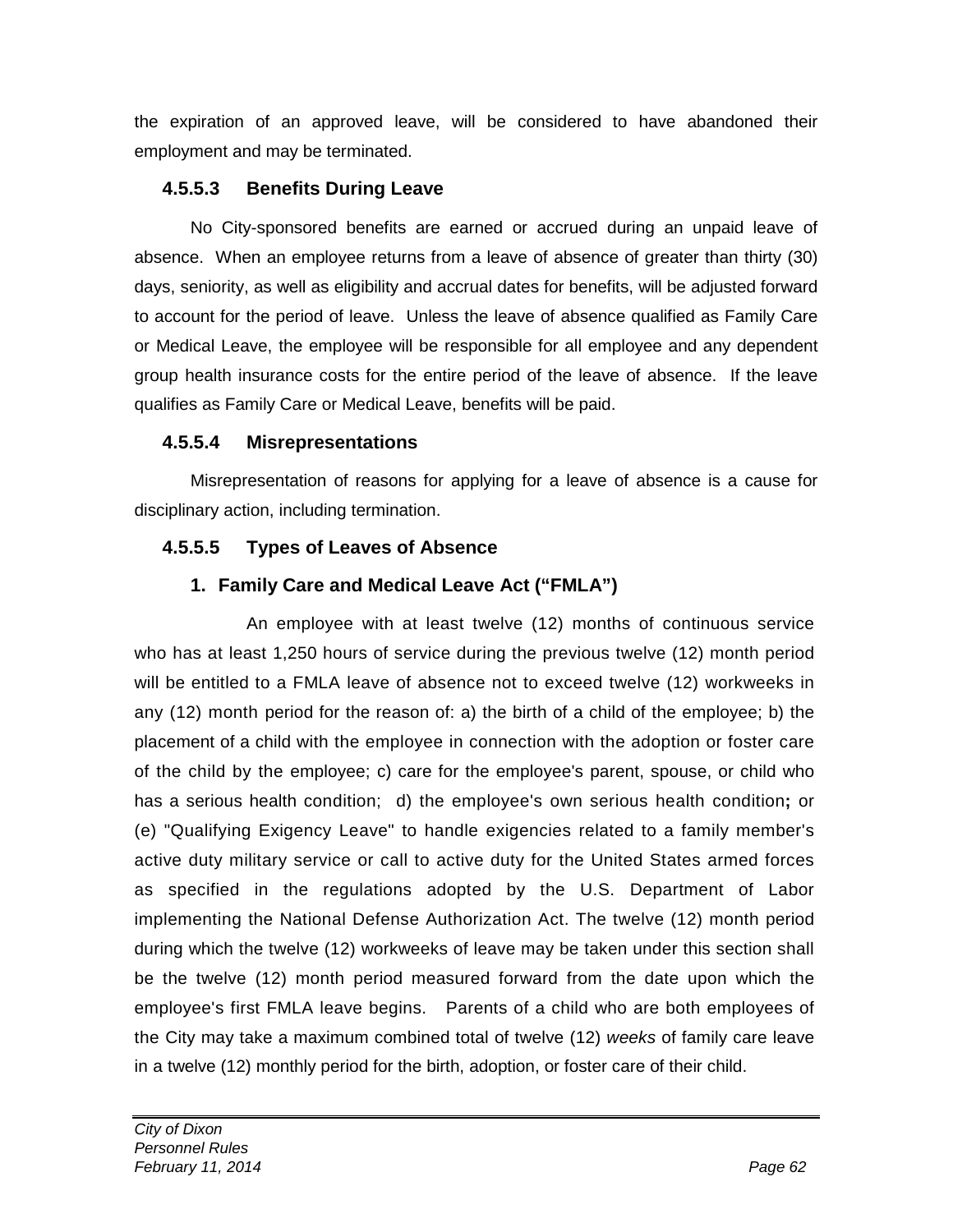the expiration of an approved leave, will be considered to have abandoned their employment and may be terminated.

### 4.5.5.3 Benefits During Leave

No City-sponsored benefits are earned or accrued during an unpaid leave of absence. When an employee returns from a leave of absence of greater than thirty (30) days, seniority, as well as eligibility and accrual dates for benefits, will be adjusted forward to account for the period of leave. Unless the leave of absence qualified as Family Care or Medical Leave, the employee will be responsible for all employee and any dependent group health insurance costs for the entire period of the leave of absence. If the leave qualifies as Family Care or Medical Leave, benefits will be paid.

### 4.5.5.4 Misrepresentations

Misrepresentation of reasons for applying for a leave of absence is a cause for disciplinary action, including termination.

### 4.5.5.5 Types of Leaves of Absence

#### 1. Family Care and Medical Leave Act ("FMLA")

An employee with at least twelve (12) months of continuous service who has at least 1,250 hours of service during the previous twelve (12) month period will be entitled to a FMLA leave of absence not to exceed twelve (12) workweeks in any (12) month period for the reason of: a) the birth of a child of the employee; b) the placement of a child with the employee in connection with the adoption or foster care of the child by the employee; c) care for the employee's parent, spouse, or child who has a serious health condition; d) the employee's own serious health condition**;** or (e) "Qualifying Exigency Leave" to handle exigencies related to a family member's active duty military service or call to active duty for the United States armed forces as specified in the regulations adopted by the U.S. Department of Labor implementing the National Defense Authorization Act. The twelve (12) month period during which the twelve (12) workweeks of leave may be taken under this section shall be the twelve (12) month period measured forward from the date upon which the employee's first FMLA leave begins. Parents of a child who are both employees of the City may take a maximum combined total of twelve (12) *weeks* of family care leave in a twelve (12) monthly period for the birth, adoption, or foster care of their child.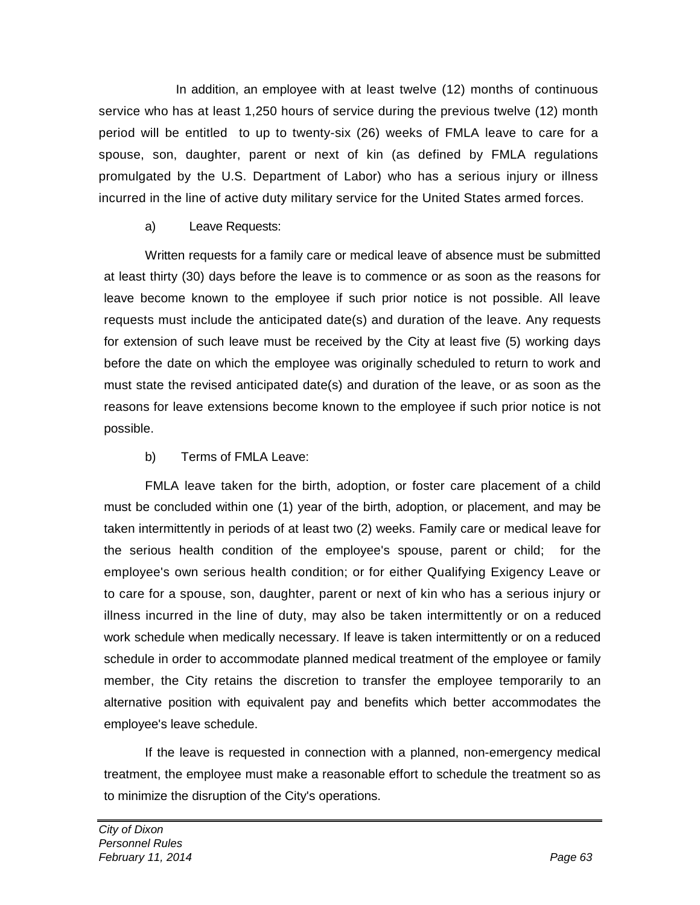In addition, an employee with at least twelve (12) months of continuous service who has at least 1,250 hours of service during the previous twelve (12) month period will be entitled to up to twenty-six (26) weeks of FMLA leave to care for a spouse, son, daughter, parent or next of kin (as defined by FMLA regulations promulgated by the U.S. Department of Labor) who has a serious injury or illness incurred in the line of active duty military service for the United States armed forces.

a) Leave Requests:

Written requests for a family care or medical leave of absence must be submitted at least thirty (30) days before the leave is to commence or as soon as the reasons for leave become known to the employee if such prior notice is not possible. All leave requests must include the anticipated date(s) and duration of the leave. Any requests for extension of such leave must be received by the City at least five (5) working days before the date on which the employee was originally scheduled to return to work and must state the revised anticipated date(s) and duration of the leave, or as soon as the reasons for leave extensions become known to the employee if such prior notice is not possible.

b) Terms of FMLA Leave:

FMLA leave taken for the birth, adoption, or foster care placement of a child must be concluded within one (1) year of the birth, adoption, or placement, and may be taken intermittently in periods of at least two (2) weeks. Family care or medical leave for the serious health condition of the employee's spouse, parent or child; for the employee's own serious health condition; or for either Qualifying Exigency Leave or to care for a spouse, son, daughter, parent or next of kin who has a serious injury or illness incurred in the line of duty, may also be taken intermittently or on a reduced work schedule when medically necessary. If leave is taken intermittently or on a reduced schedule in order to accommodate planned medical treatment of the employee or family member, the City retains the discretion to transfer the employee temporarily to an alternative position with equivalent pay and benefits which better accommodates the employee's leave schedule.

If the leave is requested in connection with a planned, non-emergency medical treatment, the employee must make a reasonable effort to schedule the treatment so as to minimize the disruption of the City's operations.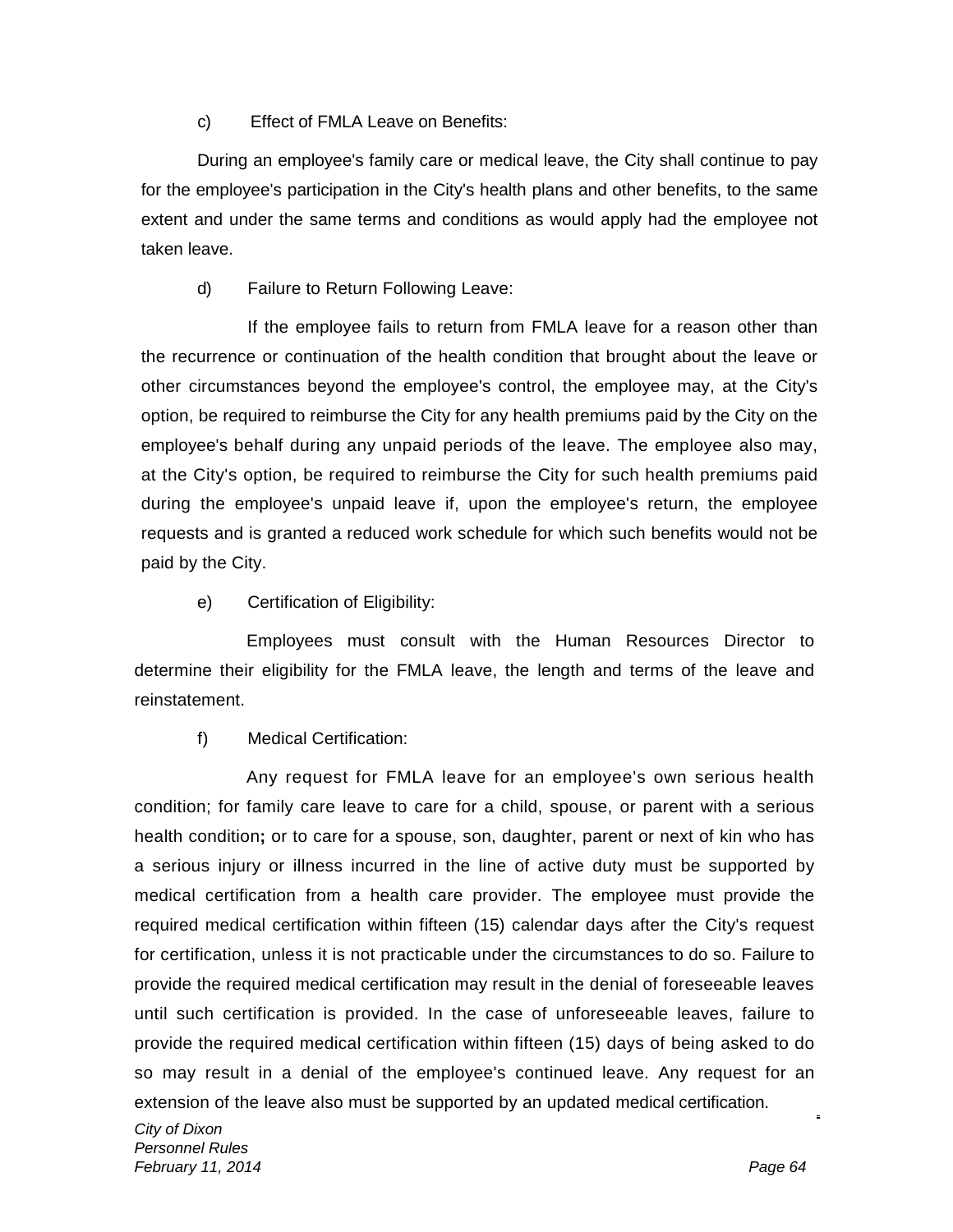c) Effect of FMLA Leave on Benefits:

During an employee's family care or medical leave, the City shall continue to pay for the employee's participation in the City's health plans and other benefits, to the same extent and under the same terms and conditions as would apply had the employee not taken leave.

d) Failure to Return Following Leave:

If the employee fails to return from FMLA leave for a reason other than the recurrence or continuation of the health condition that brought about the leave or other circumstances beyond the employee's control, the employee may, at the City's option, be required to reimburse the City for any health premiums paid by the City on the employee's behalf during any unpaid periods of the leave. The employee also may, at the City's option, be required to reimburse the City for such health premiums paid during the employee's unpaid leave if, upon the employee's return, the employee requests and is granted a reduced work schedule for which such benefits would not be paid by the City.

e) Certification of Eligibility:

Employees must consult with the Human Resources Director to determine their eligibility for the FMLA leave, the length and terms of the leave and reinstatement.

f) Medical Certification:

Any request for FMLA leave for an employee's own serious health condition; for family care leave to care for a child, spouse, or parent with a serious health condition**;** or to care for a spouse, son, daughter, parent or next of kin who has a serious injury or illness incurred in the line of active duty must be supported by medical certification from a health care provider. The employee must provide the required medical certification within fifteen (15) calendar days after the City's request for certification, unless it is not practicable under the circumstances to do so. Failure to provide the required medical certification may result in the denial of foreseeable leaves until such certification is provided. In the case of unforeseeable leaves, failure to provide the required medical certification within fifteen (15) days of being asked to do so may result in a denial of the employee's continued leave. Any request for an extension of the leave also must be supported by an updated medical certification.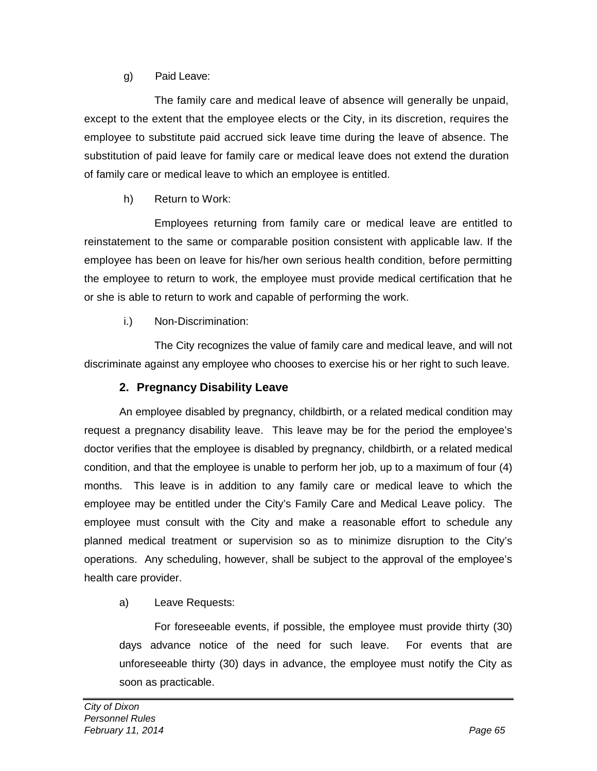g) Paid Leave:

The family care and medical leave of absence will generally be unpaid, except to the extent that the employee elects or the City, in its discretion, requires the employee to substitute paid accrued sick leave time during the leave of absence. The substitution of paid leave for family care or medical leave does not extend the duration of family care or medical leave to which an employee is entitled.

h) Return to Work:

Employees returning from family care or medical leave are entitled to reinstatement to the same or comparable position consistent with applicable law. If the employee has been on leave for his/her own serious health condition, before permitting the employee to return to work, the employee must provide medical certification that he or she is able to return to work and capable of performing the work.

i.) Non-Discrimination:

The City recognizes the value of family care and medical leave, and will not discriminate against any employee who chooses to exercise his or her right to such leave.

## 2. Pregnancy Disability Leave

An employee disabled by pregnancy, childbirth, or a related medical condition may request a pregnancy disability leave. This leave may be for the period the employee's doctor verifies that the employee is disabled by pregnancy, childbirth, or a related medical condition, and that the employee is unable to perform her job, up to a maximum of four (4) months. This leave is in addition to any family care or medical leave to which the employee may be entitled under the City's Family Care and Medical Leave policy. The employee must consult with the City and make a reasonable effort to schedule any planned medical treatment or supervision so as to minimize disruption to the City's operations. Any scheduling, however, shall be subject to the approval of the employee's health care provider.

a) Leave Requests:

For foreseeable events, if possible, the employee must provide thirty (30) days advance notice of the need for such leave. For events that are unforeseeable thirty (30) days in advance, the employee must notify the City as soon as practicable.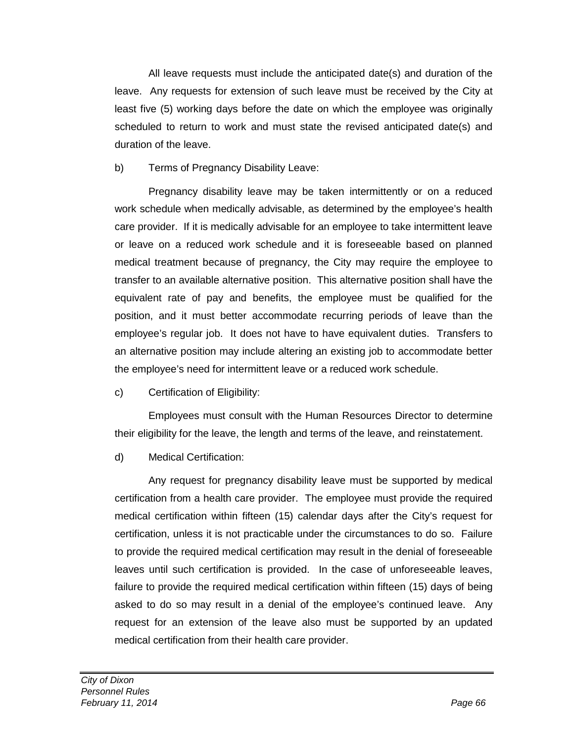All leave requests must include the anticipated date(s) and duration of the leave. Any requests for extension of such leave must be received by the City at least five (5) working days before the date on which the employee was originally scheduled to return to work and must state the revised anticipated date(s) and duration of the leave.

b) Terms of Pregnancy Disability Leave:

Pregnancy disability leave may be taken intermittently or on a reduced work schedule when medically advisable, as determined by the employee's health care provider. If it is medically advisable for an employee to take intermittent leave or leave on a reduced work schedule and it is foreseeable based on planned medical treatment because of pregnancy, the City may require the employee to transfer to an available alternative position. This alternative position shall have the equivalent rate of pay and benefits, the employee must be qualified for the position, and it must better accommodate recurring periods of leave than the employee's regular job. It does not have to have equivalent duties. Transfers to an alternative position may include altering an existing job to accommodate better the employee's need for intermittent leave or a reduced work schedule.

c) Certification of Eligibility:

Employees must consult with the Human Resources Director to determine their eligibility for the leave, the length and terms of the leave, and reinstatement.

d) Medical Certification:

Any request for pregnancy disability leave must be supported by medical certification from a health care provider. The employee must provide the required medical certification within fifteen (15) calendar days after the City's request for certification, unless it is not practicable under the circumstances to do so. Failure to provide the required medical certification may result in the denial of foreseeable leaves until such certification is provided. In the case of unforeseeable leaves, failure to provide the required medical certification within fifteen (15) days of being asked to do so may result in a denial of the employee's continued leave. Any request for an extension of the leave also must be supported by an updated medical certification from their health care provider.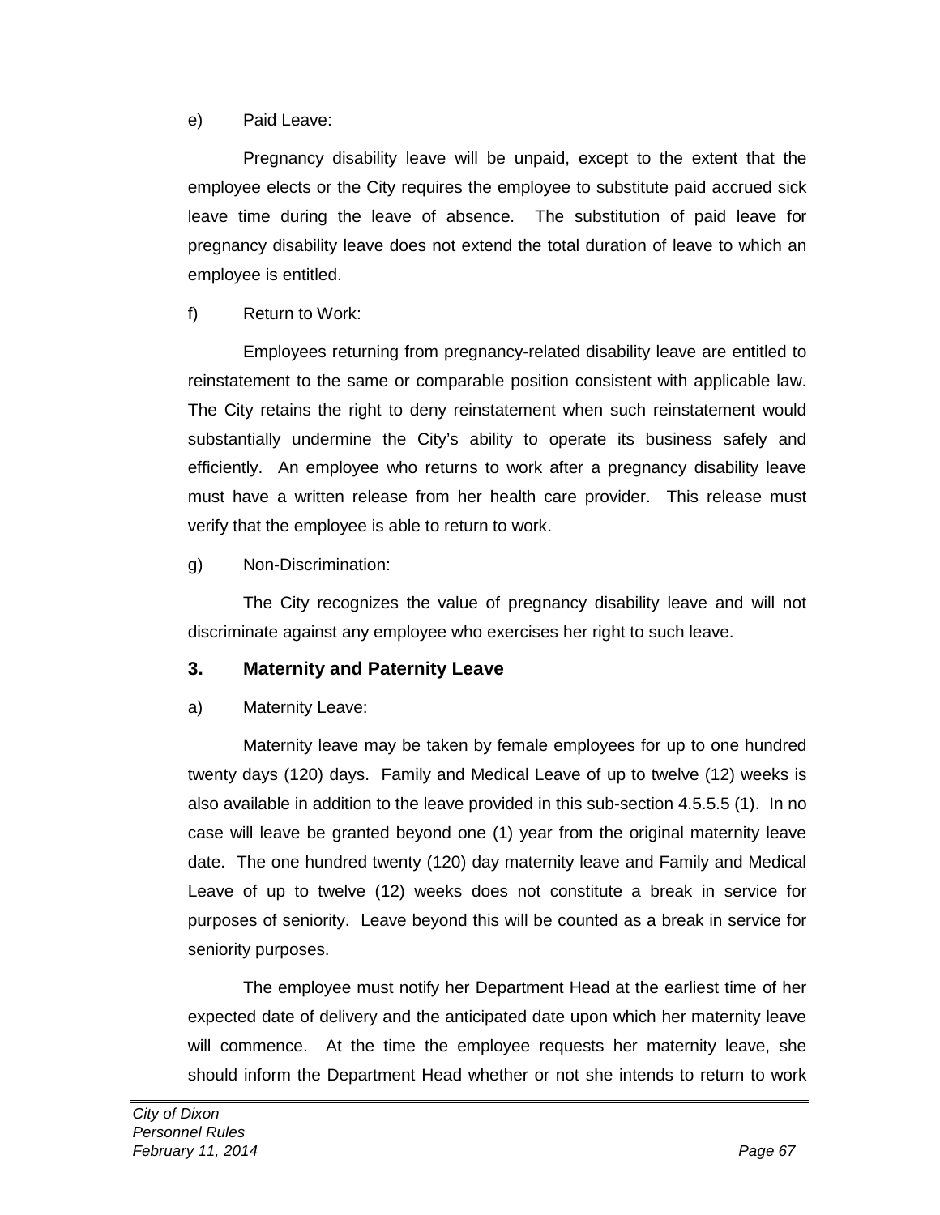e) Paid Leave:

Pregnancy disability leave will be unpaid, except to the extent that the employee elects or the City requires the employee to substitute paid accrued sick leave time during the leave of absence. The substitution of paid leave for pregnancy disability leave does not extend the total duration of leave to which an employee is entitled.

f) Return to Work:

Employees returning from pregnancy-related disability leave are entitled to reinstatement to the same or comparable position consistent with applicable law. The City retains the right to deny reinstatement when such reinstatement would substantially undermine the City's ability to operate its business safely and efficiently. An employee who returns to work after a pregnancy disability leave must have a written release from her health care provider. This release must verify that the employee is able to return to work.

g) Non-Discrimination:

The City recognizes the value of pregnancy disability leave and will not discriminate against any employee who exercises her right to such leave.

### 3. Maternity and Paternity Leave

a) Maternity Leave:

Maternity leave may be taken by female employees for up to one hundred twenty days (120) days. Family and Medical Leave of up to twelve (12) weeks is also available in addition to the leave provided in this sub-section 4.5.5.5 (1). In no case will leave be granted beyond one (1) year from the original maternity leave date. The one hundred twenty (120) day maternity leave and Family and Medical Leave of up to twelve (12) weeks does not constitute a break in service for purposes of seniority. Leave beyond this will be counted as a break in service for seniority purposes.

The employee must notify her Department Head at the earliest time of her expected date of delivery and the anticipated date upon which her maternity leave will commence. At the time the employee requests her maternity leave, she should inform the Department Head whether or not she intends to return to work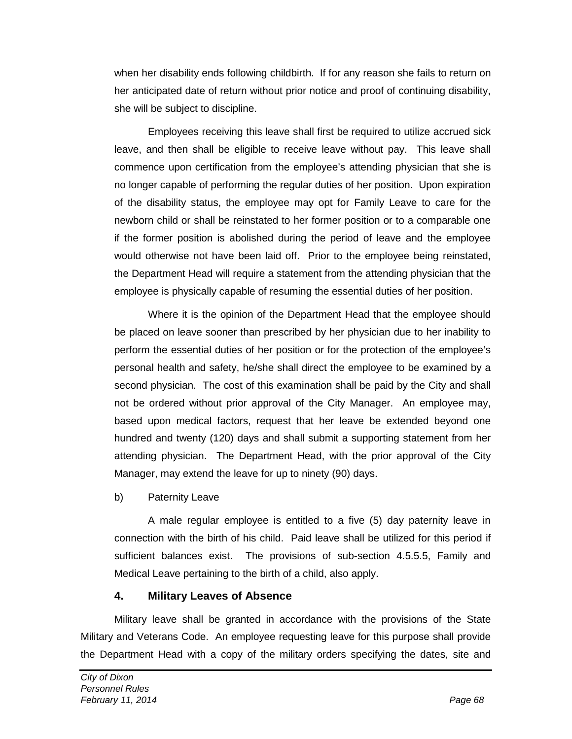when her disability ends following childbirth. If for any reason she fails to return on her anticipated date of return without prior notice and proof of continuing disability, she will be subject to discipline.

Employees receiving this leave shall first be required to utilize accrued sick leave, and then shall be eligible to receive leave without pay. This leave shall commence upon certification from the employee's attending physician that she is no longer capable of performing the regular duties of her position. Upon expiration of the disability status, the employee may opt for Family Leave to care for the newborn child or shall be reinstated to her former position or to a comparable one if the former position is abolished during the period of leave and the employee would otherwise not have been laid off. Prior to the employee being reinstated, the Department Head will require a statement from the attending physician that the employee is physically capable of resuming the essential duties of her position.

Where it is the opinion of the Department Head that the employee should be placed on leave sooner than prescribed by her physician due to her inability to perform the essential duties of her position or for the protection of the employee's personal health and safety, he/she shall direct the employee to be examined by a second physician. The cost of this examination shall be paid by the City and shall not be ordered without prior approval of the City Manager. An employee may, based upon medical factors, request that her leave be extended beyond one hundred and twenty (120) days and shall submit a supporting statement from her attending physician. The Department Head, with the prior approval of the City Manager, may extend the leave for up to ninety (90) days.

b) Paternity Leave

A male regular employee is entitled to a five (5) day paternity leave in connection with the birth of his child. Paid leave shall be utilized for this period if sufficient balances exist. The provisions of sub-section 4.5.5.5, Family and Medical Leave pertaining to the birth of a child, also apply.

### 4. Military Leaves of Absence

Military leave shall be granted in accordance with the provisions of the State Military and Veterans Code. An employee requesting leave for this purpose shall provide the Department Head with a copy of the military orders specifying the dates, site and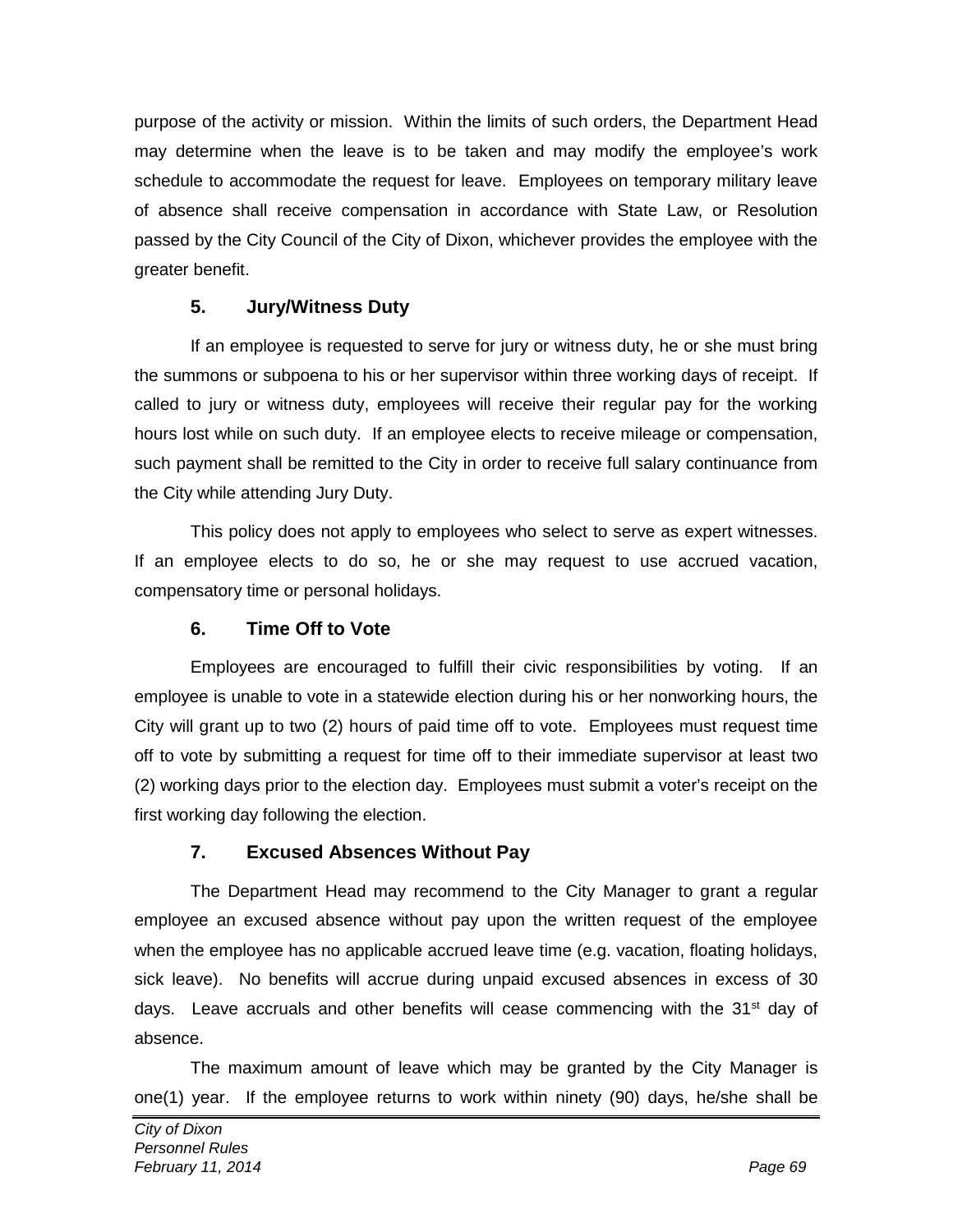purpose of the activity or mission. Within the limits of such orders, the Department Head may determine when the leave is to be taken and may modify the employee's work schedule to accommodate the request for leave. Employees on temporary military leave of absence shall receive compensation in accordance with State Law, or Resolution passed by the City Council of the City of Dixon, whichever provides the employee with the greater benefit.

### 5. Jury/Witness Duty

If an employee is requested to serve for jury or witness duty, he or she must bring the summons or subpoena to his or her supervisor within three working days of receipt. If called to jury or witness duty, employees will receive their regular pay for the working hours lost while on such duty. If an employee elects to receive mileage or compensation, such payment shall be remitted to the City in order to receive full salary continuance from the City while attending Jury Duty.

This policy does not apply to employees who select to serve as expert witnesses. If an employee elects to do so, he or she may request to use accrued vacation, compensatory time or personal holidays.

### 6. Time Off to Vote

Employees are encouraged to fulfill their civic responsibilities by voting. If an employee is unable to vote in a statewide election during his or her nonworking hours, the City will grant up to two (2) hours of paid time off to vote. Employees must request time off to vote by submitting a request for time off to their immediate supervisor at least two (2) working days prior to the election day. Employees must submit a voter's receipt on the first working day following the election.

### 7. Excused Absences Without Pay

The Department Head may recommend to the City Manager to grant a regular employee an excused absence without pay upon the written request of the employee when the employee has no applicable accrued leave time (e.g. vacation, floating holidays, sick leave). No benefits will accrue during unpaid excused absences in excess of 30 days. Leave accruals and other benefits will cease commencing with the 31st day of absence.

The maximum amount of leave which may be granted by the City Manager is one(1) year. If the employee returns to work within ninety (90) days, he/she shall be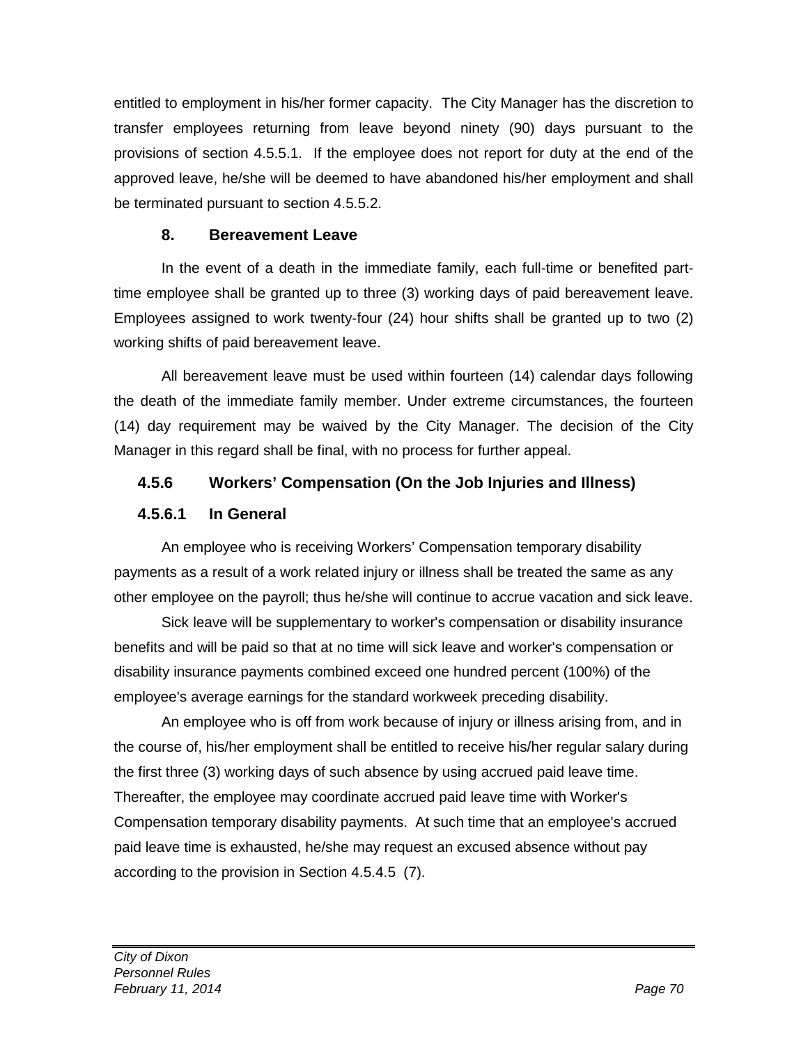entitled to employment in his/her former capacity. The City Manager has the discretion to transfer employees returning from leave beyond ninety (90) days pursuant to the provisions of section 4.5.5.1. If the employee does not report for duty at the end of the approved leave, he/she will be deemed to have abandoned his/her employment and shall be terminated pursuant to section 4.5.5.2.

#### 8. Bereavement Leave

In the event of a death in the immediate family, each full-time or benefited part-time employee shall be granted up to three (3) working days of paid bereavement leave. Employees assigned to work twenty-four (24) hour shifts shall be granted up to two (2) working shifts of paid bereavement leave.

All bereavement leave must be used within fourteen (14) calendar days following the death of the immediate family member. Under extreme circumstances, the fourteen (14) day requirement may be waived by the City Manager. The decision of the City Manager in this regard shall be final, with no process for further appeal.

### 4.5.6 Workers' Compensation (On the Job Injuries and Illness)

### 4.5.6.1 In General

An employee who is receiving Workers' Compensation temporary disability payments as a result of a work related injury or illness shall be treated the same as any other employee on the payroll; thus he/she will continue to accrue vacation and sick leave.

Sick leave will be supplementary to worker's compensation or disability insurance benefits and will be paid so that at no time will sick leave and worker's compensation or disability insurance payments combined exceed one hundred percent (100%) of the employee's average earnings for the standard workweek preceding disability.

An employee who is off from work because of injury or illness arising from, and in the course of, his/her employment shall be entitled to receive his/her regular salary during the first three (3) working days of such absence by using accrued paid leave time. Thereafter, the employee may coordinate accrued paid leave time with Worker's Compensation temporary disability payments. At such time that an employee's accrued paid leave time is exhausted, he/she may request an excused absence without pay according to the provision in Section 4.5.4.5 (7).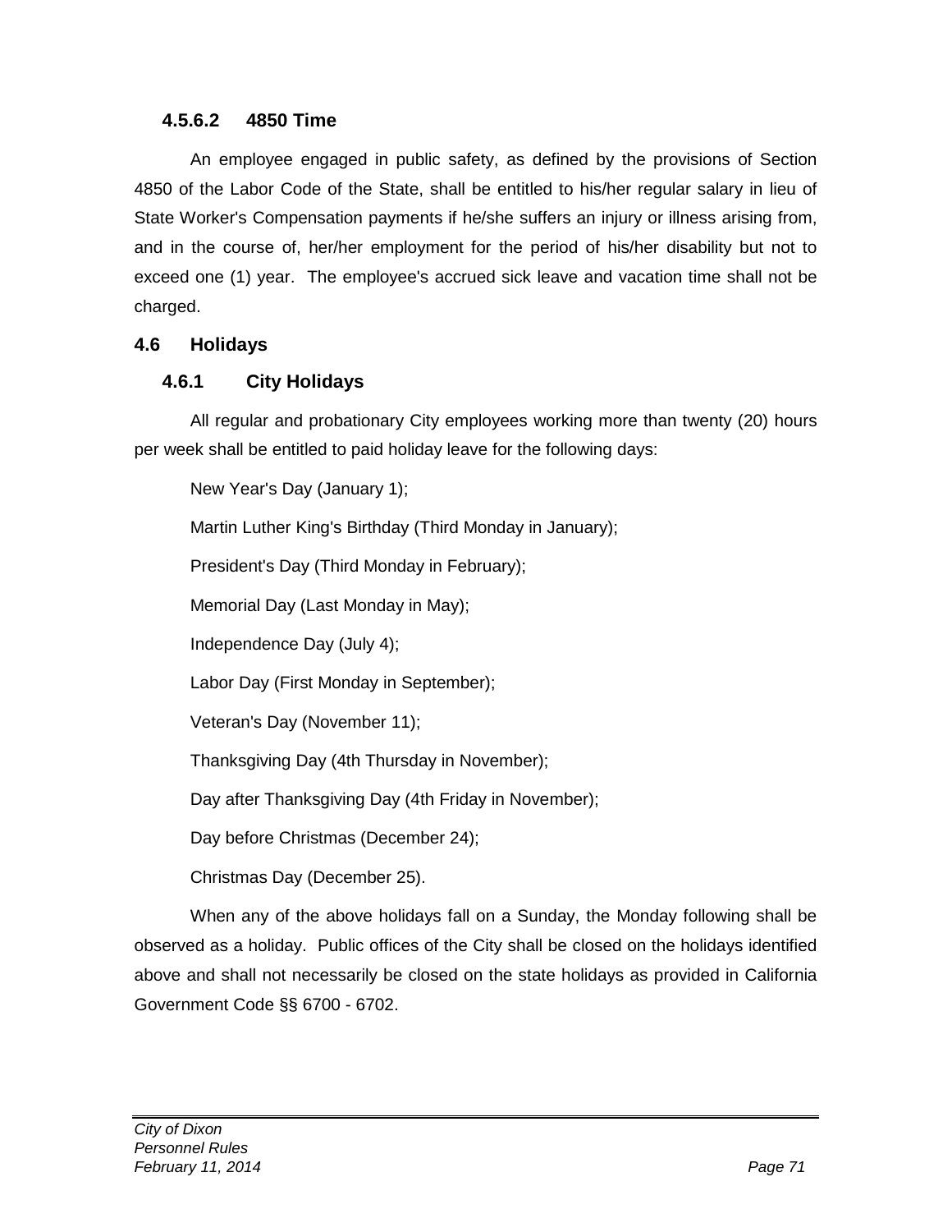#### 4.5.6.2 4850 Time

An employee engaged in public safety, as defined by the provisions of Section 4850 of the Labor Code of the State, shall be entitled to his/her regular salary in lieu of State Worker's Compensation payments if he/she suffers an injury or illness arising from, and in the course of, her/her employment for the period of his/her disability but not to exceed one (1) year. The employee's accrued sick leave and vacation time shall not be charged.

## 4.6 Holidays

### 4.6.1 City Holidays

All regular and probationary City employees working more than twenty (20) hours per week shall be entitled to paid holiday leave for the following days:

New Year's Day (January 1);

Martin Luther King's Birthday (Third Monday in January);

President's Day (Third Monday in February);

Memorial Day (Last Monday in May);

Independence Day (July 4);

Labor Day (First Monday in September);

Veteran's Day (November 11);

Thanksgiving Day (4th Thursday in November);

Day after Thanksgiving Day (4th Friday in November);

Day before Christmas (December 24);

Christmas Day (December 25).

When any of the above holidays fall on a Sunday, the Monday following shall be observed as a holiday. Public offices of the City shall be closed on the holidays identified above and shall not necessarily be closed on the state holidays as provided in California Government Code §§ 6700 - 6702.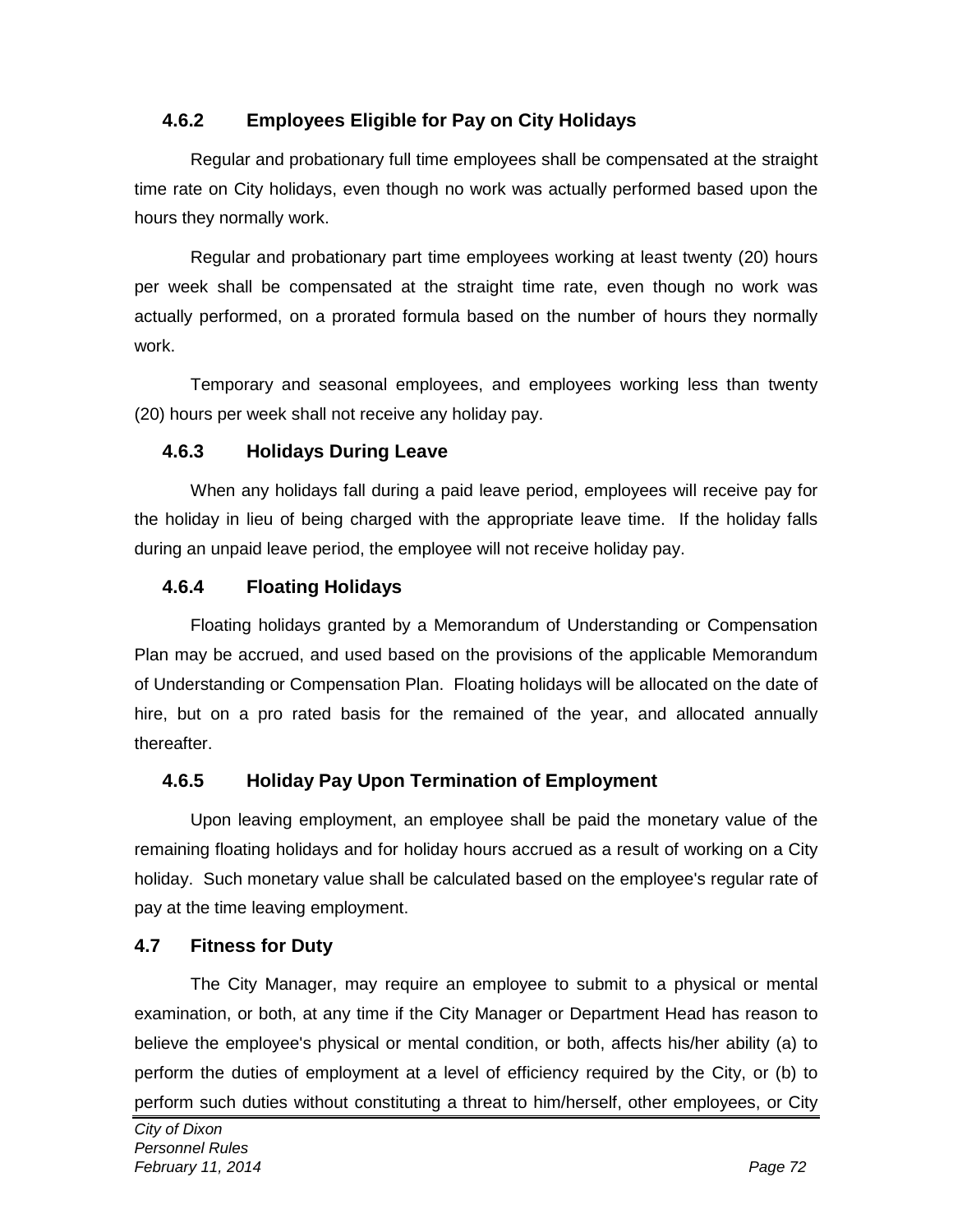### 4.6.2 Employees Eligible for Pay on City Holidays

Regular and probationary full time employees shall be compensated at the straight time rate on City holidays, even though no work was actually performed based upon the hours they normally work.

Regular and probationary part time employees working at least twenty (20) hours per week shall be compensated at the straight time rate, even though no work was actually performed, on a prorated formula based on the number of hours they normally work.

Temporary and seasonal employees, and employees working less than twenty (20) hours per week shall not receive any holiday pay.

### 4.6.3 Holidays During Leave

When any holidays fall during a paid leave period, employees will receive pay for the holiday in lieu of being charged with the appropriate leave time. If the holiday falls during an unpaid leave period, the employee will not receive holiday pay.

### 4.6.4 Floating Holidays

Floating holidays granted by a Memorandum of Understanding or Compensation Plan may be accrued, and used based on the provisions of the applicable Memorandum of Understanding or Compensation Plan. Floating holidays will be allocated on the date of hire, but on a pro rated basis for the remained of the year, and allocated annually thereafter.

### 4.6.5 Holiday Pay Upon Termination of Employment

Upon leaving employment, an employee shall be paid the monetary value of the remaining floating holidays and for holiday hours accrued as a result of working on a City holiday. Such monetary value shall be calculated based on the employee's regular rate of pay at the time leaving employment.

## 4.7 Fitness for Duty

The City Manager, may require an employee to submit to a physical or mental examination, or both, at any time if the City Manager or Department Head has reason to believe the employee's physical or mental condition, or both, affects his/her ability (a) to perform the duties of employment at a level of efficiency required by the City, or (b) to perform such duties without constituting a threat to him/herself, other employees, or City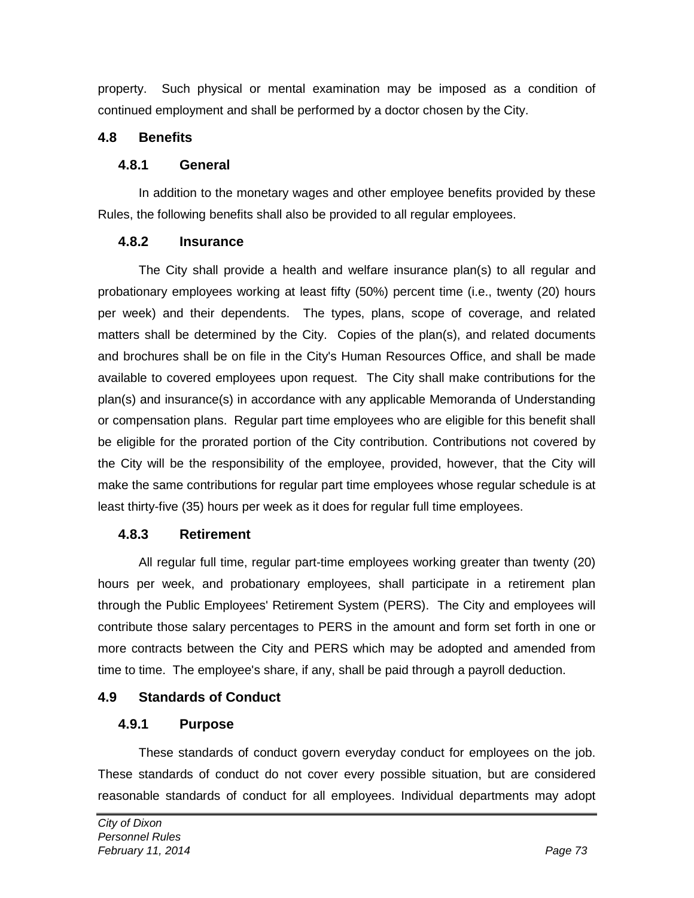property. Such physical or mental examination may be imposed as a condition of continued employment and shall be performed by a doctor chosen by the City.

## 4.8 Benefits

### 4.8.1 General

In addition to the monetary wages and other employee benefits provided by these Rules, the following benefits shall also be provided to all regular employees.

### 4.8.2 Insurance

The City shall provide a health and welfare insurance plan(s) to all regular and probationary employees working at least fifty (50%) percent time (i.e., twenty (20) hours per week) and their dependents. The types, plans, scope of coverage, and related matters shall be determined by the City. Copies of the plan(s), and related documents and brochures shall be on file in the City's Human Resources Office, and shall be made available to covered employees upon request. The City shall make contributions for the plan(s) and insurance(s) in accordance with any applicable Memoranda of Understanding or compensation plans. Regular part time employees who are eligible for this benefit shall be eligible for the prorated portion of the City contribution. Contributions not covered by the City will be the responsibility of the employee, provided, however, that the City will make the same contributions for regular part time employees whose regular schedule is at least thirty-five (35) hours per week as it does for regular full time employees.

### 4.8.3 Retirement

All regular full time, regular part-time employees working greater than twenty (20) hours per week, and probationary employees, shall participate in a retirement plan through the Public Employees' Retirement System (PERS). The City and employees will contribute those salary percentages to PERS in the amount and form set forth in one or more contracts between the City and PERS which may be adopted and amended from time to time. The employee's share, if any, shall be paid through a payroll deduction.

## 4.9 Standards of Conduct

### 4.9.1 Purpose

These standards of conduct govern everyday conduct for employees on the job. These standards of conduct do not cover every possible situation, but are considered reasonable standards of conduct for all employees. Individual departments may adopt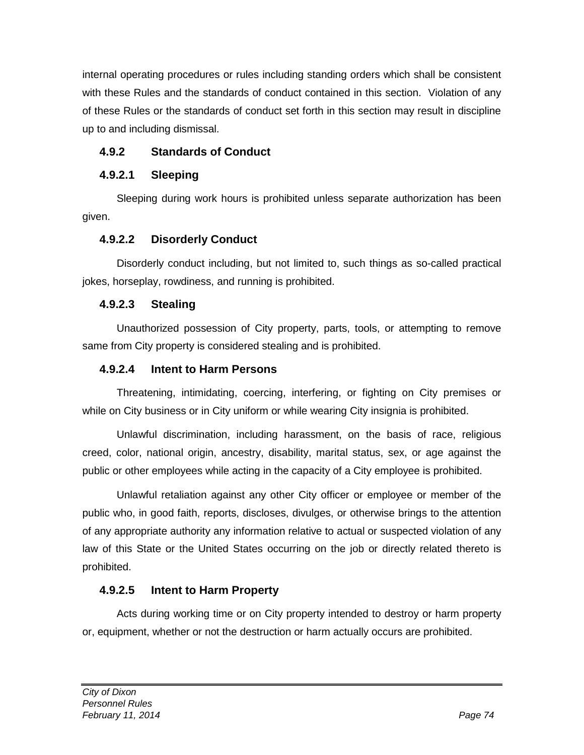internal operating procedures or rules including standing orders which shall be consistent with these Rules and the standards of conduct contained in this section. Violation of any of these Rules or the standards of conduct set forth in this section may result in discipline up to and including dismissal.

### 4.9.2 Standards of Conduct

#### 4.9.2.1 Sleeping

Sleeping during work hours is prohibited unless separate authorization has been given.

#### 4.9.2.2 Disorderly Conduct

Disorderly conduct including, but not limited to, such things as so-called practical jokes, horseplay, rowdiness, and running is prohibited.

#### 4.9.2.3 Stealing

Unauthorized possession of City property, parts, tools, or attempting to remove same from City property is considered stealing and is prohibited.

#### 4.9.2.4 Intent to Harm Persons

Threatening, intimidating, coercing, interfering, or fighting on City premises or while on City business or in City uniform or while wearing City insignia is prohibited.

Unlawful discrimination, including harassment, on the basis of race, religious creed, color, national origin, ancestry, disability, marital status, sex, or age against the public or other employees while acting in the capacity of a City employee is prohibited.

Unlawful retaliation against any other City officer or employee or member of the public who, in good faith, reports, discloses, divulges, or otherwise brings to the attention of any appropriate authority any information relative to actual or suspected violation of any law of this State or the United States occurring on the job or directly related thereto is prohibited.

#### 4.9.2.5 Intent to Harm Property

Acts during working time or on City property intended to destroy or harm property or, equipment, whether or not the destruction or harm actually occurs are prohibited.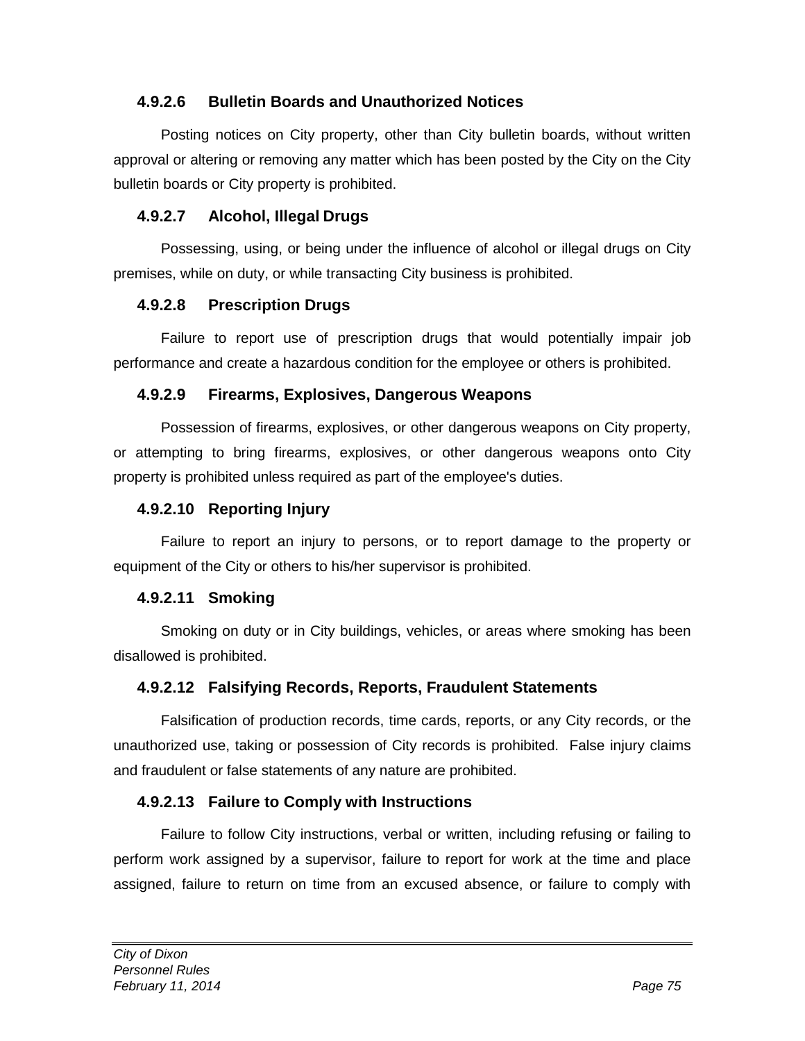#### 4.9.2.6 Bulletin Boards and Unauthorized Notices

Posting notices on City property, other than City bulletin boards, without written approval or altering or removing any matter which has been posted by the City on the City bulletin boards or City property is prohibited.

#### 4.9.2.7 Alcohol, Illegal Drugs

Possessing, using, or being under the influence of alcohol or illegal drugs on City premises, while on duty, or while transacting City business is prohibited.

#### 4.9.2.8 Prescription Drugs

Failure to report use of prescription drugs that would potentially impair job performance and create a hazardous condition for the employee or others is prohibited.

#### 4.9.2.9 Firearms, Explosives, Dangerous Weapons

Possession of firearms, explosives, or other dangerous weapons on City property, or attempting to bring firearms, explosives, or other dangerous weapons onto City property is prohibited unless required as part of the employee's duties.

#### 4.9.2.10 Reporting Injury

Failure to report an injury to persons, or to report damage to the property or equipment of the City or others to his/her supervisor is prohibited.

#### 4.9.2.11 Smoking

Smoking on duty or in City buildings, vehicles, or areas where smoking has been disallowed is prohibited.

#### 4.9.2.12 Falsifying Records, Reports, Fraudulent Statements

Falsification of production records, time cards, reports, or any City records, or the unauthorized use, taking or possession of City records is prohibited. False injury claims and fraudulent or false statements of any nature are prohibited.

#### 4.9.2.13 Failure to Comply with Instructions

Failure to follow City instructions, verbal or written, including refusing or failing to perform work assigned by a supervisor, failure to report for work at the time and place assigned, failure to return on time from an excused absence, or failure to comply with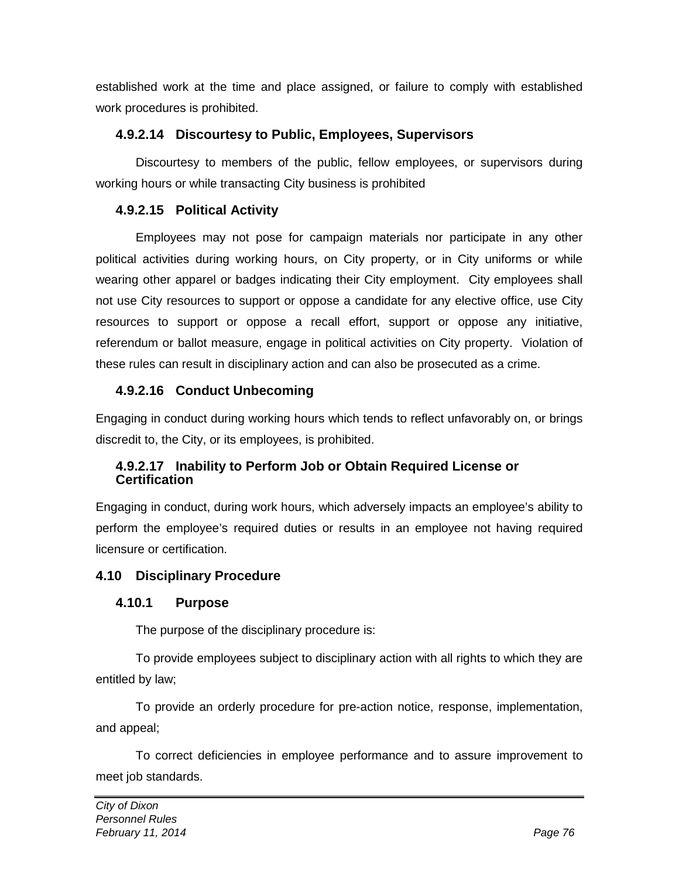established work at the time and place assigned, or failure to comply with established work procedures is prohibited.

#### 4.9.2.14 Discourtesy to Public, Employees, Supervisors

Discourtesy to members of the public, fellow employees, or supervisors during working hours or while transacting City business is prohibited

#### 4.9.2.15 Political Activity

Employees may not pose for campaign materials nor participate in any other political activities during working hours, on City property, or in City uniforms or while wearing other apparel or badges indicating their City employment. City employees shall not use City resources to support or oppose a candidate for any elective office, use City resources to support or oppose a recall effort, support or oppose any initiative, referendum or ballot measure, engage in political activities on City property. Violation of these rules can result in disciplinary action and can also be prosecuted as a crime.

#### 4.9.2.16 Conduct Unbecoming

Engaging in conduct during working hours which tends to reflect unfavorably on, or brings discredit to, the City, or its employees, is prohibited.

#### 4.9.2.17 Inability to Perform Job or Obtain Required License or Certification

Engaging in conduct, during work hours, which adversely impacts an employee's ability to perform the employee's required duties or results in an employee not having required licensure or certification.

## 4.10 Disciplinary Procedure

### 4.10.1 Purpose

The purpose of the disciplinary procedure is:

To provide employees subject to disciplinary action with all rights to which they are entitled by law;

To provide an orderly procedure for pre-action notice, response, implementation, and appeal;

To correct deficiencies in employee performance and to assure improvement to meet job standards.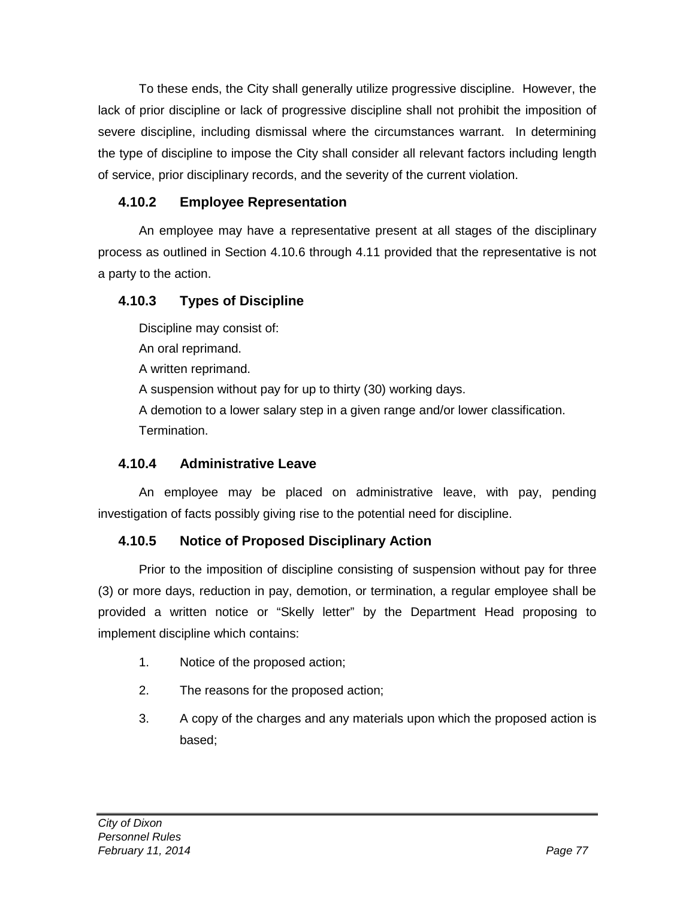To these ends, the City shall generally utilize progressive discipline. However, the lack of prior discipline or lack of progressive discipline shall not prohibit the imposition of severe discipline, including dismissal where the circumstances warrant. In determining the type of discipline to impose the City shall consider all relevant factors including length of service, prior disciplinary records, and the severity of the current violation.

### 4.10.2 Employee Representation

An employee may have a representative present at all stages of the disciplinary process as outlined in Section 4.10.6 through 4.11 provided that the representative is not a party to the action.

### 4.10.3 Types of Discipline

Discipline may consist of:

An oral reprimand.

A written reprimand.

A suspension without pay for up to thirty (30) working days.

A demotion to a lower salary step in a given range and/or lower classification.

Termination.

### 4.10.4 Administrative Leave

An employee may be placed on administrative leave, with pay, pending investigation of facts possibly giving rise to the potential need for discipline.

### 4.10.5 Notice of Proposed Disciplinary Action

Prior to the imposition of discipline consisting of suspension without pay for three (3) or more days, reduction in pay, demotion, or termination, a regular employee shall be provided a written notice or "Skelly letter" by the Department Head proposing to implement discipline which contains:

1. Notice of the proposed action;
2. The reasons for the proposed action;
3. A copy of the charges and any materials upon which the proposed action is based;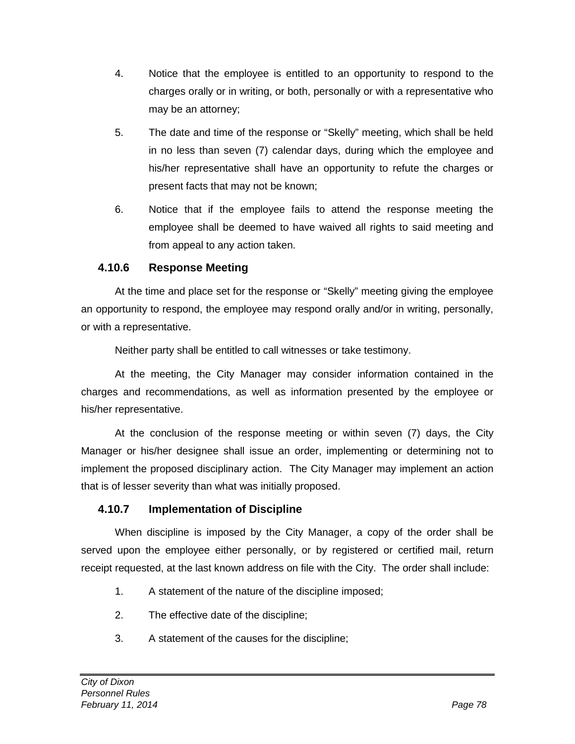4. Notice that the employee is entitled to an opportunity to respond to the charges orally or in writing, or both, personally or with a representative who may be an attorney;

5. The date and time of the response or “Skelly” meeting, which shall be held in no less than seven (7) calendar days, during which the employee and his/her representative shall have an opportunity to refute the charges or present facts that may not be known;

6. Notice that if the employee fails to attend the response meeting the employee shall be deemed to have waived all rights to said meeting and from appeal to any action taken.

### 4.10.6 Response Meeting

At the time and place set for the response or “Skelly” meeting giving the employee an opportunity to respond, the employee may respond orally and/or in writing, personally, or with a representative.

Neither party shall be entitled to call witnesses or take testimony.

At the meeting, the City Manager may consider information contained in the charges and recommendations, as well as information presented by the employee or his/her representative.

At the conclusion of the response meeting or within seven (7) days, the City Manager or his/her designee shall issue an order, implementing or determining not to implement the proposed disciplinary action. The City Manager may implement an action that is of lesser severity than what was initially proposed.

### 4.10.7 Implementation of Discipline

When discipline is imposed by the City Manager, a copy of the order shall be served upon the employee either personally, or by registered or certified mail, return receipt requested, at the last known address on file with the City. The order shall include:

1. A statement of the nature of the discipline imposed;

2. The effective date of the discipline;

3. A statement of the causes for the discipline;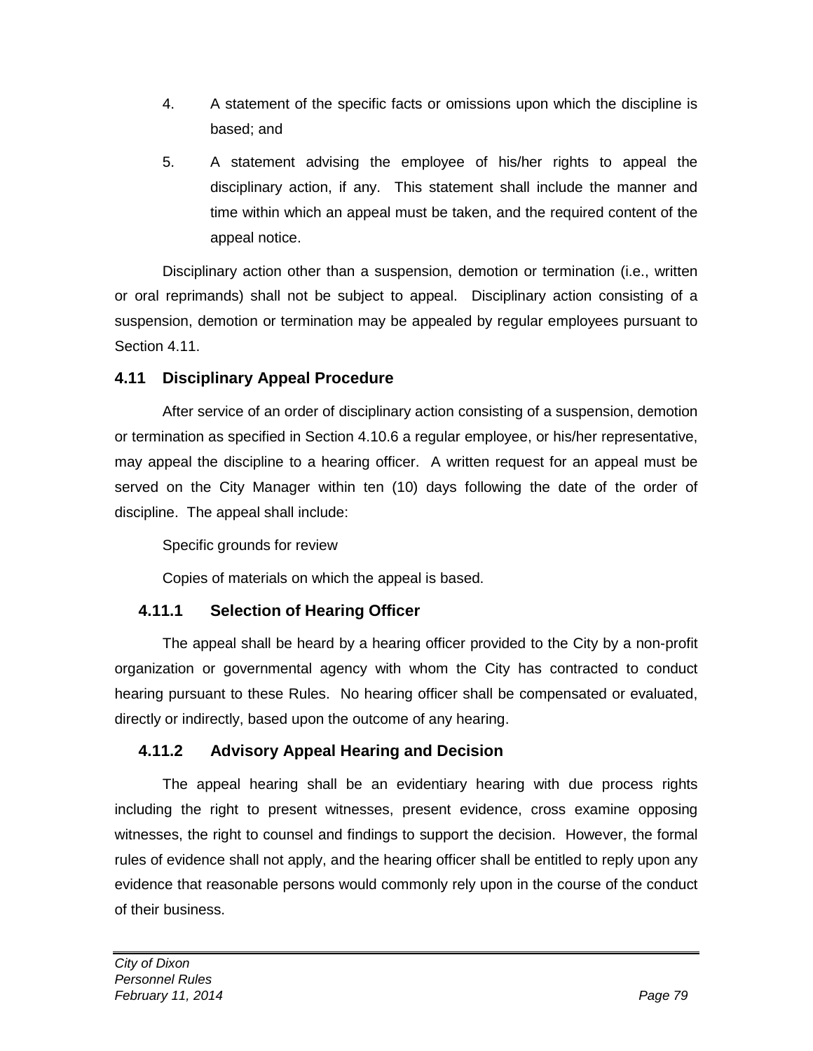4. A statement of the specific facts or omissions upon which the discipline is based; and

5. A statement advising the employee of his/her rights to appeal the disciplinary action, if any. This statement shall include the manner and time within which an appeal must be taken, and the required content of the appeal notice.

Disciplinary action other than a suspension, demotion or termination (i.e., written or oral reprimands) shall not be subject to appeal. Disciplinary action consisting of a suspension, demotion or termination may be appealed by regular employees pursuant to Section 4.11.

## 4.11 Disciplinary Appeal Procedure

After service of an order of disciplinary action consisting of a suspension, demotion or termination as specified in Section 4.10.6 a regular employee, or his/her representative, may appeal the discipline to a hearing officer. A written request for an appeal must be served on the City Manager within ten (10) days following the date of the order of discipline. The appeal shall include:

Specific grounds for review

Copies of materials on which the appeal is based.

### 4.11.1 Selection of Hearing Officer

The appeal shall be heard by a hearing officer provided to the City by a non-profit organization or governmental agency with whom the City has contracted to conduct hearing pursuant to these Rules. No hearing officer shall be compensated or evaluated, directly or indirectly, based upon the outcome of any hearing.

### 4.11.2 Advisory Appeal Hearing and Decision

The appeal hearing shall be an evidentiary hearing with due process rights including the right to present witnesses, present evidence, cross examine opposing witnesses, the right to counsel and findings to support the decision. However, the formal rules of evidence shall not apply, and the hearing officer shall be entitled to reply upon any evidence that reasonable persons would commonly rely upon in the course of the conduct of their business.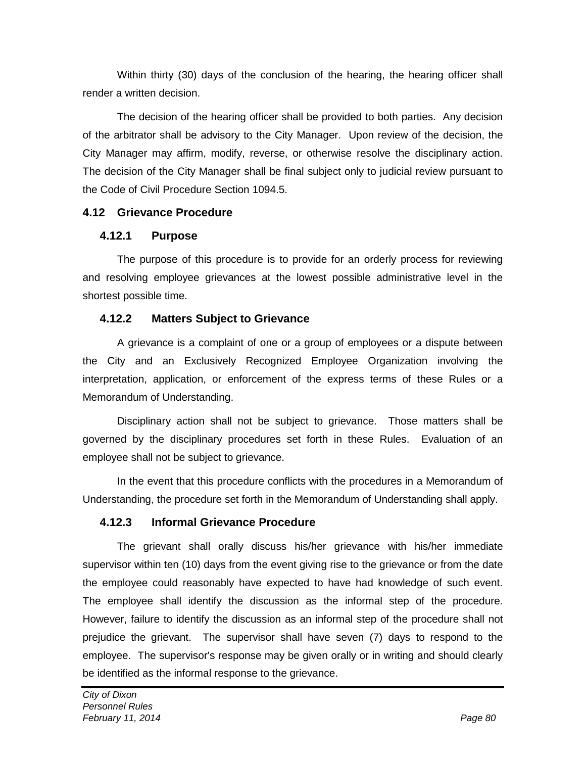Within thirty (30) days of the conclusion of the hearing, the hearing officer shall render a written decision.

The decision of the hearing officer shall be provided to both parties. Any decision of the arbitrator shall be advisory to the City Manager. Upon review of the decision, the City Manager may affirm, modify, reverse, or otherwise resolve the disciplinary action. The decision of the City Manager shall be final subject only to judicial review pursuant to the Code of Civil Procedure Section 1094.5.

## 4.12 Grievance Procedure

### 4.12.1 Purpose

The purpose of this procedure is to provide for an orderly process for reviewing and resolving employee grievances at the lowest possible administrative level in the shortest possible time.

### 4.12.2 Matters Subject to Grievance

A grievance is a complaint of one or a group of employees or a dispute between the City and an Exclusively Recognized Employee Organization involving the interpretation, application, or enforcement of the express terms of these Rules or a Memorandum of Understanding.

Disciplinary action shall not be subject to grievance. Those matters shall be governed by the disciplinary procedures set forth in these Rules. Evaluation of an employee shall not be subject to grievance.

In the event that this procedure conflicts with the procedures in a Memorandum of Understanding, the procedure set forth in the Memorandum of Understanding shall apply.

### 4.12.3 Informal Grievance Procedure

The grievant shall orally discuss his/her grievance with his/her immediate supervisor within ten (10) days from the event giving rise to the grievance or from the date the employee could reasonably have expected to have had knowledge of such event. The employee shall identify the discussion as the informal step of the procedure. However, failure to identify the discussion as an informal step of the procedure shall not prejudice the grievant. The supervisor shall have seven (7) days to respond to the employee. The supervisor's response may be given orally or in writing and should clearly be identified as the informal response to the grievance.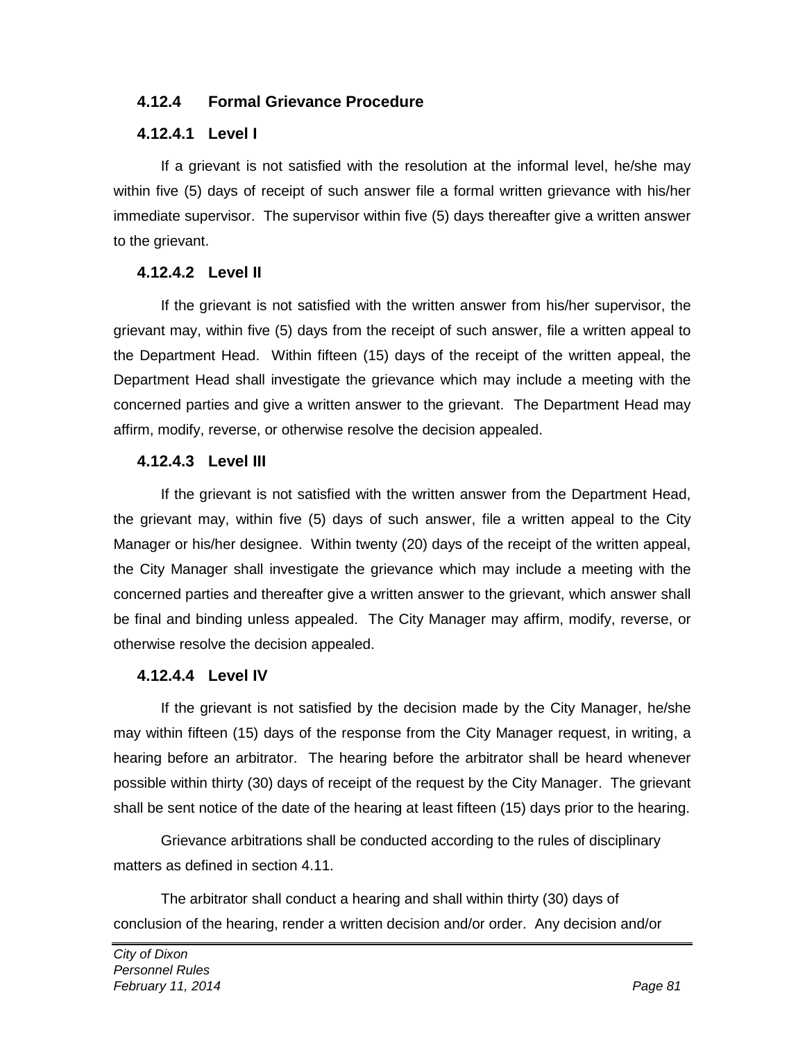### 4.12.4 Formal Grievance Procedure

#### 4.12.4.1 Level I

If a grievant is not satisfied with the resolution at the informal level, he/she may within five (5) days of receipt of such answer file a formal written grievance with his/her immediate supervisor. The supervisor within five (5) days thereafter give a written answer to the grievant.

#### 4.12.4.2 Level II

If the grievant is not satisfied with the written answer from his/her supervisor, the grievant may, within five (5) days from the receipt of such answer, file a written appeal to the Department Head. Within fifteen (15) days of the receipt of the written appeal, the Department Head shall investigate the grievance which may include a meeting with the concerned parties and give a written answer to the grievant. The Department Head may affirm, modify, reverse, or otherwise resolve the decision appealed.

#### 4.12.4.3 Level III

If the grievant is not satisfied with the written answer from the Department Head, the grievant may, within five (5) days of such answer, file a written appeal to the City Manager or his/her designee. Within twenty (20) days of the receipt of the written appeal, the City Manager shall investigate the grievance which may include a meeting with the concerned parties and thereafter give a written answer to the grievant, which answer shall be final and binding unless appealed. The City Manager may affirm, modify, reverse, or otherwise resolve the decision appealed.

#### 4.12.4.4 Level IV

If the grievant is not satisfied by the decision made by the City Manager, he/she may within fifteen (15) days of the response from the City Manager request, in writing, a hearing before an arbitrator. The hearing before the arbitrator shall be heard whenever possible within thirty (30) days of receipt of the request by the City Manager. The grievant shall be sent notice of the date of the hearing at least fifteen (15) days prior to the hearing.

Grievance arbitrations shall be conducted according to the rules of disciplinary matters as defined in section 4.11.

The arbitrator shall conduct a hearing and shall within thirty (30) days of conclusion of the hearing, render a written decision and/or order. Any decision and/or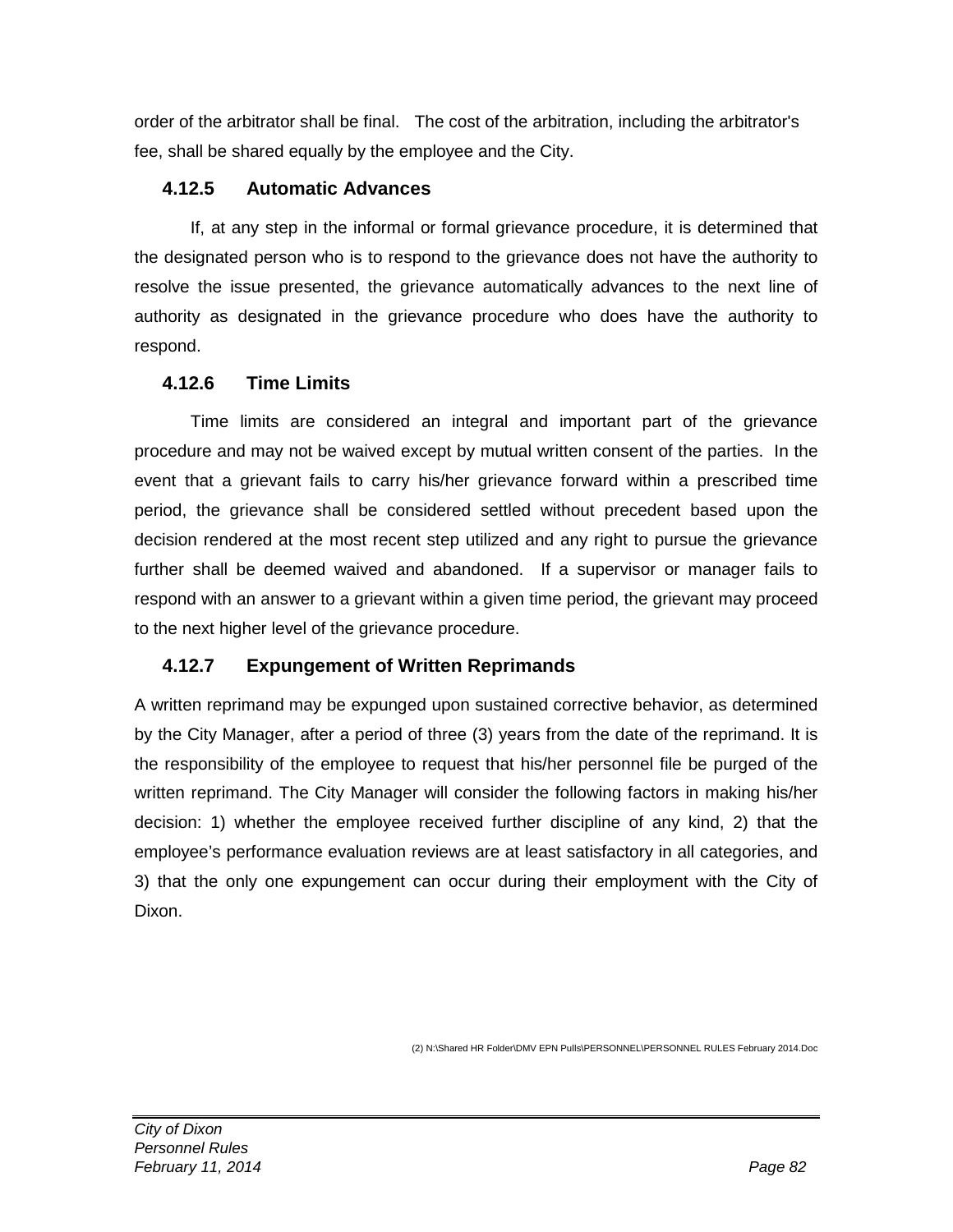order of the arbitrator shall be final. The cost of the arbitration, including the arbitrator's fee, shall be shared equally by the employee and the City.

### 4.12.5 Automatic Advances

If, at any step in the informal or formal grievance procedure, it is determined that the designated person who is to respond to the grievance does not have the authority to resolve the issue presented, the grievance automatically advances to the next line of authority as designated in the grievance procedure who does have the authority to respond.

### 4.12.6 Time Limits

Time limits are considered an integral and important part of the grievance procedure and may not be waived except by mutual written consent of the parties. In the event that a grievant fails to carry his/her grievance forward within a prescribed time period, the grievance shall be considered settled without precedent based upon the decision rendered at the most recent step utilized and any right to pursue the grievance further shall be deemed waived and abandoned. If a supervisor or manager fails to respond with an answer to a grievant within a given time period, the grievant may proceed to the next higher level of the grievance procedure.

### 4.12.7 Expungement of Written Reprimands

A written reprimand may be expunged upon sustained corrective behavior, as determined by the City Manager, after a period of three (3) years from the date of the reprimand. It is the responsibility of the employee to request that his/her personnel file be purged of the written reprimand. The City Manager will consider the following factors in making his/her decision: 1) whether the employee received further discipline of any kind, 2) that the employee's performance evaluation reviews are at least satisfactory in all categories, and 3) that the only one expungement can occur during their employment with the City of Dixon.

(2) N:\Shared HR Folder\DMV EPN Pulls\PERSONNEL\PERSONNEL RULES February 2014.Doc